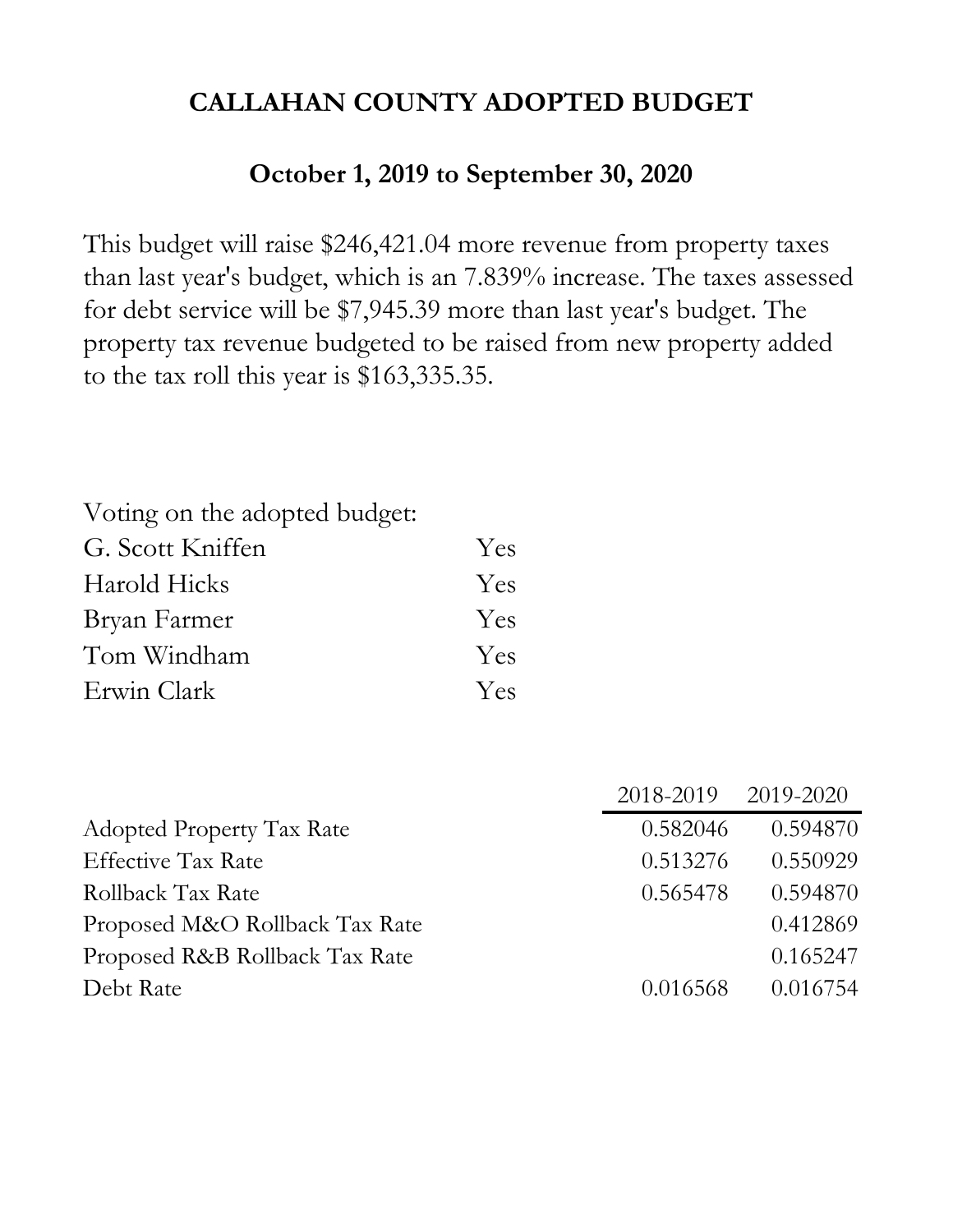# CALLAHAN COUNTY ADOPTED BUDGET

## October 1, 2019 to September 30, 2020

This budget will raise $246,421.04 more revenue from property taxes than last year's budget, which is an 7.839% increase. The taxes assessed for debt service will be $7,945.39 more than last year's budget. The property tax revenue budgeted to be raised from new property added to the tax roll this year is $163,335.35.

Voting on the adopted budget:

| | |
|---|---|
| G. Scott Kniffen | Yes |
| Harold Hicks | Yes |
| Bryan Farmer | Yes |
| Tom Windham | Yes |
| Erwin Clark | Yes |

| | 2018-2019 | 2019-2020 |
|---|---|---|
| Adopted Property Tax Rate | 0.582046 | 0.594870 |
| Effective Tax Rate | 0.513276 | 0.550929 |
| Rollback Tax Rate | 0.565478 | 0.594870 |
| Proposed M&O Rollback Tax Rate | | 0.412869 |
| Proposed R&B Rollback Tax Rate | | 0.165247 |
| Debt Rate | 0.016568 | 0.016754 |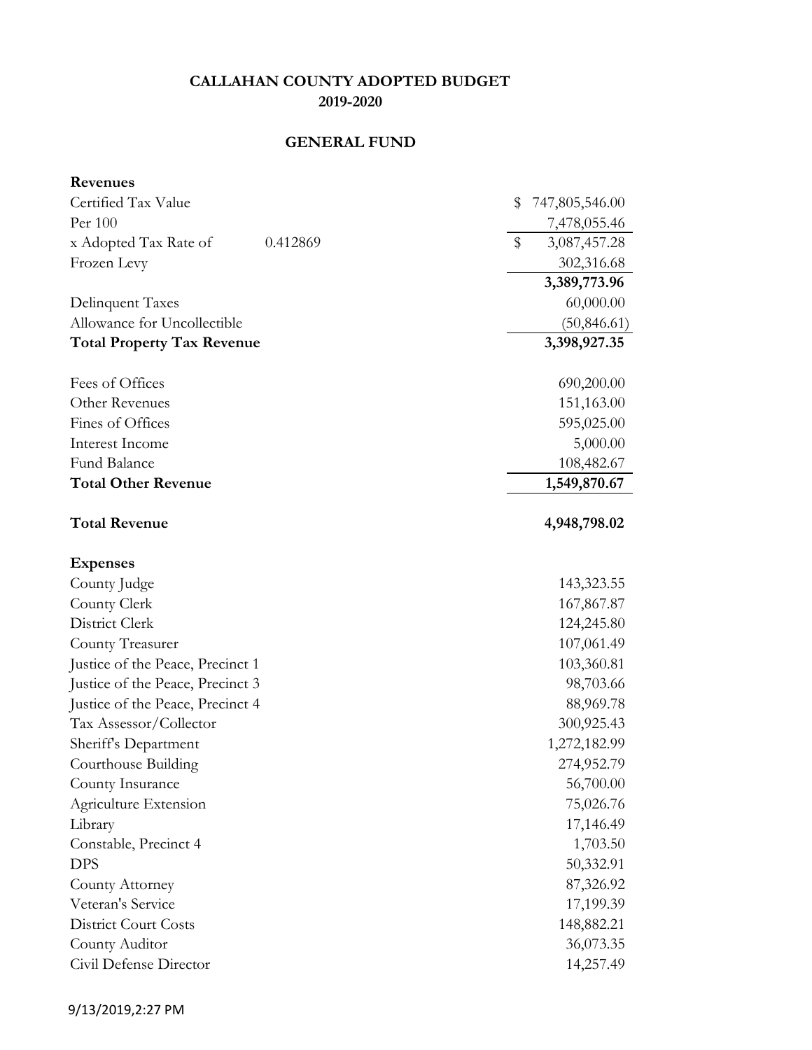# CALLAHAN COUNTY ADOPTED BUDGET
## 2019-2020

## GENERAL FUND

| | | |
|---|---|---|
| **Revenues** | | |
| Certified Tax Value | | $ 747,805,546.00 |
| Per 100 | | 7,478,055.46 |
| x Adopted Tax Rate of | 0.412869 | $ 3,087,457.28 |
| Frozen Levy | | 302,316.68 |
| | | **3,389,773.96** |
| Delinquent Taxes | | 60,000.00 |
| Allowance for Uncollectible | | (50,846.61) |
| **Total Property Tax Revenue** | | **3,398,927.35** |
| | | |
| Fees of Offices | | 690,200.00 |
| Other Revenues | | 151,163.00 |
| Fines of Offices | | 595,025.00 |
| Interest Income | | 5,000.00 |
| Fund Balance | | 108,482.67 |
| **Total Other Revenue** | | **1,549,870.67** |
| | | |
| **Total Revenue** | | **4,948,798.02** |
| | | |
| **Expenses** | | |
| County Judge | | 143,323.55 |
| County Clerk | | 167,867.87 |
| District Clerk | | 124,245.80 |
| County Treasurer | | 107,061.49 |
| Justice of the Peace, Precinct 1 | | 103,360.81 |
| Justice of the Peace, Precinct 3 | | 98,703.66 |
| Justice of the Peace, Precinct 4 | | 88,969.78 |
| Tax Assessor/Collector | | 300,925.43 |
| Sheriff's Department | | 1,272,182.99 |
| Courthouse Building | | 274,952.79 |
| County Insurance | | 56,700.00 |
| Agriculture Extension | | 75,026.76 |
| Library | | 17,146.49 |
| Constable, Precinct 4 | | 1,703.50 |
| DPS | | 50,332.91 |
| County Attorney | | 87,326.92 |
| Veteran's Service | | 17,199.39 |
| District Court Costs | | 148,882.21 |
| County Auditor | | 36,073.35 |
| Civil Defense Director | | 14,257.49 |

9/13/2019,2:27 PM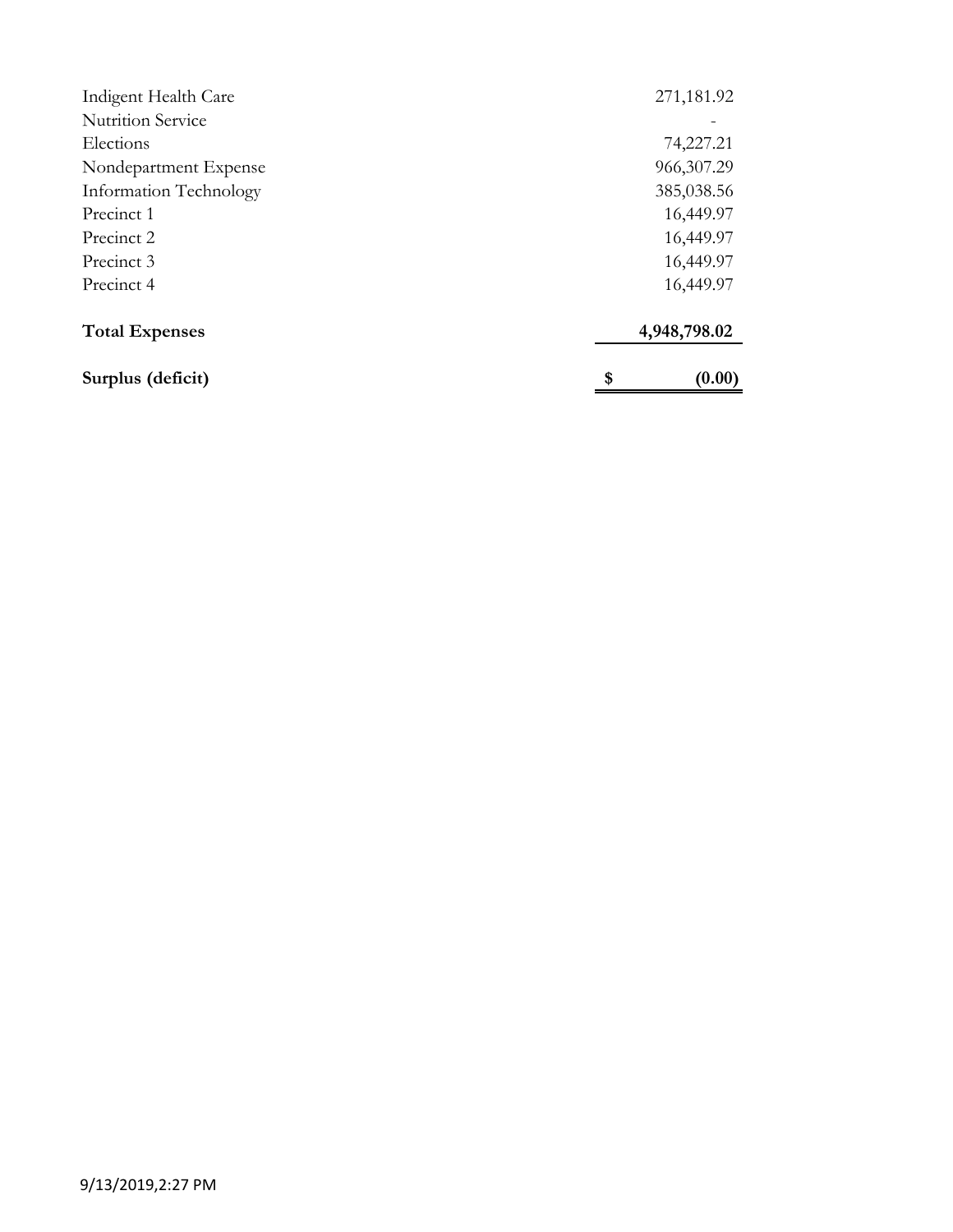| | |
|---|---:|
| Indigent Health Care | 271,181.92 |
| Nutrition Service | - |
| Elections | 74,227.21 |
| Nondepartment Expense | 966,307.29 |
| Information Technology | 385,038.56 |
| Precinct 1 | 16,449.97 |
| Precinct 2 | 16,449.97 |
| Precinct 3 | 16,449.97 |
| Precinct 4 | 16,449.97 |
| **Total Expenses** | **4,948,798.02** |
| **Surplus (deficit)** | **$ (0.00)** |

9/13/2019,2:27 PM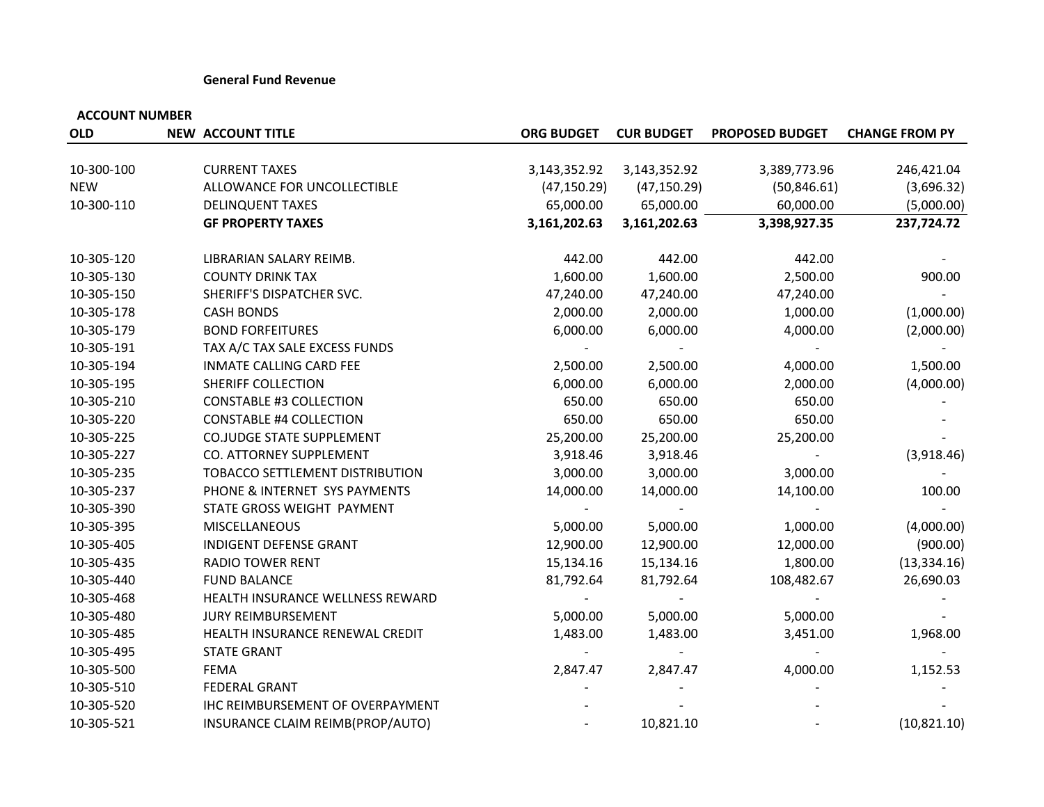**General Fund Revenue**

| ACCOUNT NUMBER | | | | | | |
|---|---|---|---|---|---|---|
| OLD | NEW | ACCOUNT TITLE | ORG BUDGET | CUR BUDGET | PROPOSED BUDGET | CHANGE FROM PY |
| 10-300-100 | | CURRENT TAXES | 3,143,352.92 | 3,143,352.92 | 3,389,773.96 | 246,421.04 |
| NEW | | ALLOWANCE FOR UNCOLLECTIBLE | (47,150.29) | (47,150.29) | (50,846.61) | (3,696.32) |
| 10-300-110 | | DELINQUENT TAXES | 65,000.00 | 65,000.00 | 60,000.00 | (5,000.00) |
| | | **GF PROPERTY TAXES** | **3,161,202.63** | **3,161,202.63** | **3,398,927.35** | **237,724.72** |
| 10-305-120 | | LIBRARIAN SALARY REIMB. | 442.00 | 442.00 | 442.00 | - |
| 10-305-130 | | COUNTY DRINK TAX | 1,600.00 | 1,600.00 | 2,500.00 | 900.00 |
| 10-305-150 | | SHERIFF'S DISPATCHER SVC. | 47,240.00 | 47,240.00 | 47,240.00 | - |
| 10-305-178 | | CASH BONDS | 2,000.00 | 2,000.00 | 1,000.00 | (1,000.00) |
| 10-305-179 | | BOND FORFEITURES | 6,000.00 | 6,000.00 | 4,000.00 | (2,000.00) |
| 10-305-191 | | TAX A/C TAX SALE EXCESS FUNDS | - | - | - | - |
| 10-305-194 | | INMATE CALLING CARD FEE | 2,500.00 | 2,500.00 | 4,000.00 | 1,500.00 |
| 10-305-195 | | SHERIFF COLLECTION | 6,000.00 | 6,000.00 | 2,000.00 | (4,000.00) |
| 10-305-210 | | CONSTABLE #3 COLLECTION | 650.00 | 650.00 | 650.00 | - |
| 10-305-220 | | CONSTABLE #4 COLLECTION | 650.00 | 650.00 | 650.00 | - |
| 10-305-225 | | CO.JUDGE STATE SUPPLEMENT | 25,200.00 | 25,200.00 | 25,200.00 | - |
| 10-305-227 | | CO. ATTORNEY SUPPLEMENT | 3,918.46 | 3,918.46 | - | (3,918.46) |
| 10-305-235 | | TOBACCO SETTLEMENT DISTRIBUTION | 3,000.00 | 3,000.00 | 3,000.00 | - |
| 10-305-237 | | PHONE & INTERNET SYS PAYMENTS | 14,000.00 | 14,000.00 | 14,100.00 | 100.00 |
| 10-305-390 | | STATE GROSS WEIGHT PAYMENT | - | - | - | - |
| 10-305-395 | | MISCELLANEOUS | 5,000.00 | 5,000.00 | 1,000.00 | (4,000.00) |
| 10-305-405 | | INDIGENT DEFENSE GRANT | 12,900.00 | 12,900.00 | 12,000.00 | (900.00) |
| 10-305-435 | | RADIO TOWER RENT | 15,134.16 | 15,134.16 | 1,800.00 | (13,334.16) |
| 10-305-440 | | FUND BALANCE | 81,792.64 | 81,792.64 | 108,482.67 | 26,690.03 |
| 10-305-468 | | HEALTH INSURANCE WELLNESS REWARD | - | - | - | - |
| 10-305-480 | | JURY REIMBURSEMENT | 5,000.00 | 5,000.00 | 5,000.00 | - |
| 10-305-485 | | HEALTH INSURANCE RENEWAL CREDIT | 1,483.00 | 1,483.00 | 3,451.00 | 1,968.00 |
| 10-305-495 | | STATE GRANT | - | - | - | - |
| 10-305-500 | | FEMA | 2,847.47 | 2,847.47 | 4,000.00 | 1,152.53 |
| 10-305-510 | | FEDERAL GRANT | - | - | - | - |
| 10-305-520 | | IHC REIMBURSEMENT OF OVERPAYMENT | - | - | - | - |
| 10-305-521 | | INSURANCE CLAIM REIMB(PROP/AUTO) | - | 10,821.10 | - | (10,821.10) |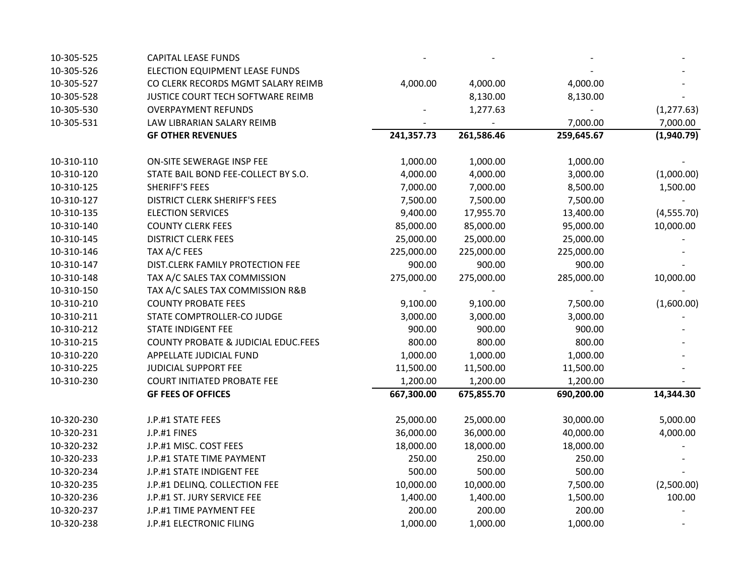| | | | | | |
|---|---|---|---|---|---|
| 10-305-525 | CAPITAL LEASE FUNDS | - | - | - | - |
| 10-305-526 | ELECTION EQUIPMENT LEASE FUNDS | | | - | - |
| 10-305-527 | CO CLERK RECORDS MGMT SALARY REIMB | 4,000.00 | 4,000.00 | 4,000.00 | - |
| 10-305-528 | JUSTICE COURT TECH SOFTWARE REIMB | | 8,130.00 | 8,130.00 | - |
| 10-305-530 | OVERPAYMENT REFUNDS | - | 1,277.63 | - | (1,277.63) |
| 10-305-531 | LAW LIBRARIAN SALARY REIMB | - | - | 7,000.00 | 7,000.00 |
| | **GF OTHER REVENUES** | **241,357.73** | **261,586.46** | **259,645.67** | **(1,940.79)** |
| | | | | | |
| 10-310-110 | ON-SITE SEWERAGE INSP FEE | 1,000.00 | 1,000.00 | 1,000.00 | - |
| 10-310-120 | STATE BAIL BOND FEE-COLLECT BY S.O. | 4,000.00 | 4,000.00 | 3,000.00 | (1,000.00) |
| 10-310-125 | SHERIFF'S FEES | 7,000.00 | 7,000.00 | 8,500.00 | 1,500.00 |
| 10-310-127 | DISTRICT CLERK SHERIFF'S FEES | 7,500.00 | 7,500.00 | 7,500.00 | - |
| 10-310-135 | ELECTION SERVICES | 9,400.00 | 17,955.70 | 13,400.00 | (4,555.70) |
| 10-310-140 | COUNTY CLERK FEES | 85,000.00 | 85,000.00 | 95,000.00 | 10,000.00 |
| 10-310-145 | DISTRICT CLERK FEES | 25,000.00 | 25,000.00 | 25,000.00 | - |
| 10-310-146 | TAX A/C FEES | 225,000.00 | 225,000.00 | 225,000.00 | - |
| 10-310-147 | DIST.CLERK FAMILY PROTECTION FEE | 900.00 | 900.00 | 900.00 | - |
| 10-310-148 | TAX A/C SALES TAX COMMISSION | 275,000.00 | 275,000.00 | 285,000.00 | 10,000.00 |
| 10-310-150 | TAX A/C SALES TAX COMMISSION R&B | - | - | - | - |
| 10-310-210 | COUNTY PROBATE FEES | 9,100.00 | 9,100.00 | 7,500.00 | (1,600.00) |
| 10-310-211 | STATE COMPTROLLER-CO JUDGE | 3,000.00 | 3,000.00 | 3,000.00 | - |
| 10-310-212 | STATE INDIGENT FEE | 900.00 | 900.00 | 900.00 | - |
| 10-310-215 | COUNTY PROBATE & JUDICIAL EDUC.FEES | 800.00 | 800.00 | 800.00 | - |
| 10-310-220 | APPELLATE JUDICIAL FUND | 1,000.00 | 1,000.00 | 1,000.00 | - |
| 10-310-225 | JUDICIAL SUPPORT FEE | 11,500.00 | 11,500.00 | 11,500.00 | - |
| 10-310-230 | COURT INITIATED PROBATE FEE | 1,200.00 | 1,200.00 | 1,200.00 | - |
| | **GF FEES OF OFFICES** | **667,300.00** | **675,855.70** | **690,200.00** | **14,344.30** |
| | | | | | |
| 10-320-230 | J.P.#1 STATE FEES | 25,000.00 | 25,000.00 | 30,000.00 | 5,000.00 |
| 10-320-231 | J.P.#1 FINES | 36,000.00 | 36,000.00 | 40,000.00 | 4,000.00 |
| 10-320-232 | J.P.#1 MISC. COST FEES | 18,000.00 | 18,000.00 | 18,000.00 | - |
| 10-320-233 | J.P.#1 STATE TIME PAYMENT | 250.00 | 250.00 | 250.00 | - |
| 10-320-234 | J.P.#1 STATE INDIGENT FEE | 500.00 | 500.00 | 500.00 | - |
| 10-320-235 | J.P.#1 DELINQ. COLLECTION FEE | 10,000.00 | 10,000.00 | 7,500.00 | (2,500.00) |
| 10-320-236 | J.P.#1 ST. JURY SERVICE FEE | 1,400.00 | 1,400.00 | 1,500.00 | 100.00 |
| 10-320-237 | J.P.#1 TIME PAYMENT FEE | 200.00 | 200.00 | 200.00 | - |
| 10-320-238 | J.P.#1 ELECTRONIC FILING | 1,000.00 | 1,000.00 | 1,000.00 | - |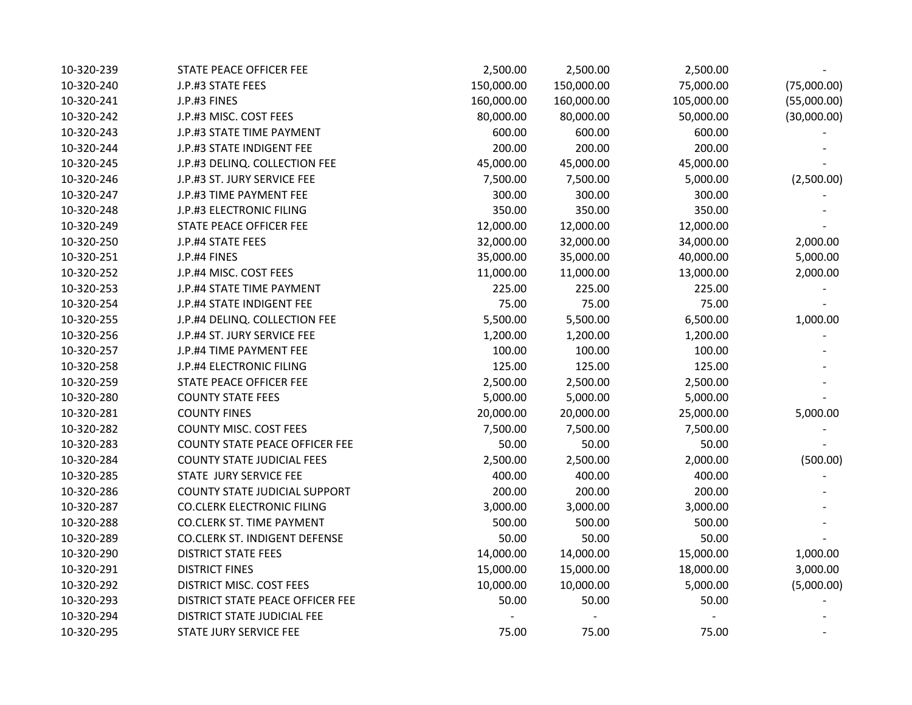| | | | | | |
|---|---|---|---|---|---|
| 10-320-239 | STATE PEACE OFFICER FEE | 2,500.00 | 2,500.00 | 2,500.00 | - |
| 10-320-240 | J.P.#3 STATE FEES | 150,000.00 | 150,000.00 | 75,000.00 | (75,000.00) |
| 10-320-241 | J.P.#3 FINES | 160,000.00 | 160,000.00 | 105,000.00 | (55,000.00) |
| 10-320-242 | J.P.#3 MISC. COST FEES | 80,000.00 | 80,000.00 | 50,000.00 | (30,000.00) |
| 10-320-243 | J.P.#3 STATE TIME PAYMENT | 600.00 | 600.00 | 600.00 | - |
| 10-320-244 | J.P.#3 STATE INDIGENT FEE | 200.00 | 200.00 | 200.00 | - |
| 10-320-245 | J.P.#3 DELINQ. COLLECTION FEE | 45,000.00 | 45,000.00 | 45,000.00 | - |
| 10-320-246 | J.P.#3 ST. JURY SERVICE FEE | 7,500.00 | 7,500.00 | 5,000.00 | (2,500.00) |
| 10-320-247 | J.P.#3 TIME PAYMENT FEE | 300.00 | 300.00 | 300.00 | - |
| 10-320-248 | J.P.#3 ELECTRONIC FILING | 350.00 | 350.00 | 350.00 | - |
| 10-320-249 | STATE PEACE OFFICER FEE | 12,000.00 | 12,000.00 | 12,000.00 | - |
| 10-320-250 | J.P.#4 STATE FEES | 32,000.00 | 32,000.00 | 34,000.00 | 2,000.00 |
| 10-320-251 | J.P.#4 FINES | 35,000.00 | 35,000.00 | 40,000.00 | 5,000.00 |
| 10-320-252 | J.P.#4 MISC. COST FEES | 11,000.00 | 11,000.00 | 13,000.00 | 2,000.00 |
| 10-320-253 | J.P.#4 STATE TIME PAYMENT | 225.00 | 225.00 | 225.00 | - |
| 10-320-254 | J.P.#4 STATE INDIGENT FEE | 75.00 | 75.00 | 75.00 | - |
| 10-320-255 | J.P.#4 DELINQ. COLLECTION FEE | 5,500.00 | 5,500.00 | 6,500.00 | 1,000.00 |
| 10-320-256 | J.P.#4 ST. JURY SERVICE FEE | 1,200.00 | 1,200.00 | 1,200.00 | - |
| 10-320-257 | J.P.#4 TIME PAYMENT FEE | 100.00 | 100.00 | 100.00 | - |
| 10-320-258 | J.P.#4 ELECTRONIC FILING | 125.00 | 125.00 | 125.00 | - |
| 10-320-259 | STATE PEACE OFFICER FEE | 2,500.00 | 2,500.00 | 2,500.00 | - |
| 10-320-280 | COUNTY STATE FEES | 5,000.00 | 5,000.00 | 5,000.00 | - |
| 10-320-281 | COUNTY FINES | 20,000.00 | 20,000.00 | 25,000.00 | 5,000.00 |
| 10-320-282 | COUNTY MISC. COST FEES | 7,500.00 | 7,500.00 | 7,500.00 | - |
| 10-320-283 | COUNTY STATE PEACE OFFICER FEE | 50.00 | 50.00 | 50.00 | - |
| 10-320-284 | COUNTY STATE JUDICIAL FEES | 2,500.00 | 2,500.00 | 2,000.00 | (500.00) |
| 10-320-285 | STATE JURY SERVICE FEE | 400.00 | 400.00 | 400.00 | - |
| 10-320-286 | COUNTY STATE JUDICIAL SUPPORT | 200.00 | 200.00 | 200.00 | - |
| 10-320-287 | CO.CLERK ELECTRONIC FILING | 3,000.00 | 3,000.00 | 3,000.00 | - |
| 10-320-288 | CO.CLERK ST. TIME PAYMENT | 500.00 | 500.00 | 500.00 | - |
| 10-320-289 | CO.CLERK ST. INDIGENT DEFENSE | 50.00 | 50.00 | 50.00 | - |
| 10-320-290 | DISTRICT STATE FEES | 14,000.00 | 14,000.00 | 15,000.00 | 1,000.00 |
| 10-320-291 | DISTRICT FINES | 15,000.00 | 15,000.00 | 18,000.00 | 3,000.00 |
| 10-320-292 | DISTRICT MISC. COST FEES | 10,000.00 | 10,000.00 | 5,000.00 | (5,000.00) |
| 10-320-293 | DISTRICT STATE PEACE OFFICER FEE | 50.00 | 50.00 | 50.00 | - |
| 10-320-294 | DISTRICT STATE JUDICIAL FEE | - | - | - | - |
| 10-320-295 | STATE JURY SERVICE FEE | 75.00 | 75.00 | 75.00 | - |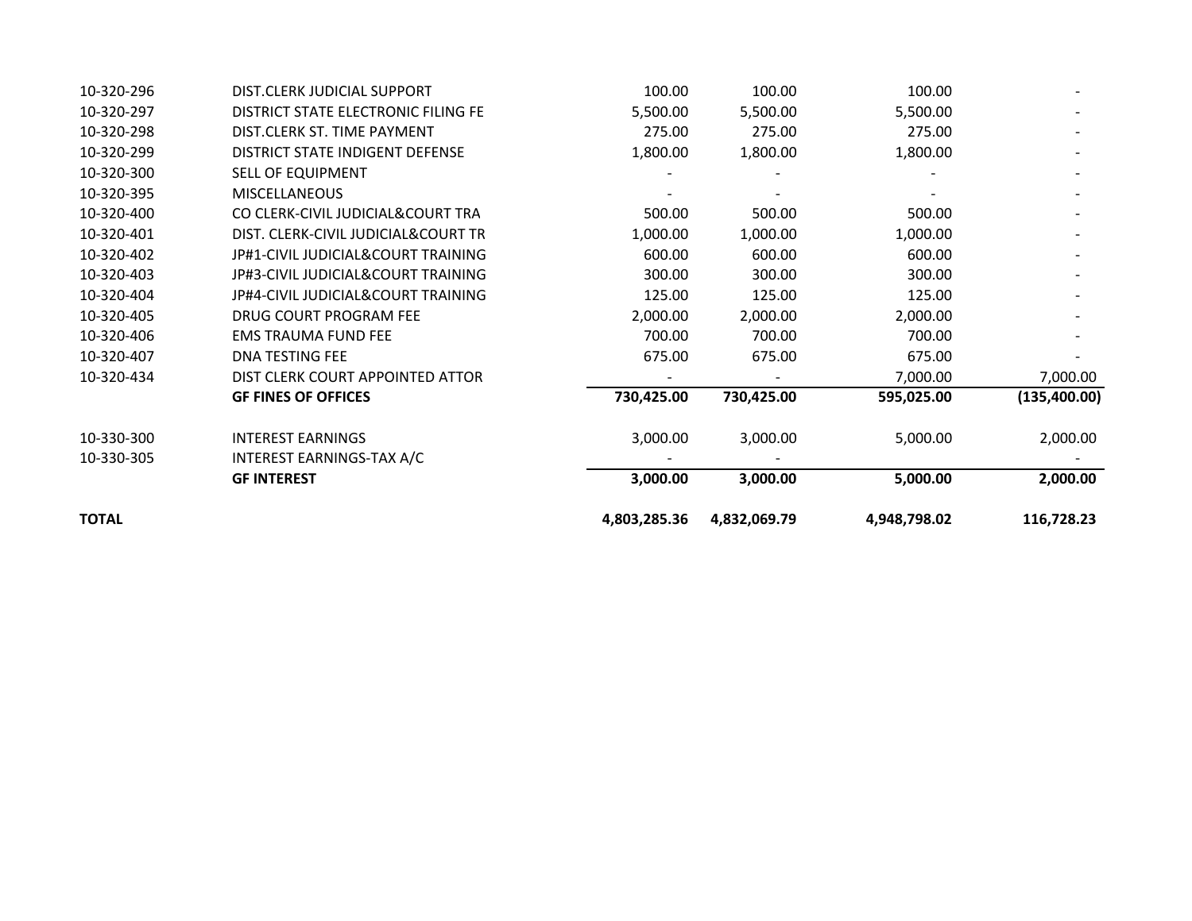| | | | | | |
|---|---|---|---|---|---|
| 10-320-296 | DIST.CLERK JUDICIAL SUPPORT | 100.00 | 100.00 | 100.00 | - |
| 10-320-297 | DISTRICT STATE ELECTRONIC FILING FE | 5,500.00 | 5,500.00 | 5,500.00 | - |
| 10-320-298 | DIST.CLERK ST. TIME PAYMENT | 275.00 | 275.00 | 275.00 | - |
| 10-320-299 | DISTRICT STATE INDIGENT DEFENSE | 1,800.00 | 1,800.00 | 1,800.00 | - |
| 10-320-300 | SELL OF EQUIPMENT | - | - | - | - |
| 10-320-395 | MISCELLANEOUS | - | - | - | - |
| 10-320-400 | CO CLERK-CIVIL JUDICIAL&COURT TRA | 500.00 | 500.00 | 500.00 | - |
| 10-320-401 | DIST. CLERK-CIVIL JUDICIAL&COURT TR | 1,000.00 | 1,000.00 | 1,000.00 | - |
| 10-320-402 | JP#1-CIVIL JUDICIAL&COURT TRAINING | 600.00 | 600.00 | 600.00 | - |
| 10-320-403 | JP#3-CIVIL JUDICIAL&COURT TRAINING | 300.00 | 300.00 | 300.00 | - |
| 10-320-404 | JP#4-CIVIL JUDICIAL&COURT TRAINING | 125.00 | 125.00 | 125.00 | - |
| 10-320-405 | DRUG COURT PROGRAM FEE | 2,000.00 | 2,000.00 | 2,000.00 | - |
| 10-320-406 | EMS TRAUMA FUND FEE | 700.00 | 700.00 | 700.00 | - |
| 10-320-407 | DNA TESTING FEE | 675.00 | 675.00 | 675.00 | - |
| 10-320-434 | DIST CLERK COURT APPOINTED ATTOR | - | - | 7,000.00 | 7,000.00 |
| | **GF FINES OF OFFICES** | **730,425.00** | **730,425.00** | **595,025.00** | **(135,400.00)** |
| 10-330-300 | INTEREST EARNINGS | 3,000.00 | 3,000.00 | 5,000.00 | 2,000.00 |
| 10-330-305 | INTEREST EARNINGS-TAX A/C | - | - | | - |
| | **GF INTEREST** | **3,000.00** | **3,000.00** | **5,000.00** | **2,000.00** |
| **TOTAL** | | **4,803,285.36** | **4,832,069.79** | **4,948,798.02** | **116,728.23** |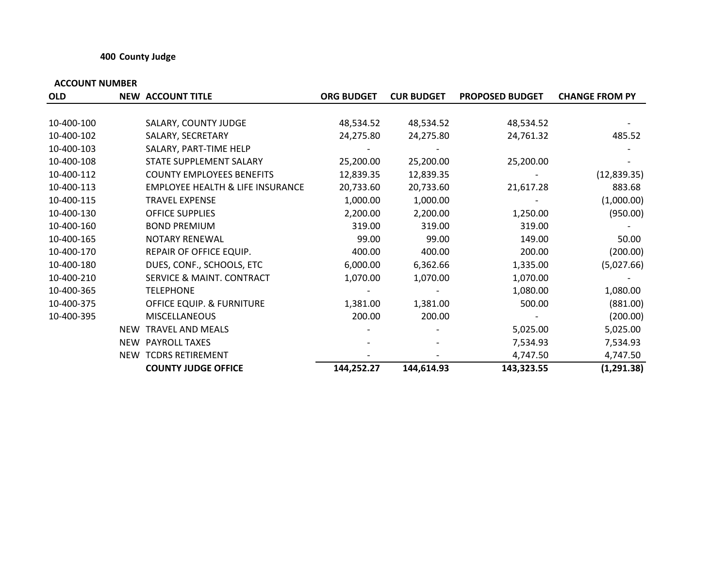**400 County Judge**

| ACCOUNT NUMBER | | | | | | |
|---|---|---|---|---|---|---|
| **OLD** | **NEW** | **ACCOUNT TITLE** | **ORG BUDGET** | **CUR BUDGET** | **PROPOSED BUDGET** | **CHANGE FROM PY** |
| 10-400-100 | | SALARY, COUNTY JUDGE | 48,534.52 | 48,534.52 | 48,534.52 | - |
| 10-400-102 | | SALARY, SECRETARY | 24,275.80 | 24,275.80 | 24,761.32 | 485.52 |
| 10-400-103 | | SALARY, PART-TIME HELP | - | - | | - |
| 10-400-108 | | STATE SUPPLEMENT SALARY | 25,200.00 | 25,200.00 | 25,200.00 | - |
| 10-400-112 | | COUNTY EMPLOYEES BENEFITS | 12,839.35 | 12,839.35 | - | (12,839.35) |
| 10-400-113 | | EMPLOYEE HEALTH & LIFE INSURANCE | 20,733.60 | 20,733.60 | 21,617.28 | 883.68 |
| 10-400-115 | | TRAVEL EXPENSE | 1,000.00 | 1,000.00 | - | (1,000.00) |
| 10-400-130 | | OFFICE SUPPLIES | 2,200.00 | 2,200.00 | 1,250.00 | (950.00) |
| 10-400-160 | | BOND PREMIUM | 319.00 | 319.00 | 319.00 | - |
| 10-400-165 | | NOTARY RENEWAL | 99.00 | 99.00 | 149.00 | 50.00 |
| 10-400-170 | | REPAIR OF OFFICE EQUIP. | 400.00 | 400.00 | 200.00 | (200.00) |
| 10-400-180 | | DUES, CONF., SCHOOLS, ETC | 6,000.00 | 6,362.66 | 1,335.00 | (5,027.66) |
| 10-400-210 | | SERVICE & MAINT. CONTRACT | 1,070.00 | 1,070.00 | 1,070.00 | - |
| 10-400-365 | | TELEPHONE | - | - | 1,080.00 | 1,080.00 |
| 10-400-375 | | OFFICE EQUIP. & FURNITURE | 1,381.00 | 1,381.00 | 500.00 | (881.00) |
| 10-400-395 | | MISCELLANEOUS | 200.00 | 200.00 | - | (200.00) |
| | NEW | TRAVEL AND MEALS | - | - | 5,025.00 | 5,025.00 |
| | NEW | PAYROLL TAXES | - | - | 7,534.93 | 7,534.93 |
| | NEW | TCDRS RETIREMENT | - | - | 4,747.50 | 4,747.50 |
| | | **COUNTY JUDGE OFFICE** | **144,252.27** | **144,614.93** | **143,323.55** | **(1,291.38)** |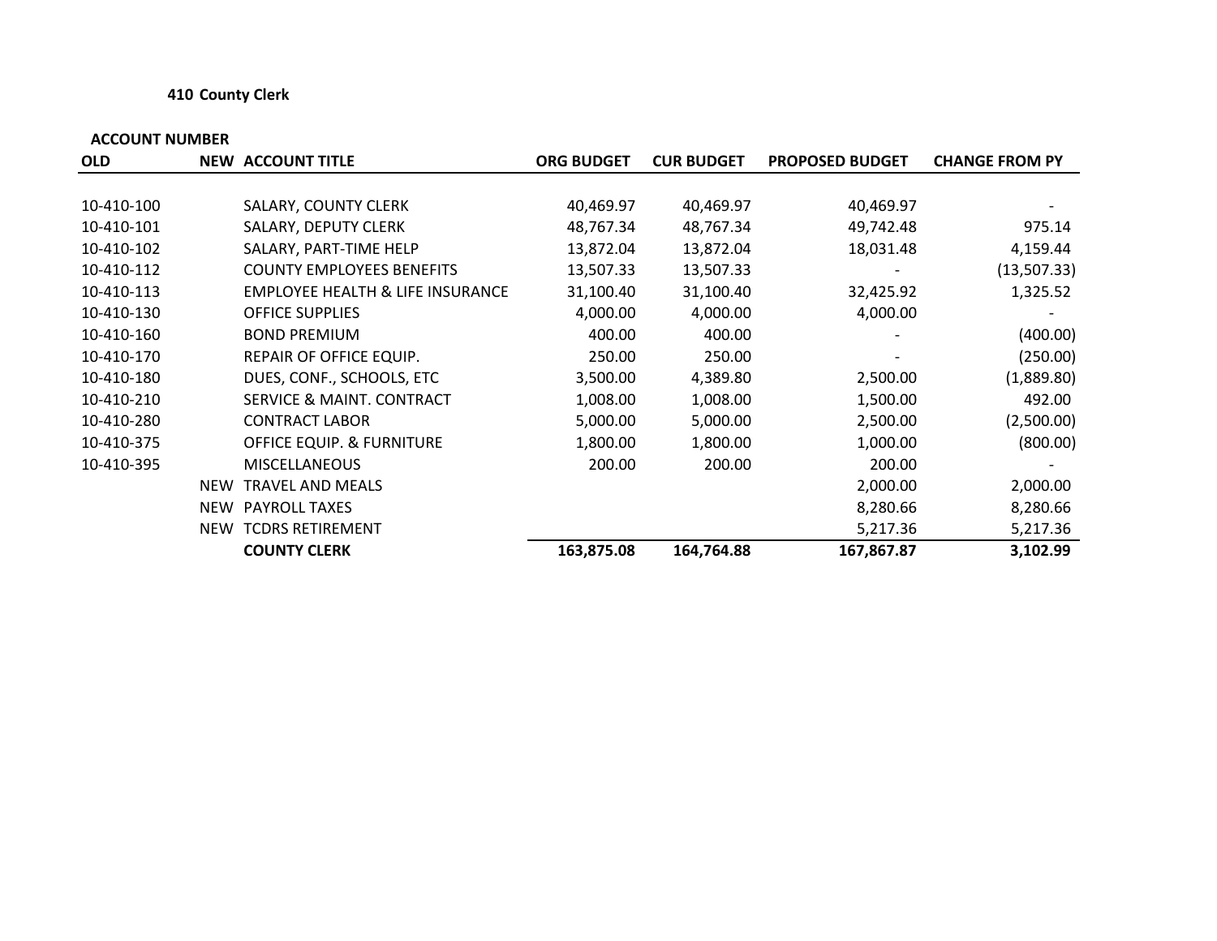**410 County Clerk**

| ACCOUNT NUMBER | | | | | | |
|---|---|---|---|---|---|---|
| OLD | NEW | ACCOUNT TITLE | ORG BUDGET | CUR BUDGET | PROPOSED BUDGET | CHANGE FROM PY |
| 10-410-100 | | SALARY, COUNTY CLERK | 40,469.97 | 40,469.97 | 40,469.97 | - |
| 10-410-101 | | SALARY, DEPUTY CLERK | 48,767.34 | 48,767.34 | 49,742.48 | 975.14 |
| 10-410-102 | | SALARY, PART-TIME HELP | 13,872.04 | 13,872.04 | 18,031.48 | 4,159.44 |
| 10-410-112 | | COUNTY EMPLOYEES BENEFITS | 13,507.33 | 13,507.33 | - | (13,507.33) |
| 10-410-113 | | EMPLOYEE HEALTH & LIFE INSURANCE | 31,100.40 | 31,100.40 | 32,425.92 | 1,325.52 |
| 10-410-130 | | OFFICE SUPPLIES | 4,000.00 | 4,000.00 | 4,000.00 | - |
| 10-410-160 | | BOND PREMIUM | 400.00 | 400.00 | - | (400.00) |
| 10-410-170 | | REPAIR OF OFFICE EQUIP. | 250.00 | 250.00 | - | (250.00) |
| 10-410-180 | | DUES, CONF., SCHOOLS, ETC | 3,500.00 | 4,389.80 | 2,500.00 | (1,889.80) |
| 10-410-210 | | SERVICE & MAINT. CONTRACT | 1,008.00 | 1,008.00 | 1,500.00 | 492.00 |
| 10-410-280 | | CONTRACT LABOR | 5,000.00 | 5,000.00 | 2,500.00 | (2,500.00) |
| 10-410-375 | | OFFICE EQUIP. & FURNITURE | 1,800.00 | 1,800.00 | 1,000.00 | (800.00) |
| 10-410-395 | | MISCELLANEOUS | 200.00 | 200.00 | 200.00 | - |
| | NEW | TRAVEL AND MEALS | | | 2,000.00 | 2,000.00 |
| | NEW | PAYROLL TAXES | | | 8,280.66 | 8,280.66 |
| | NEW | TCDRS RETIREMENT | | | 5,217.36 | 5,217.36 |
| | | **COUNTY CLERK** | **163,875.08** | **164,764.88** | **167,867.87** | **3,102.99** |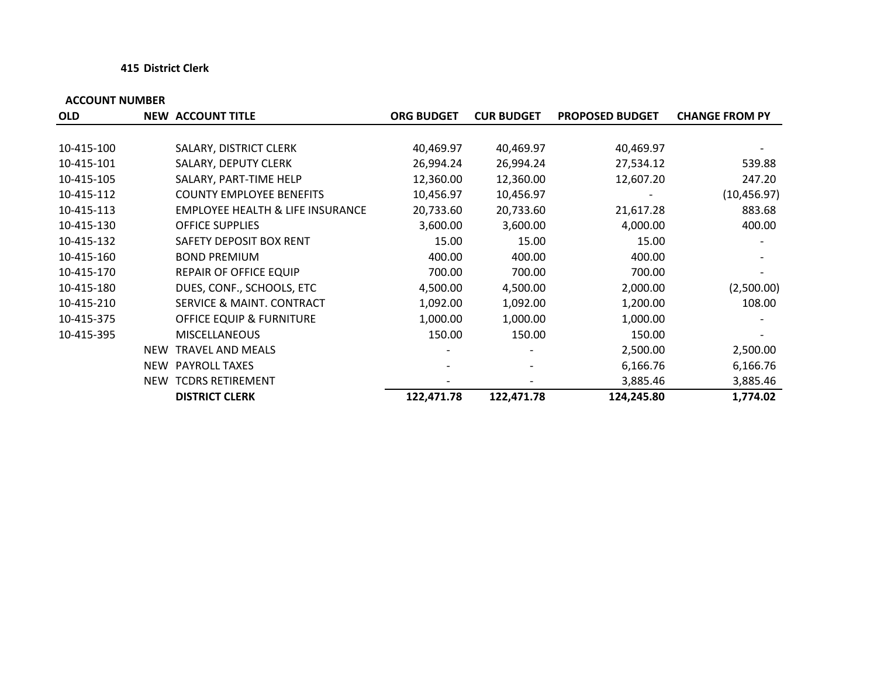**415 District Clerk**

| ACCOUNT NUMBER | | | | | | |
|---|---|---|---|---|---|---|
| OLD | NEW | ACCOUNT TITLE | ORG BUDGET | CUR BUDGET | PROPOSED BUDGET | CHANGE FROM PY |
| 10-415-100 | | SALARY, DISTRICT CLERK | 40,469.97 | 40,469.97 | 40,469.97 | - |
| 10-415-101 | | SALARY, DEPUTY CLERK | 26,994.24 | 26,994.24 | 27,534.12 | 539.88 |
| 10-415-105 | | SALARY, PART-TIME HELP | 12,360.00 | 12,360.00 | 12,607.20 | 247.20 |
| 10-415-112 | | COUNTY EMPLOYEE BENEFITS | 10,456.97 | 10,456.97 | - | (10,456.97) |
| 10-415-113 | | EMPLOYEE HEALTH & LIFE INSURANCE | 20,733.60 | 20,733.60 | 21,617.28 | 883.68 |
| 10-415-130 | | OFFICE SUPPLIES | 3,600.00 | 3,600.00 | 4,000.00 | 400.00 |
| 10-415-132 | | SAFETY DEPOSIT BOX RENT | 15.00 | 15.00 | 15.00 | - |
| 10-415-160 | | BOND PREMIUM | 400.00 | 400.00 | 400.00 | - |
| 10-415-170 | | REPAIR OF OFFICE EQUIP | 700.00 | 700.00 | 700.00 | - |
| 10-415-180 | | DUES, CONF., SCHOOLS, ETC | 4,500.00 | 4,500.00 | 2,000.00 | (2,500.00) |
| 10-415-210 | | SERVICE & MAINT. CONTRACT | 1,092.00 | 1,092.00 | 1,200.00 | 108.00 |
| 10-415-375 | | OFFICE EQUIP & FURNITURE | 1,000.00 | 1,000.00 | 1,000.00 | - |
| 10-415-395 | | MISCELLANEOUS | 150.00 | 150.00 | 150.00 | - |
| | NEW | TRAVEL AND MEALS | - | - | 2,500.00 | 2,500.00 |
| | NEW | PAYROLL TAXES | - | - | 6,166.76 | 6,166.76 |
| | NEW | TCDRS RETIREMENT | - | - | 3,885.46 | 3,885.46 |
| | | **DISTRICT CLERK** | **122,471.78** | **122,471.78** | **124,245.80** | **1,774.02** |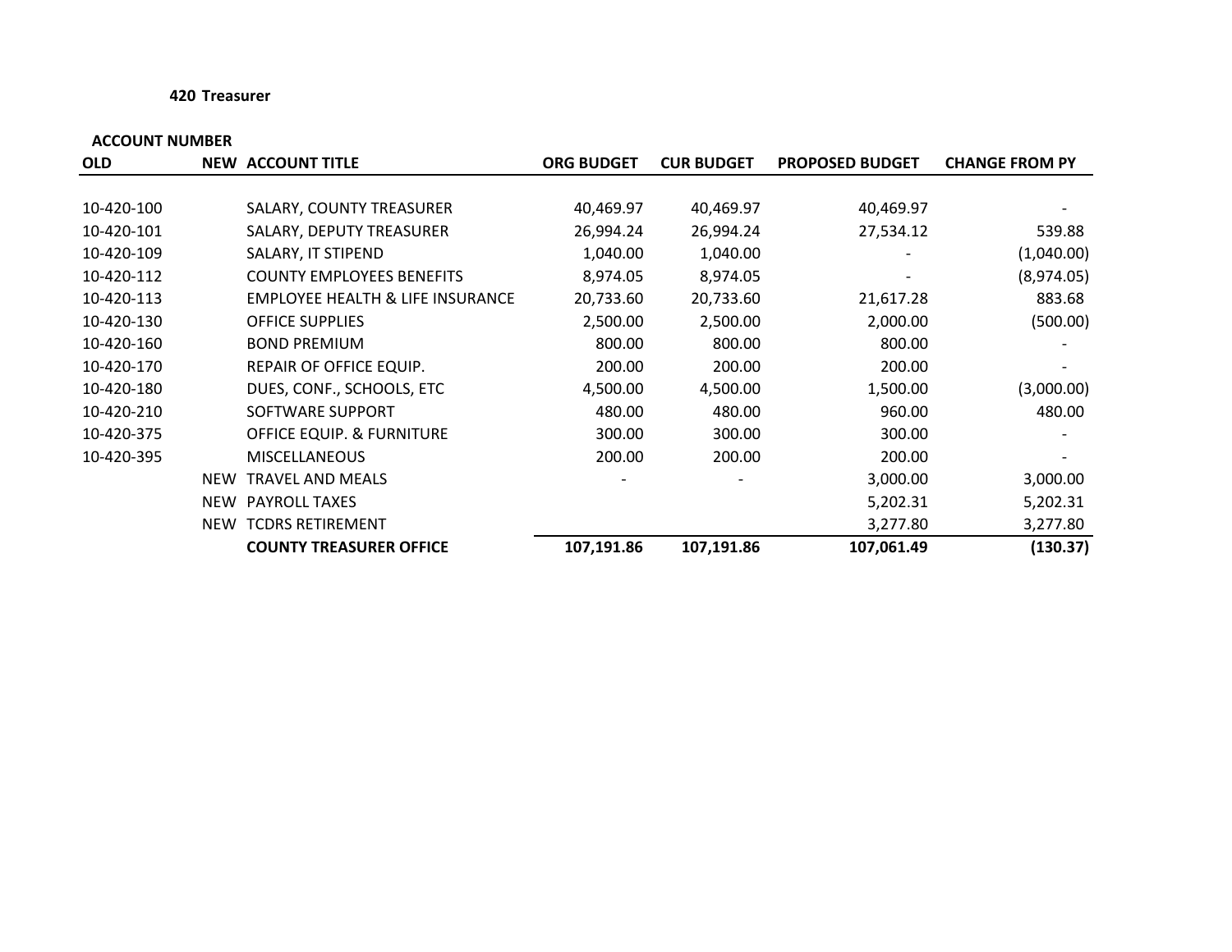**420 Treasurer**

| ACCOUNT NUMBER | | | | | | |
|---|---|---|---|---|---|---|
| OLD | NEW | ACCOUNT TITLE | ORG BUDGET | CUR BUDGET | PROPOSED BUDGET | CHANGE FROM PY |
| 10-420-100 | | SALARY, COUNTY TREASURER | 40,469.97 | 40,469.97 | 40,469.97 | - |
| 10-420-101 | | SALARY, DEPUTY TREASURER | 26,994.24 | 26,994.24 | 27,534.12 | 539.88 |
| 10-420-109 | | SALARY, IT STIPEND | 1,040.00 | 1,040.00 | - | (1,040.00) |
| 10-420-112 | | COUNTY EMPLOYEES BENEFITS | 8,974.05 | 8,974.05 | - | (8,974.05) |
| 10-420-113 | | EMPLOYEE HEALTH & LIFE INSURANCE | 20,733.60 | 20,733.60 | 21,617.28 | 883.68 |
| 10-420-130 | | OFFICE SUPPLIES | 2,500.00 | 2,500.00 | 2,000.00 | (500.00) |
| 10-420-160 | | BOND PREMIUM | 800.00 | 800.00 | 800.00 | - |
| 10-420-170 | | REPAIR OF OFFICE EQUIP. | 200.00 | 200.00 | 200.00 | - |
| 10-420-180 | | DUES, CONF., SCHOOLS, ETC | 4,500.00 | 4,500.00 | 1,500.00 | (3,000.00) |
| 10-420-210 | | SOFTWARE SUPPORT | 480.00 | 480.00 | 960.00 | 480.00 |
| 10-420-375 | | OFFICE EQUIP. & FURNITURE | 300.00 | 300.00 | 300.00 | - |
| 10-420-395 | | MISCELLANEOUS | 200.00 | 200.00 | 200.00 | - |
| | NEW | TRAVEL AND MEALS | - | - | 3,000.00 | 3,000.00 |
| | NEW | PAYROLL TAXES | | | 5,202.31 | 5,202.31 |
| | NEW | TCDRS RETIREMENT | | | 3,277.80 | 3,277.80 |
| | | **COUNTY TREASURER OFFICE** | **107,191.86** | **107,191.86** | **107,061.49** | **(130.37)** |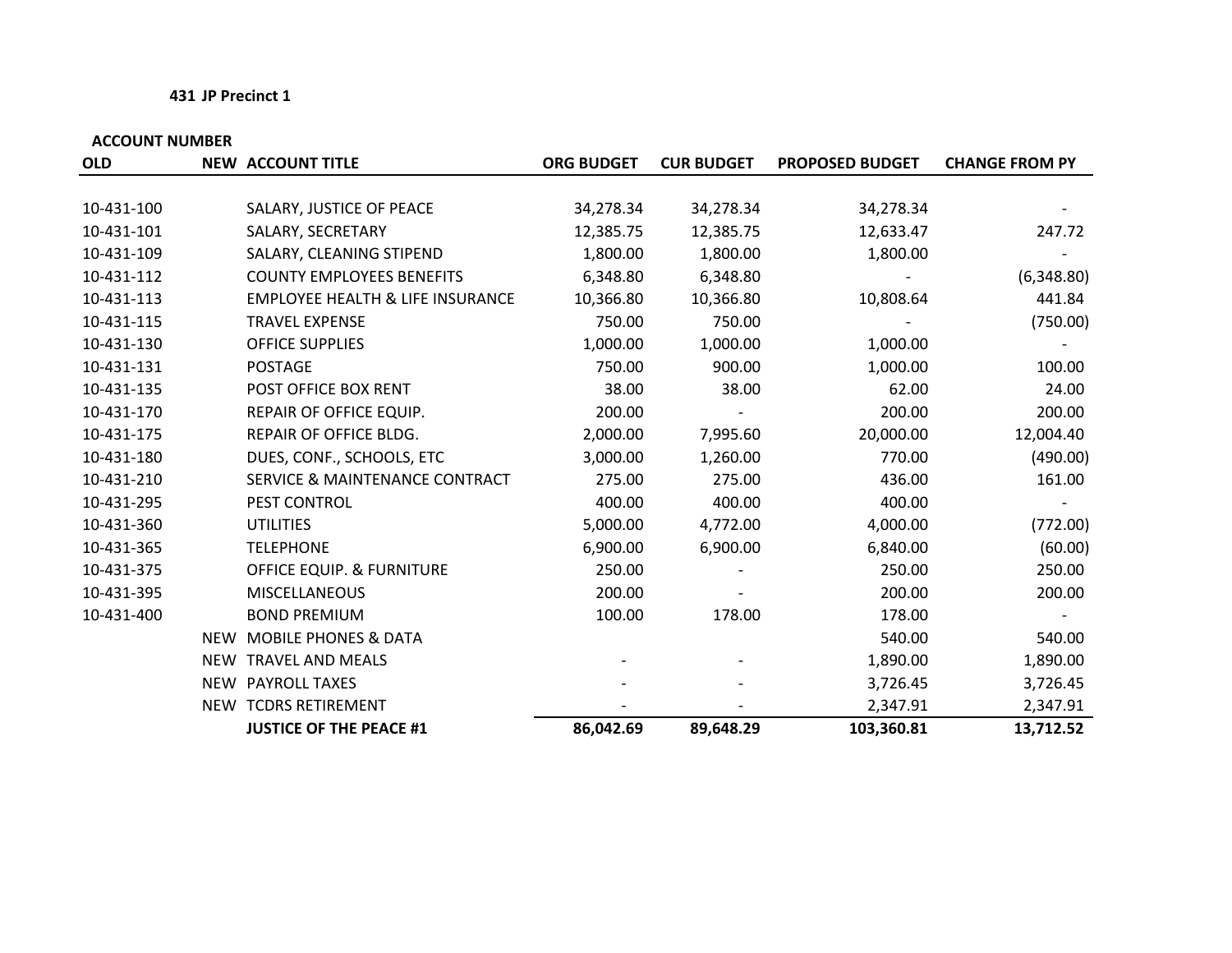**431 JP Precinct 1**

| ACCOUNT NUMBER | | | | | | |
|---|---|---|---|---|---|---|
| **OLD** | **NEW** | **ACCOUNT TITLE** | **ORG BUDGET** | **CUR BUDGET** | **PROPOSED BUDGET** | **CHANGE FROM PY** |
| 10-431-100 | | SALARY, JUSTICE OF PEACE | 34,278.34 | 34,278.34 | 34,278.34 | - |
| 10-431-101 | | SALARY, SECRETARY | 12,385.75 | 12,385.75 | 12,633.47 | 247.72 |
| 10-431-109 | | SALARY, CLEANING STIPEND | 1,800.00 | 1,800.00 | 1,800.00 | - |
| 10-431-112 | | COUNTY EMPLOYEES BENEFITS | 6,348.80 | 6,348.80 | - | (6,348.80) |
| 10-431-113 | | EMPLOYEE HEALTH & LIFE INSURANCE | 10,366.80 | 10,366.80 | 10,808.64 | 441.84 |
| 10-431-115 | | TRAVEL EXPENSE | 750.00 | 750.00 | - | (750.00) |
| 10-431-130 | | OFFICE SUPPLIES | 1,000.00 | 1,000.00 | 1,000.00 | - |
| 10-431-131 | | POSTAGE | 750.00 | 900.00 | 1,000.00 | 100.00 |
| 10-431-135 | | POST OFFICE BOX RENT | 38.00 | 38.00 | 62.00 | 24.00 |
| 10-431-170 | | REPAIR OF OFFICE EQUIP. | 200.00 | - | 200.00 | 200.00 |
| 10-431-175 | | REPAIR OF OFFICE BLDG. | 2,000.00 | 7,995.60 | 20,000.00 | 12,004.40 |
| 10-431-180 | | DUES, CONF., SCHOOLS, ETC | 3,000.00 | 1,260.00 | 770.00 | (490.00) |
| 10-431-210 | | SERVICE & MAINTENANCE CONTRACT | 275.00 | 275.00 | 436.00 | 161.00 |
| 10-431-295 | | PEST CONTROL | 400.00 | 400.00 | 400.00 | - |
| 10-431-360 | | UTILITIES | 5,000.00 | 4,772.00 | 4,000.00 | (772.00) |
| 10-431-365 | | TELEPHONE | 6,900.00 | 6,900.00 | 6,840.00 | (60.00) |
| 10-431-375 | | OFFICE EQUIP. & FURNITURE | 250.00 | - | 250.00 | 250.00 |
| 10-431-395 | | MISCELLANEOUS | 200.00 | - | 200.00 | 200.00 |
| 10-431-400 | | BOND PREMIUM | 100.00 | 178.00 | 178.00 | - |
| | NEW | MOBILE PHONES & DATA | | | 540.00 | 540.00 |
| | NEW | TRAVEL AND MEALS | - | - | 1,890.00 | 1,890.00 |
| | NEW | PAYROLL TAXES | - | - | 3,726.45 | 3,726.45 |
| | NEW | TCDRS RETIREMENT | - | - | 2,347.91 | 2,347.91 |
| | | **JUSTICE OF THE PEACE #1** | **86,042.69** | **89,648.29** | **103,360.81** | **13,712.52** |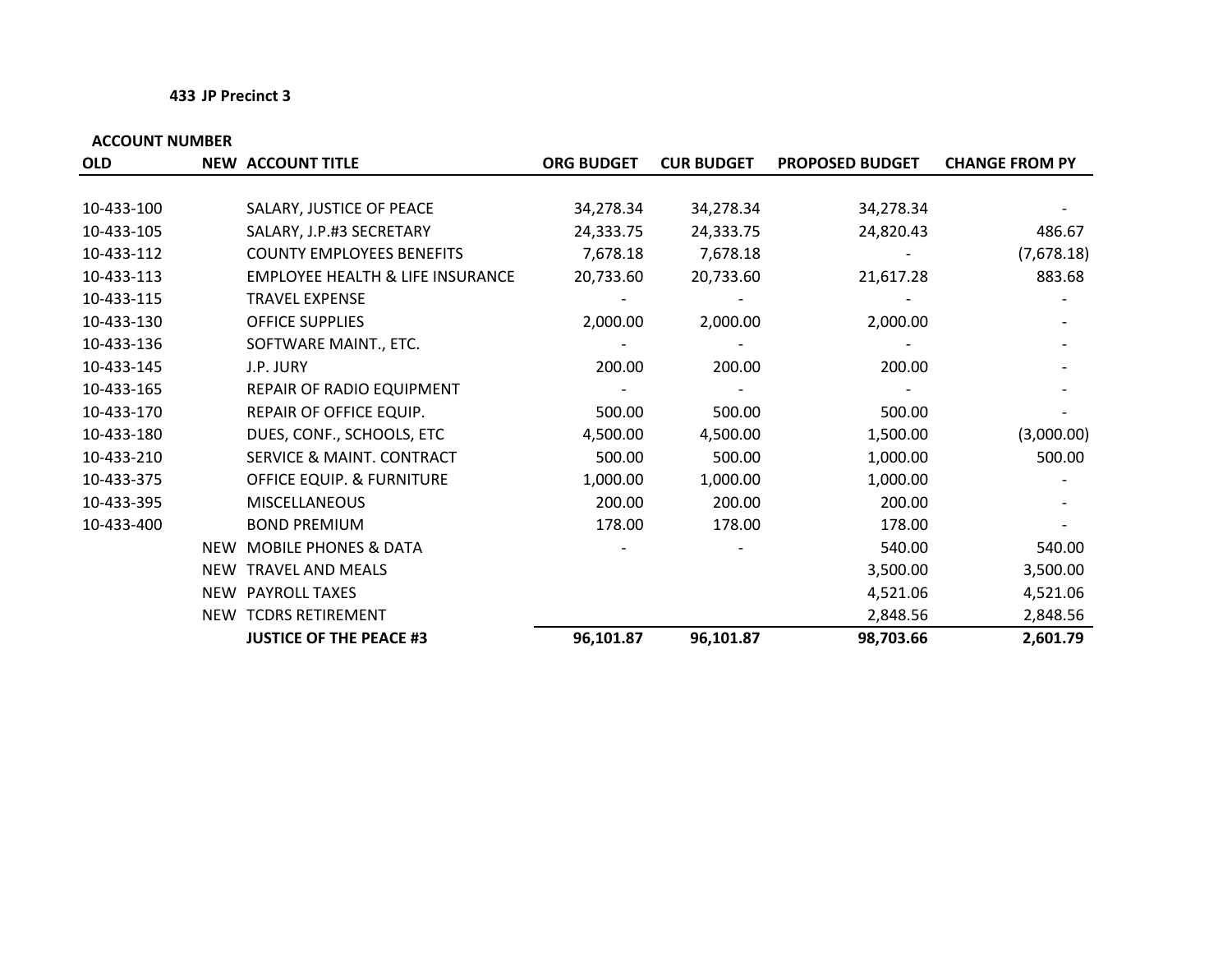**433 JP Precinct 3**

| ACCOUNT NUMBER | | | | | | |
|---|---|---|---|---|---|---|
| **OLD** | **NEW** | **ACCOUNT TITLE** | **ORG BUDGET** | **CUR BUDGET** | **PROPOSED BUDGET** | **CHANGE FROM PY** |
| 10-433-100 | | SALARY, JUSTICE OF PEACE | 34,278.34 | 34,278.34 | 34,278.34 | - |
| 10-433-105 | | SALARY, J.P.#3 SECRETARY | 24,333.75 | 24,333.75 | 24,820.43 | 486.67 |
| 10-433-112 | | COUNTY EMPLOYEES BENEFITS | 7,678.18 | 7,678.18 | - | (7,678.18) |
| 10-433-113 | | EMPLOYEE HEALTH & LIFE INSURANCE | 20,733.60 | 20,733.60 | 21,617.28 | 883.68 |
| 10-433-115 | | TRAVEL EXPENSE | - | - | - | - |
| 10-433-130 | | OFFICE SUPPLIES | 2,000.00 | 2,000.00 | 2,000.00 | - |
| 10-433-136 | | SOFTWARE MAINT., ETC. | - | - | - | - |
| 10-433-145 | | J.P. JURY | 200.00 | 200.00 | 200.00 | - |
| 10-433-165 | | REPAIR OF RADIO EQUIPMENT | - | - | - | - |
| 10-433-170 | | REPAIR OF OFFICE EQUIP. | 500.00 | 500.00 | 500.00 | - |
| 10-433-180 | | DUES, CONF., SCHOOLS, ETC | 4,500.00 | 4,500.00 | 1,500.00 | (3,000.00) |
| 10-433-210 | | SERVICE & MAINT. CONTRACT | 500.00 | 500.00 | 1,000.00 | 500.00 |
| 10-433-375 | | OFFICE EQUIP. & FURNITURE | 1,000.00 | 1,000.00 | 1,000.00 | - |
| 10-433-395 | | MISCELLANEOUS | 200.00 | 200.00 | 200.00 | - |
| 10-433-400 | | BOND PREMIUM | 178.00 | 178.00 | 178.00 | - |
| | NEW | MOBILE PHONES & DATA | - | - | 540.00 | 540.00 |
| | NEW | TRAVEL AND MEALS | | | 3,500.00 | 3,500.00 |
| | NEW | PAYROLL TAXES | | | 4,521.06 | 4,521.06 |
| | NEW | TCDRS RETIREMENT | | | 2,848.56 | 2,848.56 |
| | | **JUSTICE OF THE PEACE #3** | **96,101.87** | **96,101.87** | **98,703.66** | **2,601.79** |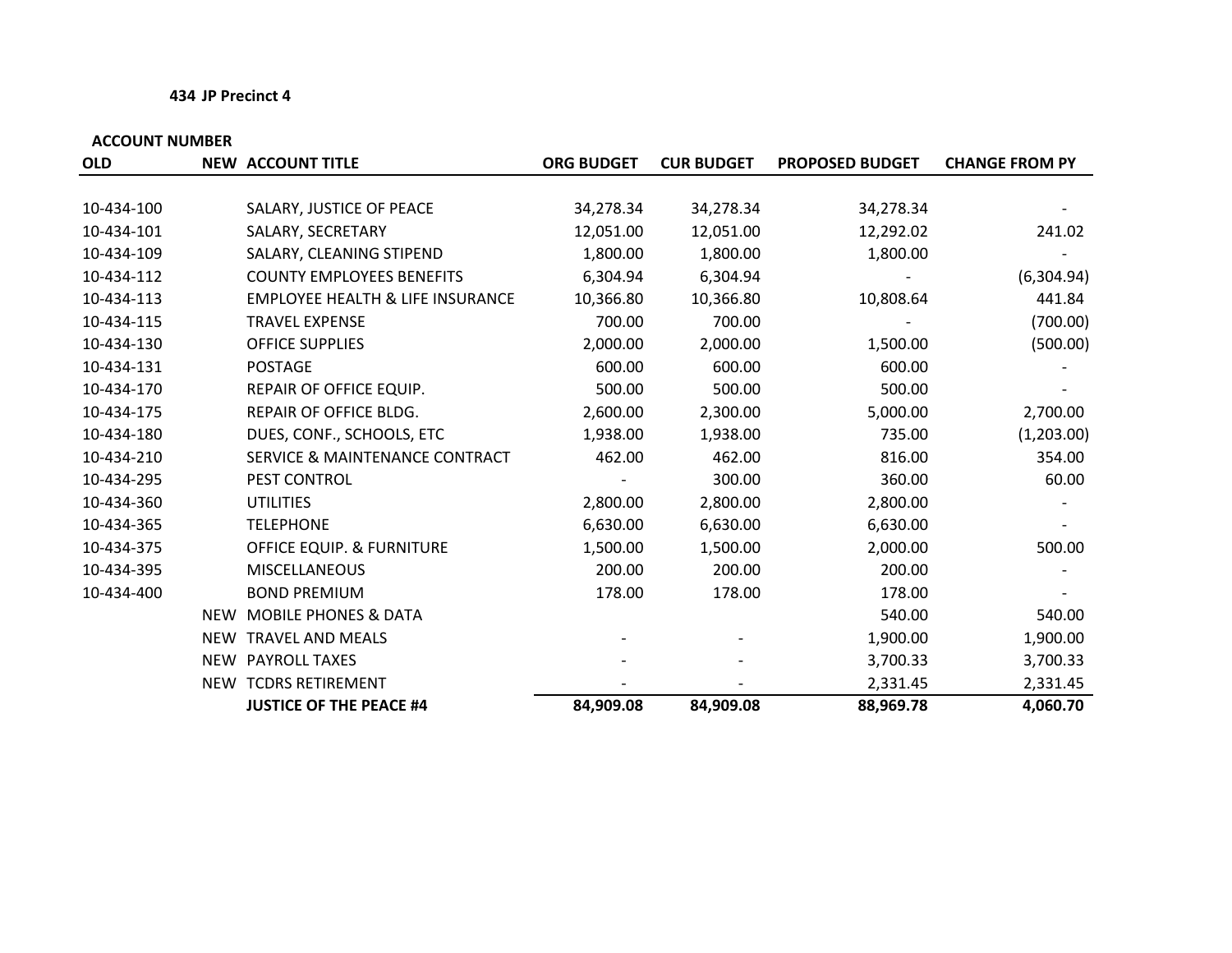**434 JP Precinct 4**

| ACCOUNT NUMBER | | | | | | |
|---|---|---|---|---|---|---|
| OLD | NEW | ACCOUNT TITLE | ORG BUDGET | CUR BUDGET | PROPOSED BUDGET | CHANGE FROM PY |
| 10-434-100 | | SALARY, JUSTICE OF PEACE | 34,278.34 | 34,278.34 | 34,278.34 | - |
| 10-434-101 | | SALARY, SECRETARY | 12,051.00 | 12,051.00 | 12,292.02 | 241.02 |
| 10-434-109 | | SALARY, CLEANING STIPEND | 1,800.00 | 1,800.00 | 1,800.00 | - |
| 10-434-112 | | COUNTY EMPLOYEES BENEFITS | 6,304.94 | 6,304.94 | - | (6,304.94) |
| 10-434-113 | | EMPLOYEE HEALTH & LIFE INSURANCE | 10,366.80 | 10,366.80 | 10,808.64 | 441.84 |
| 10-434-115 | | TRAVEL EXPENSE | 700.00 | 700.00 | - | (700.00) |
| 10-434-130 | | OFFICE SUPPLIES | 2,000.00 | 2,000.00 | 1,500.00 | (500.00) |
| 10-434-131 | | POSTAGE | 600.00 | 600.00 | 600.00 | - |
| 10-434-170 | | REPAIR OF OFFICE EQUIP. | 500.00 | 500.00 | 500.00 | - |
| 10-434-175 | | REPAIR OF OFFICE BLDG. | 2,600.00 | 2,300.00 | 5,000.00 | 2,700.00 |
| 10-434-180 | | DUES, CONF., SCHOOLS, ETC | 1,938.00 | 1,938.00 | 735.00 | (1,203.00) |
| 10-434-210 | | SERVICE & MAINTENANCE CONTRACT | 462.00 | 462.00 | 816.00 | 354.00 |
| 10-434-295 | | PEST CONTROL | - | 300.00 | 360.00 | 60.00 |
| 10-434-360 | | UTILITIES | 2,800.00 | 2,800.00 | 2,800.00 | - |
| 10-434-365 | | TELEPHONE | 6,630.00 | 6,630.00 | 6,630.00 | - |
| 10-434-375 | | OFFICE EQUIP. & FURNITURE | 1,500.00 | 1,500.00 | 2,000.00 | 500.00 |
| 10-434-395 | | MISCELLANEOUS | 200.00 | 200.00 | 200.00 | - |
| 10-434-400 | | BOND PREMIUM | 178.00 | 178.00 | 178.00 | - |
| | NEW | MOBILE PHONES & DATA | | | 540.00 | 540.00 |
| | NEW | TRAVEL AND MEALS | - | - | 1,900.00 | 1,900.00 |
| | NEW | PAYROLL TAXES | - | - | 3,700.33 | 3,700.33 |
| | NEW | TCDRS RETIREMENT | - | - | 2,331.45 | 2,331.45 |
| | | **JUSTICE OF THE PEACE #4** | **84,909.08** | **84,909.08** | **88,969.78** | **4,060.70** |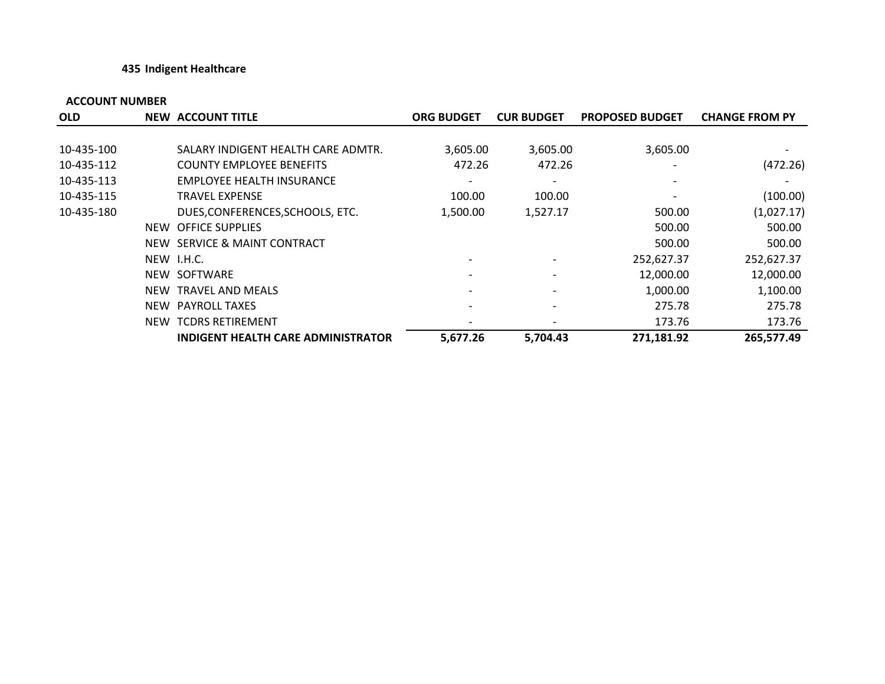**435 Indigent Healthcare**

| ACCOUNT NUMBER | | | | | | |
|---|---|---|---|---|---|---|
| OLD | NEW | ACCOUNT TITLE | ORG BUDGET | CUR BUDGET | PROPOSED BUDGET | CHANGE FROM PY |
| 10-435-100 | | SALARY INDIGENT HEALTH CARE ADMTR. | 3,605.00 | 3,605.00 | 3,605.00 | - |
| 10-435-112 | | COUNTY EMPLOYEE BENEFITS | 472.26 | 472.26 | - | (472.26) |
| 10-435-113 | | EMPLOYEE HEALTH INSURANCE | - | - | - | - |
| 10-435-115 | | TRAVEL EXPENSE | 100.00 | 100.00 | - | (100.00) |
| 10-435-180 | | DUES,CONFERENCES,SCHOOLS, ETC. | 1,500.00 | 1,527.17 | 500.00 | (1,027.17) |
| | NEW | OFFICE SUPPLIES | | | 500.00 | 500.00 |
| | NEW | SERVICE & MAINT CONTRACT | | | 500.00 | 500.00 |
| | NEW | I.H.C. | - | - | 252,627.37 | 252,627.37 |
| | NEW | SOFTWARE | - | - | 12,000.00 | 12,000.00 |
| | NEW | TRAVEL AND MEALS | - | - | 1,000.00 | 1,100.00 |
| | NEW | PAYROLL TAXES | - | - | 275.78 | 275.78 |
| | NEW | TCDRS RETIREMENT | - | - | 173.76 | 173.76 |
| | | **INDIGENT HEALTH CARE ADMINISTRATOR** | **5,677.26** | **5,704.43** | **271,181.92** | **265,577.49** |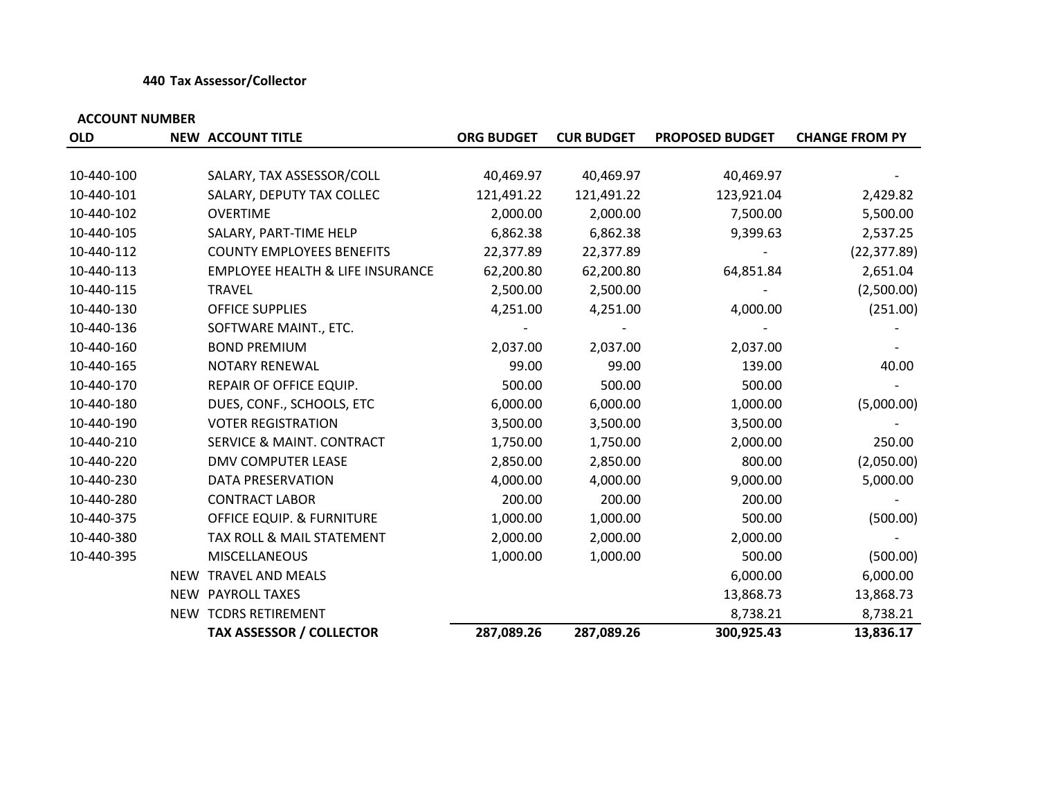**440 Tax Assessor/Collector**

| ACCOUNT NUMBER | | | | | | |
|---|---|---|---|---|---|---|
| OLD | NEW | ACCOUNT TITLE | ORG BUDGET | CUR BUDGET | PROPOSED BUDGET | CHANGE FROM PY |
| 10-440-100 | | SALARY, TAX ASSESSOR/COLL | 40,469.97 | 40,469.97 | 40,469.97 | - |
| 10-440-101 | | SALARY, DEPUTY TAX COLLEC | 121,491.22 | 121,491.22 | 123,921.04 | 2,429.82 |
| 10-440-102 | | OVERTIME | 2,000.00 | 2,000.00 | 7,500.00 | 5,500.00 |
| 10-440-105 | | SALARY, PART-TIME HELP | 6,862.38 | 6,862.38 | 9,399.63 | 2,537.25 |
| 10-440-112 | | COUNTY EMPLOYEES BENEFITS | 22,377.89 | 22,377.89 | - | (22,377.89) |
| 10-440-113 | | EMPLOYEE HEALTH & LIFE INSURANCE | 62,200.80 | 62,200.80 | 64,851.84 | 2,651.04 |
| 10-440-115 | | TRAVEL | 2,500.00 | 2,500.00 | - | (2,500.00) |
| 10-440-130 | | OFFICE SUPPLIES | 4,251.00 | 4,251.00 | 4,000.00 | (251.00) |
| 10-440-136 | | SOFTWARE MAINT., ETC. | - | - | - | - |
| 10-440-160 | | BOND PREMIUM | 2,037.00 | 2,037.00 | 2,037.00 | - |
| 10-440-165 | | NOTARY RENEWAL | 99.00 | 99.00 | 139.00 | 40.00 |
| 10-440-170 | | REPAIR OF OFFICE EQUIP. | 500.00 | 500.00 | 500.00 | - |
| 10-440-180 | | DUES, CONF., SCHOOLS, ETC | 6,000.00 | 6,000.00 | 1,000.00 | (5,000.00) |
| 10-440-190 | | VOTER REGISTRATION | 3,500.00 | 3,500.00 | 3,500.00 | - |
| 10-440-210 | | SERVICE & MAINT. CONTRACT | 1,750.00 | 1,750.00 | 2,000.00 | 250.00 |
| 10-440-220 | | DMV COMPUTER LEASE | 2,850.00 | 2,850.00 | 800.00 | (2,050.00) |
| 10-440-230 | | DATA PRESERVATION | 4,000.00 | 4,000.00 | 9,000.00 | 5,000.00 |
| 10-440-280 | | CONTRACT LABOR | 200.00 | 200.00 | 200.00 | - |
| 10-440-375 | | OFFICE EQUIP. & FURNITURE | 1,000.00 | 1,000.00 | 500.00 | (500.00) |
| 10-440-380 | | TAX ROLL & MAIL STATEMENT | 2,000.00 | 2,000.00 | 2,000.00 | - |
| 10-440-395 | | MISCELLANEOUS | 1,000.00 | 1,000.00 | 500.00 | (500.00) |
| | NEW | TRAVEL AND MEALS | | | 6,000.00 | 6,000.00 |
| | NEW | PAYROLL TAXES | | | 13,868.73 | 13,868.73 |
| | NEW | TCDRS RETIREMENT | | | 8,738.21 | 8,738.21 |
| | | **TAX ASSESSOR / COLLECTOR** | **287,089.26** | **287,089.26** | **300,925.43** | **13,836.17** |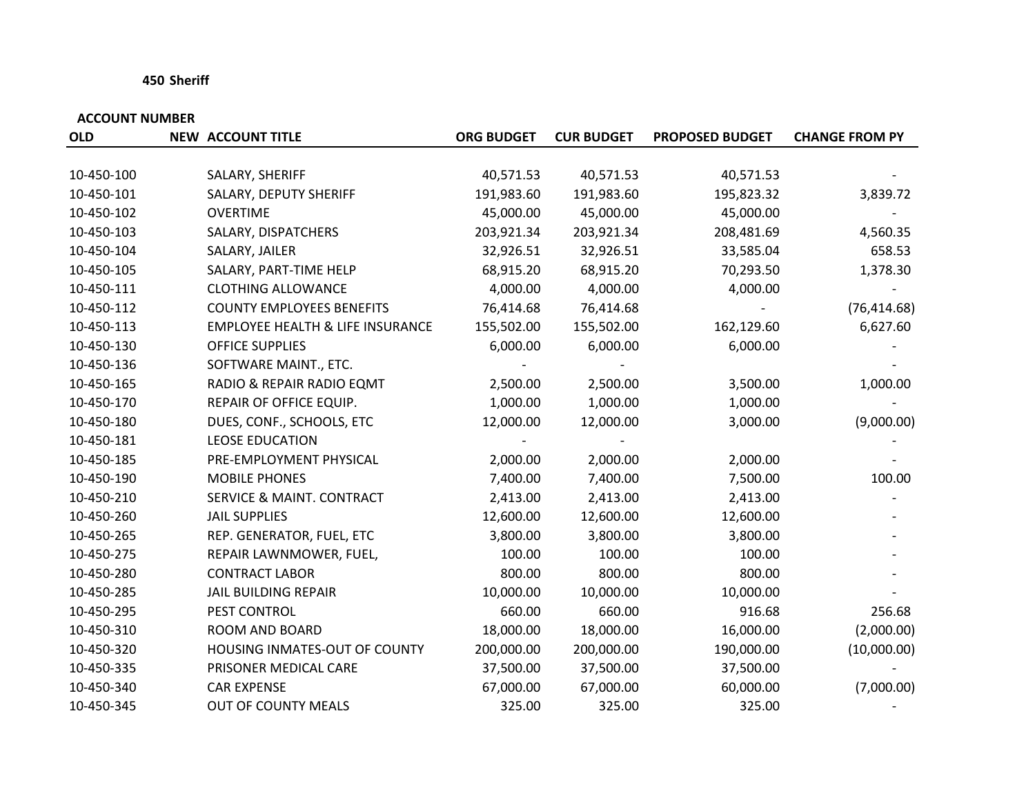**450 Sheriff**

| ACCOUNT NUMBER | | | | | | |
|---|---|---|---|---|---|---|
| **OLD** | **NEW** | **ACCOUNT TITLE** | **ORG BUDGET** | **CUR BUDGET** | **PROPOSED BUDGET** | **CHANGE FROM PY** |
| 10-450-100 | | SALARY, SHERIFF | 40,571.53 | 40,571.53 | 40,571.53 | - |
| 10-450-101 | | SALARY, DEPUTY SHERIFF | 191,983.60 | 191,983.60 | 195,823.32 | 3,839.72 |
| 10-450-102 | | OVERTIME | 45,000.00 | 45,000.00 | 45,000.00 | - |
| 10-450-103 | | SALARY, DISPATCHERS | 203,921.34 | 203,921.34 | 208,481.69 | 4,560.35 |
| 10-450-104 | | SALARY, JAILER | 32,926.51 | 32,926.51 | 33,585.04 | 658.53 |
| 10-450-105 | | SALARY, PART-TIME HELP | 68,915.20 | 68,915.20 | 70,293.50 | 1,378.30 |
| 10-450-111 | | CLOTHING ALLOWANCE | 4,000.00 | 4,000.00 | 4,000.00 | - |
| 10-450-112 | | COUNTY EMPLOYEES BENEFITS | 76,414.68 | 76,414.68 | - | (76,414.68) |
| 10-450-113 | | EMPLOYEE HEALTH & LIFE INSURANCE | 155,502.00 | 155,502.00 | 162,129.60 | 6,627.60 |
| 10-450-130 | | OFFICE SUPPLIES | 6,000.00 | 6,000.00 | 6,000.00 | - |
| 10-450-136 | | SOFTWARE MAINT., ETC. | - | - | | - |
| 10-450-165 | | RADIO & REPAIR RADIO EQMT | 2,500.00 | 2,500.00 | 3,500.00 | 1,000.00 |
| 10-450-170 | | REPAIR OF OFFICE EQUIP. | 1,000.00 | 1,000.00 | 1,000.00 | - |
| 10-450-180 | | DUES, CONF., SCHOOLS, ETC | 12,000.00 | 12,000.00 | 3,000.00 | (9,000.00) |
| 10-450-181 | | LEOSE EDUCATION | - | - | | - |
| 10-450-185 | | PRE-EMPLOYMENT PHYSICAL | 2,000.00 | 2,000.00 | 2,000.00 | - |
| 10-450-190 | | MOBILE PHONES | 7,400.00 | 7,400.00 | 7,500.00 | 100.00 |
| 10-450-210 | | SERVICE & MAINT. CONTRACT | 2,413.00 | 2,413.00 | 2,413.00 | - |
| 10-450-260 | | JAIL SUPPLIES | 12,600.00 | 12,600.00 | 12,600.00 | - |
| 10-450-265 | | REP. GENERATOR, FUEL, ETC | 3,800.00 | 3,800.00 | 3,800.00 | - |
| 10-450-275 | | REPAIR LAWNMOWER, FUEL, | 100.00 | 100.00 | 100.00 | - |
| 10-450-280 | | CONTRACT LABOR | 800.00 | 800.00 | 800.00 | - |
| 10-450-285 | | JAIL BUILDING REPAIR | 10,000.00 | 10,000.00 | 10,000.00 | - |
| 10-450-295 | | PEST CONTROL | 660.00 | 660.00 | 916.68 | 256.68 |
| 10-450-310 | | ROOM AND BOARD | 18,000.00 | 18,000.00 | 16,000.00 | (2,000.00) |
| 10-450-320 | | HOUSING INMATES-OUT OF COUNTY | 200,000.00 | 200,000.00 | 190,000.00 | (10,000.00) |
| 10-450-335 | | PRISONER MEDICAL CARE | 37,500.00 | 37,500.00 | 37,500.00 | - |
| 10-450-340 | | CAR EXPENSE | 67,000.00 | 67,000.00 | 60,000.00 | (7,000.00) |
| 10-450-345 | | OUT OF COUNTY MEALS | 325.00 | 325.00 | 325.00 | - |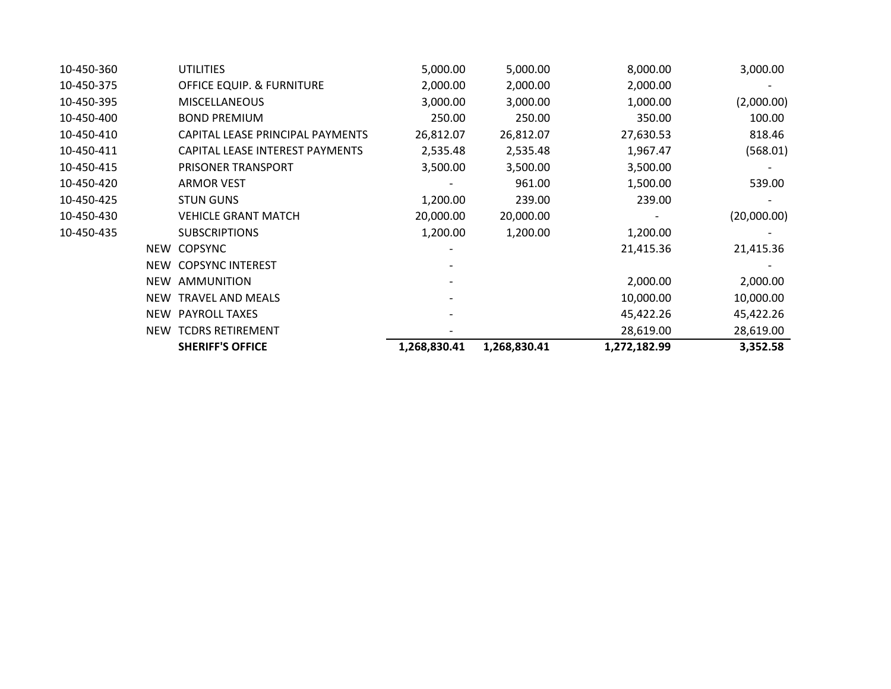| | | | | | | |
|---|---|---|---|---|---|---|
| 10-450-360 | | UTILITIES | 5,000.00 | 5,000.00 | 8,000.00 | 3,000.00 |
| 10-450-375 | | OFFICE EQUIP. & FURNITURE | 2,000.00 | 2,000.00 | 2,000.00 | - |
| 10-450-395 | | MISCELLANEOUS | 3,000.00 | 3,000.00 | 1,000.00 | (2,000.00) |
| 10-450-400 | | BOND PREMIUM | 250.00 | 250.00 | 350.00 | 100.00 |
| 10-450-410 | | CAPITAL LEASE PRINCIPAL PAYMENTS | 26,812.07 | 26,812.07 | 27,630.53 | 818.46 |
| 10-450-411 | | CAPITAL LEASE INTEREST PAYMENTS | 2,535.48 | 2,535.48 | 1,967.47 | (568.01) |
| 10-450-415 | | PRISONER TRANSPORT | 3,500.00 | 3,500.00 | 3,500.00 | - |
| 10-450-420 | | ARMOR VEST | - | 961.00 | 1,500.00 | 539.00 |
| 10-450-425 | | STUN GUNS | 1,200.00 | 239.00 | 239.00 | - |
| 10-450-430 | | VEHICLE GRANT MATCH | 20,000.00 | 20,000.00 | - | (20,000.00) |
| 10-450-435 | | SUBSCRIPTIONS | 1,200.00 | 1,200.00 | 1,200.00 | - |
| | NEW | COPSYNC | - | | 21,415.36 | 21,415.36 |
| | NEW | COPSYNC INTEREST | - | | | - |
| | NEW | AMMUNITION | - | | 2,000.00 | 2,000.00 |
| | NEW | TRAVEL AND MEALS | - | | 10,000.00 | 10,000.00 |
| | NEW | PAYROLL TAXES | - | | 45,422.26 | 45,422.26 |
| | NEW | TCDRS RETIREMENT | - | | 28,619.00 | 28,619.00 |
| | | **SHERIFF'S OFFICE** | **1,268,830.41** | **1,268,830.41** | **1,272,182.99** | **3,352.58** |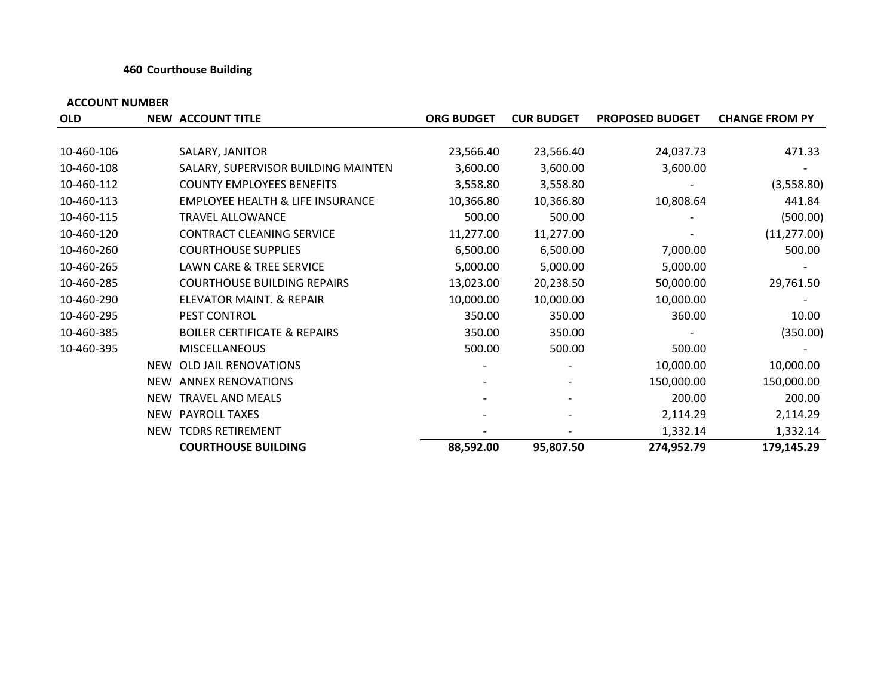### 460 Courthouse Building

| ACCOUNT NUMBER OLD | NEW | ACCOUNT TITLE | ORG BUDGET | CUR BUDGET | PROPOSED BUDGET | CHANGE FROM PY |
|---|---|---|---|---|---|---|
| 10-460-106 | | SALARY, JANITOR | 23,566.40 | 23,566.40 | 24,037.73 | 471.33 |
| 10-460-108 | | SALARY, SUPERVISOR BUILDING MAINTEN | 3,600.00 | 3,600.00 | 3,600.00 | - |
| 10-460-112 | | COUNTY EMPLOYEES BENEFITS | 3,558.80 | 3,558.80 | - | (3,558.80) |
| 10-460-113 | | EMPLOYEE HEALTH & LIFE INSURANCE | 10,366.80 | 10,366.80 | 10,808.64 | 441.84 |
| 10-460-115 | | TRAVEL ALLOWANCE | 500.00 | 500.00 | - | (500.00) |
| 10-460-120 | | CONTRACT CLEANING SERVICE | 11,277.00 | 11,277.00 | - | (11,277.00) |
| 10-460-260 | | COURTHOUSE SUPPLIES | 6,500.00 | 6,500.00 | 7,000.00 | 500.00 |
| 10-460-265 | | LAWN CARE & TREE SERVICE | 5,000.00 | 5,000.00 | 5,000.00 | - |
| 10-460-285 | | COURTHOUSE BUILDING REPAIRS | 13,023.00 | 20,238.50 | 50,000.00 | 29,761.50 |
| 10-460-290 | | ELEVATOR MAINT. & REPAIR | 10,000.00 | 10,000.00 | 10,000.00 | - |
| 10-460-295 | | PEST CONTROL | 350.00 | 350.00 | 360.00 | 10.00 |
| 10-460-385 | | BOILER CERTIFICATE & REPAIRS | 350.00 | 350.00 | - | (350.00) |
| 10-460-395 | | MISCELLANEOUS | 500.00 | 500.00 | 500.00 | - |
| | NEW | OLD JAIL RENOVATIONS | - | - | 10,000.00 | 10,000.00 |
| | NEW | ANNEX RENOVATIONS | - | - | 150,000.00 | 150,000.00 |
| | NEW | TRAVEL AND MEALS | - | - | 200.00 | 200.00 |
| | NEW | PAYROLL TAXES | - | - | 2,114.29 | 2,114.29 |
| | NEW | TCDRS RETIREMENT | - | - | 1,332.14 | 1,332.14 |
| | | **COURTHOUSE BUILDING** | **88,592.00** | **95,807.50** | **274,952.79** | **179,145.29** |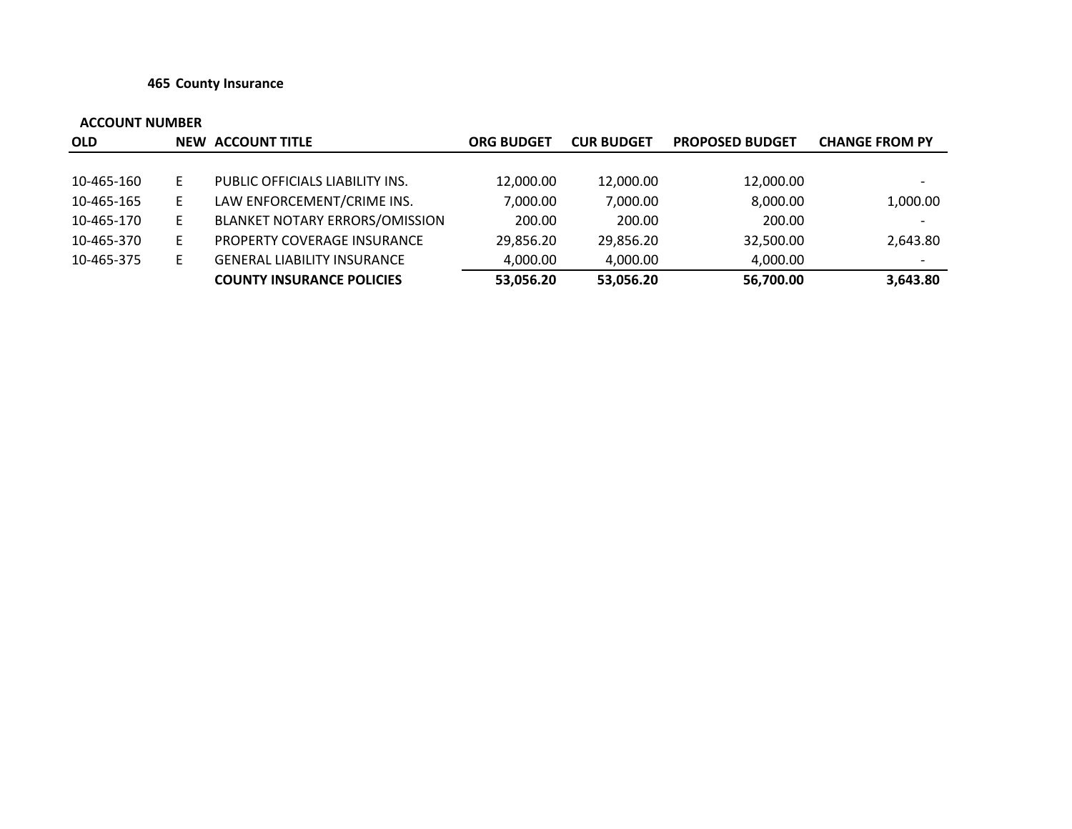**465 County Insurance**

| ACCOUNT NUMBER | | | | | | |
|---|---|---|---|---|---|---|
| **OLD** | **NEW** | **ACCOUNT TITLE** | **ORG BUDGET** | **CUR BUDGET** | **PROPOSED BUDGET** | **CHANGE FROM PY** |
| 10-465-160 | E | PUBLIC OFFICIALS LIABILITY INS. | 12,000.00 | 12,000.00 | 12,000.00 | - |
| 10-465-165 | E | LAW ENFORCEMENT/CRIME INS. | 7,000.00 | 7,000.00 | 8,000.00 | 1,000.00 |
| 10-465-170 | E | BLANKET NOTARY ERRORS/OMISSION | 200.00 | 200.00 | 200.00 | - |
| 10-465-370 | E | PROPERTY COVERAGE INSURANCE | 29,856.20 | 29,856.20 | 32,500.00 | 2,643.80 |
| 10-465-375 | E | GENERAL LIABILITY INSURANCE | 4,000.00 | 4,000.00 | 4,000.00 | - |
| | | **COUNTY INSURANCE POLICIES** | **53,056.20** | **53,056.20** | **56,700.00** | **3,643.80** |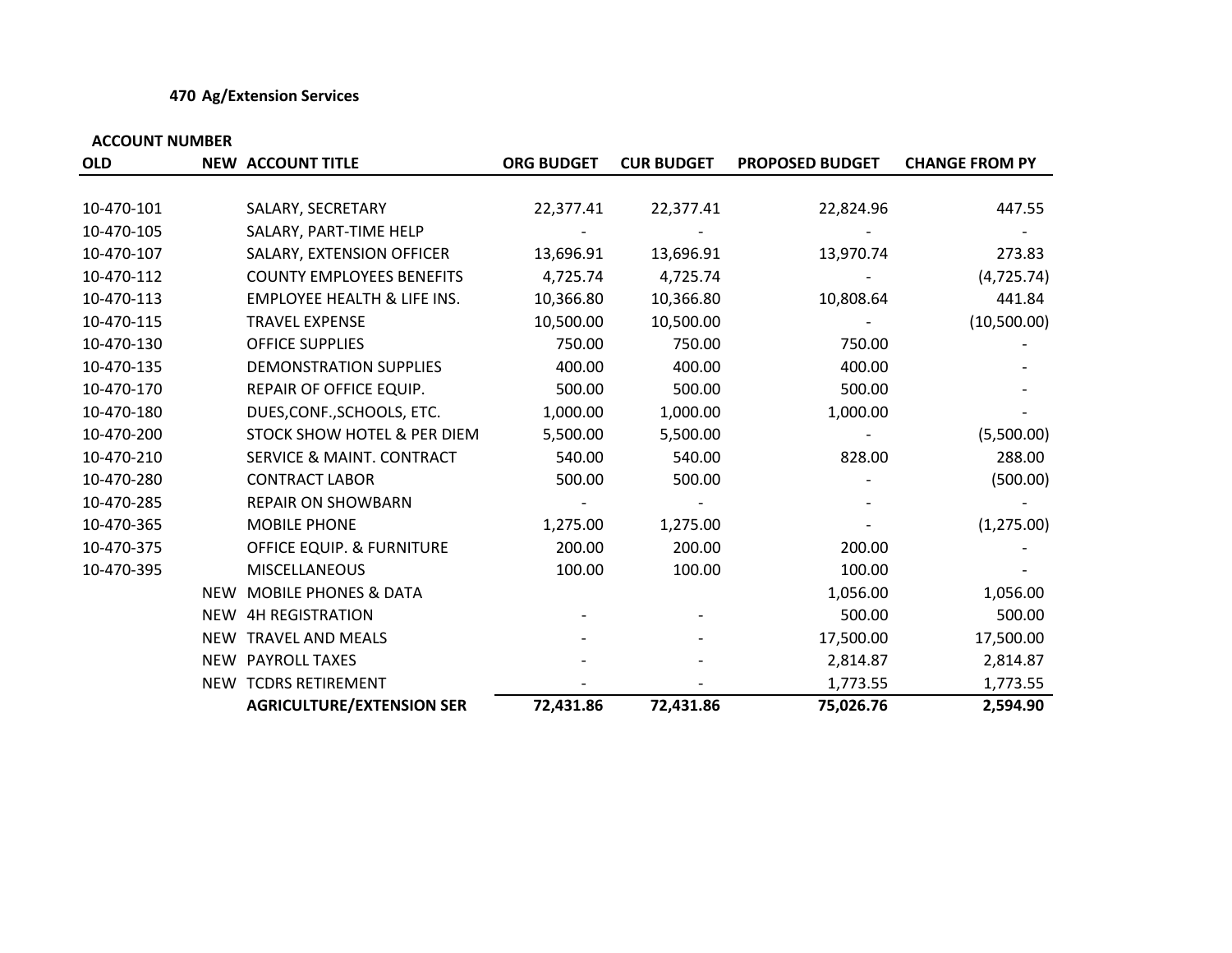**470 Ag/Extension Services**

| ACCOUNT NUMBER | | | | | | |
|---|---|---|---|---|---|---|
| **OLD** | **NEW** | **ACCOUNT TITLE** | **ORG BUDGET** | **CUR BUDGET** | **PROPOSED BUDGET** | **CHANGE FROM PY** |
| 10-470-101 | | SALARY, SECRETARY | 22,377.41 | 22,377.41 | 22,824.96 | 447.55 |
| 10-470-105 | | SALARY, PART-TIME HELP | - | - | - | - |
| 10-470-107 | | SALARY, EXTENSION OFFICER | 13,696.91 | 13,696.91 | 13,970.74 | 273.83 |
| 10-470-112 | | COUNTY EMPLOYEES BENEFITS | 4,725.74 | 4,725.74 | - | (4,725.74) |
| 10-470-113 | | EMPLOYEE HEALTH & LIFE INS. | 10,366.80 | 10,366.80 | 10,808.64 | 441.84 |
| 10-470-115 | | TRAVEL EXPENSE | 10,500.00 | 10,500.00 | - | (10,500.00) |
| 10-470-130 | | OFFICE SUPPLIES | 750.00 | 750.00 | 750.00 | - |
| 10-470-135 | | DEMONSTRATION SUPPLIES | 400.00 | 400.00 | 400.00 | - |
| 10-470-170 | | REPAIR OF OFFICE EQUIP. | 500.00 | 500.00 | 500.00 | - |
| 10-470-180 | | DUES,CONF.,SCHOOLS, ETC. | 1,000.00 | 1,000.00 | 1,000.00 | - |
| 10-470-200 | | STOCK SHOW HOTEL & PER DIEM | 5,500.00 | 5,500.00 | - | (5,500.00) |
| 10-470-210 | | SERVICE & MAINT. CONTRACT | 540.00 | 540.00 | 828.00 | 288.00 |
| 10-470-280 | | CONTRACT LABOR | 500.00 | 500.00 | - | (500.00) |
| 10-470-285 | | REPAIR ON SHOWBARN | - | - | - | - |
| 10-470-365 | | MOBILE PHONE | 1,275.00 | 1,275.00 | - | (1,275.00) |
| 10-470-375 | | OFFICE EQUIP. & FURNITURE | 200.00 | 200.00 | 200.00 | - |
| 10-470-395 | | MISCELLANEOUS | 100.00 | 100.00 | 100.00 | - |
| | NEW | MOBILE PHONES & DATA | | | 1,056.00 | 1,056.00 |
| | NEW | 4H REGISTRATION | - | - | 500.00 | 500.00 |
| | NEW | TRAVEL AND MEALS | - | - | 17,500.00 | 17,500.00 |
| | NEW | PAYROLL TAXES | - | - | 2,814.87 | 2,814.87 |
| | NEW | TCDRS RETIREMENT | - | - | 1,773.55 | 1,773.55 |
| | | **AGRICULTURE/EXTENSION SER** | **72,431.86** | **72,431.86** | **75,026.76** | **2,594.90** |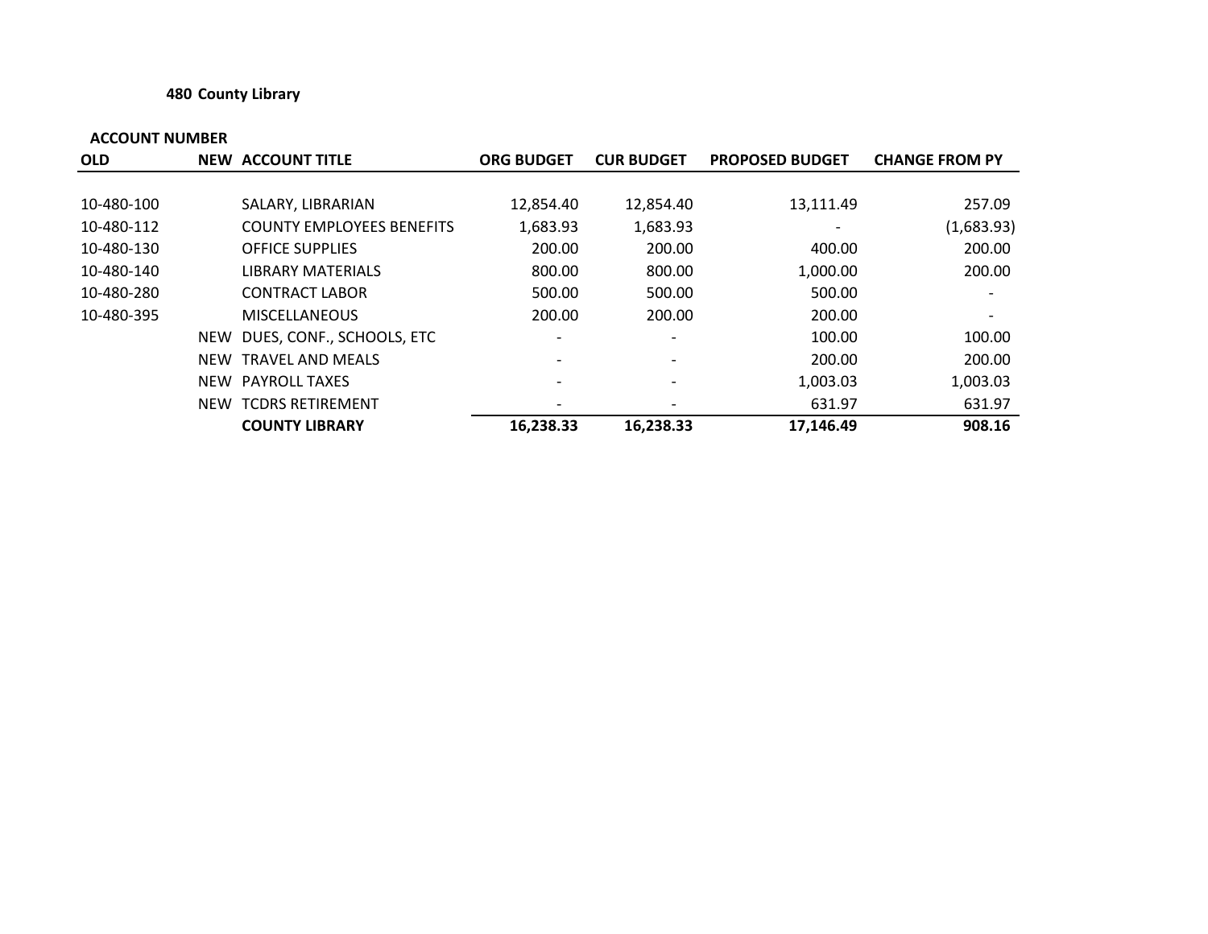**480 County Library**

| ACCOUNT NUMBER | | | | | | |
|---|---|---|---|---|---|---|
| OLD | NEW | ACCOUNT TITLE | ORG BUDGET | CUR BUDGET | PROPOSED BUDGET | CHANGE FROM PY |
| 10-480-100 | | SALARY, LIBRARIAN | 12,854.40 | 12,854.40 | 13,111.49 | 257.09 |
| 10-480-112 | | COUNTY EMPLOYEES BENEFITS | 1,683.93 | 1,683.93 | - | (1,683.93) |
| 10-480-130 | | OFFICE SUPPLIES | 200.00 | 200.00 | 400.00 | 200.00 |
| 10-480-140 | | LIBRARY MATERIALS | 800.00 | 800.00 | 1,000.00 | 200.00 |
| 10-480-280 | | CONTRACT LABOR | 500.00 | 500.00 | 500.00 | - |
| 10-480-395 | | MISCELLANEOUS | 200.00 | 200.00 | 200.00 | - |
| | NEW | DUES, CONF., SCHOOLS, ETC | - | - | 100.00 | 100.00 |
| | NEW | TRAVEL AND MEALS | - | - | 200.00 | 200.00 |
| | NEW | PAYROLL TAXES | - | - | 1,003.03 | 1,003.03 |
| | NEW | TCDRS RETIREMENT | - | - | 631.97 | 631.97 |
| | | **COUNTY LIBRARY** | **16,238.33** | **16,238.33** | **17,146.49** | **908.16** |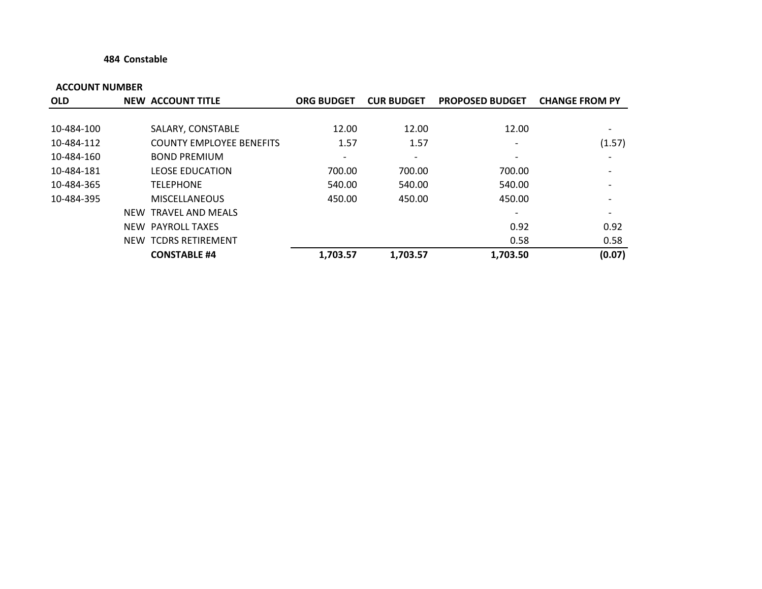**484 Constable**

| ACCOUNT NUMBER | | | | | | |
|---|---|---|---|---|---|---|
| OLD | NEW | ACCOUNT TITLE | ORG BUDGET | CUR BUDGET | PROPOSED BUDGET | CHANGE FROM PY |
| 10-484-100 | | SALARY, CONSTABLE | 12.00 | 12.00 | 12.00 | - |
| 10-484-112 | | COUNTY EMPLOYEE BENEFITS | 1.57 | 1.57 | - | (1.57) |
| 10-484-160 | | BOND PREMIUM | - | - | - | - |
| 10-484-181 | | LEOSE EDUCATION | 700.00 | 700.00 | 700.00 | - |
| 10-484-365 | | TELEPHONE | 540.00 | 540.00 | 540.00 | - |
| 10-484-395 | | MISCELLANEOUS | 450.00 | 450.00 | 450.00 | - |
| | NEW | TRAVEL AND MEALS | | | - | - |
| | NEW | PAYROLL TAXES | | | 0.92 | 0.92 |
| | NEW | TCDRS RETIREMENT | | | 0.58 | 0.58 |
| | | **CONSTABLE #4** | **1,703.57** | **1,703.57** | **1,703.50** | **(0.07)** |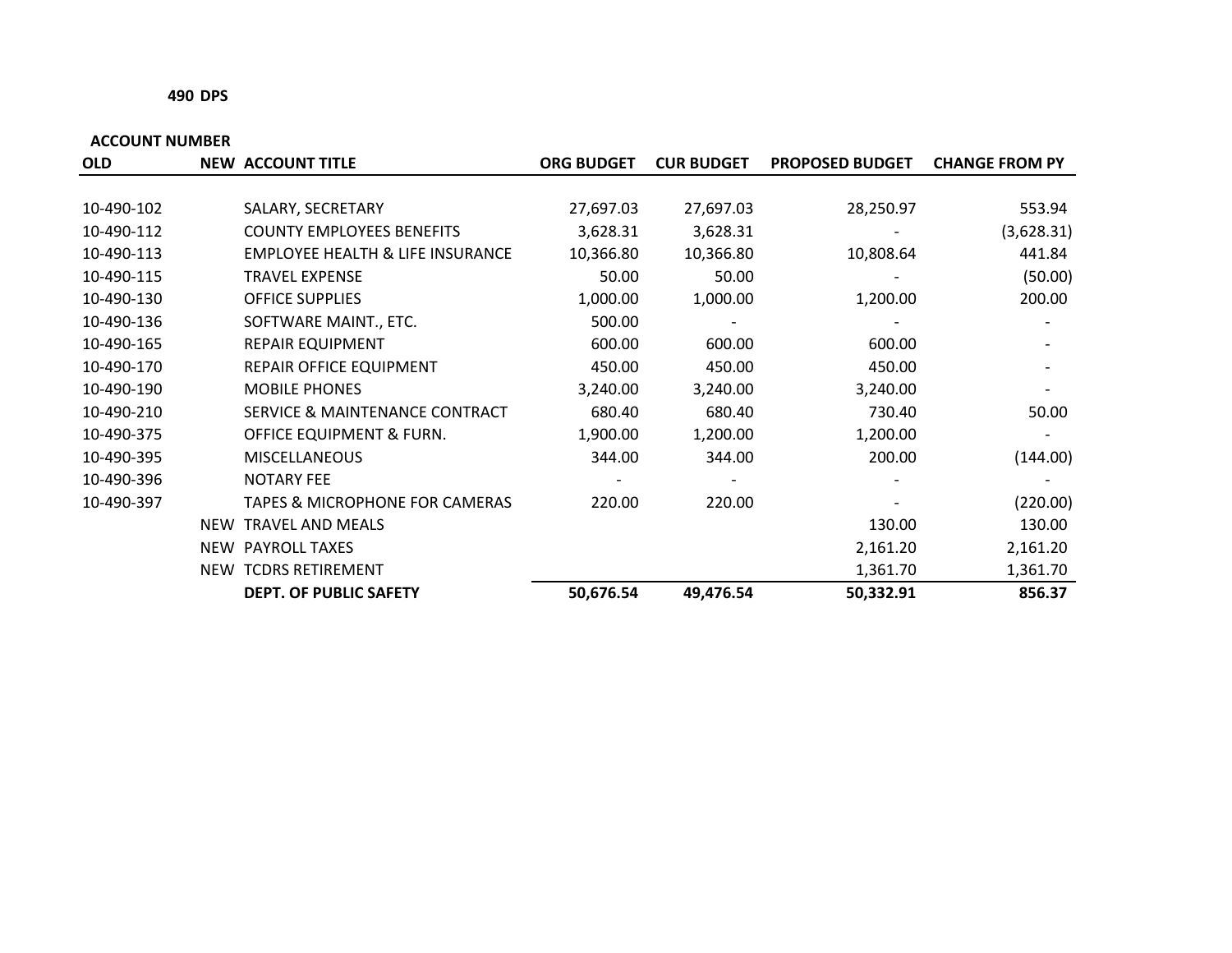**490 DPS**

| ACCOUNT NUMBER | | | | | | |
|---|---|---|---|---|---|---|
| **OLD** | **NEW** | **ACCOUNT TITLE** | **ORG BUDGET** | **CUR BUDGET** | **PROPOSED BUDGET** | **CHANGE FROM PY** |
| 10-490-102 | | SALARY, SECRETARY | 27,697.03 | 27,697.03 | 28,250.97 | 553.94 |
| 10-490-112 | | COUNTY EMPLOYEES BENEFITS | 3,628.31 | 3,628.31 | - | (3,628.31) |
| 10-490-113 | | EMPLOYEE HEALTH & LIFE INSURANCE | 10,366.80 | 10,366.80 | 10,808.64 | 441.84 |
| 10-490-115 | | TRAVEL EXPENSE | 50.00 | 50.00 | - | (50.00) |
| 10-490-130 | | OFFICE SUPPLIES | 1,000.00 | 1,000.00 | 1,200.00 | 200.00 |
| 10-490-136 | | SOFTWARE MAINT., ETC. | 500.00 | - | - | - |
| 10-490-165 | | REPAIR EQUIPMENT | 600.00 | 600.00 | 600.00 | - |
| 10-490-170 | | REPAIR OFFICE EQUIPMENT | 450.00 | 450.00 | 450.00 | - |
| 10-490-190 | | MOBILE PHONES | 3,240.00 | 3,240.00 | 3,240.00 | - |
| 10-490-210 | | SERVICE & MAINTENANCE CONTRACT | 680.40 | 680.40 | 730.40 | 50.00 |
| 10-490-375 | | OFFICE EQUIPMENT & FURN. | 1,900.00 | 1,200.00 | 1,200.00 | - |
| 10-490-395 | | MISCELLANEOUS | 344.00 | 344.00 | 200.00 | (144.00) |
| 10-490-396 | | NOTARY FEE | - | - | - | - |
| 10-490-397 | | TAPES & MICROPHONE FOR CAMERAS | 220.00 | 220.00 | - | (220.00) |
| | NEW | TRAVEL AND MEALS | | | 130.00 | 130.00 |
| | NEW | PAYROLL TAXES | | | 2,161.20 | 2,161.20 |
| | NEW | TCDRS RETIREMENT | | | 1,361.70 | 1,361.70 |
| | | **DEPT. OF PUBLIC SAFETY** | **50,676.54** | **49,476.54** | **50,332.91** | **856.37** |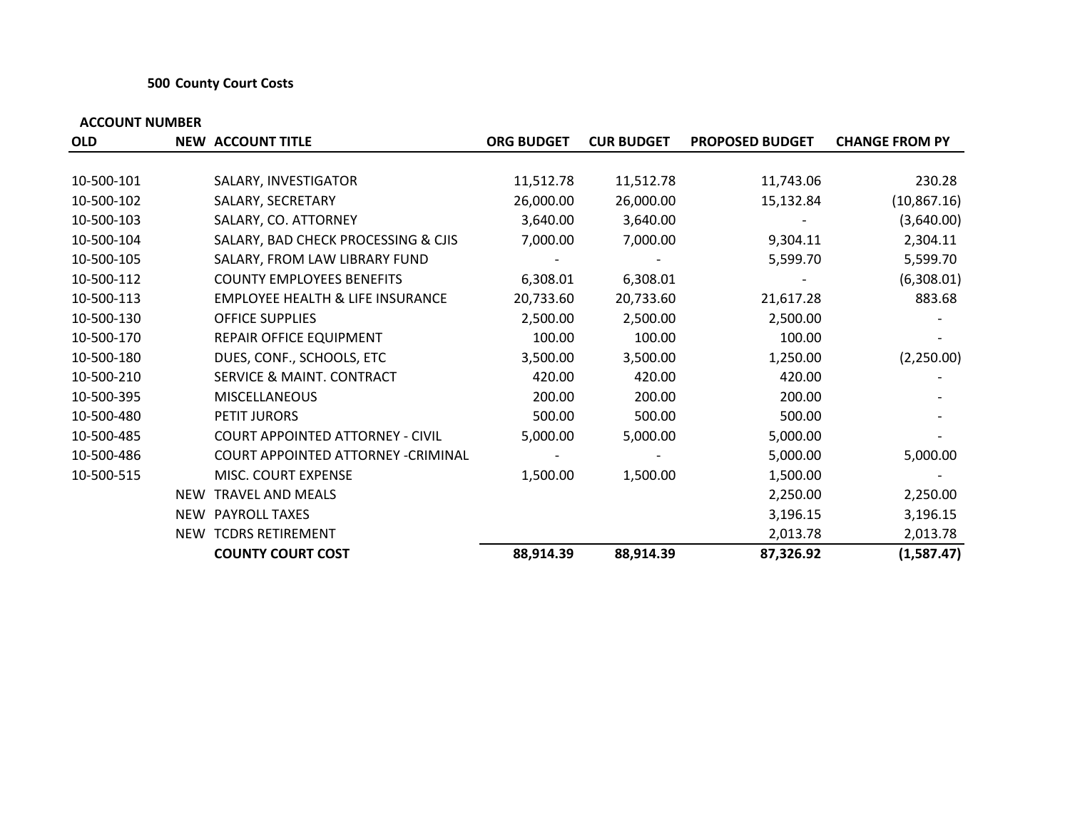### 500 County Court Costs

| ACCOUNT NUMBER | | | | | | |
|---|---|---|---|---|---|---|
| OLD | NEW | ACCOUNT TITLE | ORG BUDGET | CUR BUDGET | PROPOSED BUDGET | CHANGE FROM PY |
| 10-500-101 | | SALARY, INVESTIGATOR | 11,512.78 | 11,512.78 | 11,743.06 | 230.28 |
| 10-500-102 | | SALARY, SECRETARY | 26,000.00 | 26,000.00 | 15,132.84 | (10,867.16) |
| 10-500-103 | | SALARY, CO. ATTORNEY | 3,640.00 | 3,640.00 | - | (3,640.00) |
| 10-500-104 | | SALARY, BAD CHECK PROCESSING & CJIS | 7,000.00 | 7,000.00 | 9,304.11 | 2,304.11 |
| 10-500-105 | | SALARY, FROM LAW LIBRARY FUND | - | - | 5,599.70 | 5,599.70 |
| 10-500-112 | | COUNTY EMPLOYEES BENEFITS | 6,308.01 | 6,308.01 | - | (6,308.01) |
| 10-500-113 | | EMPLOYEE HEALTH & LIFE INSURANCE | 20,733.60 | 20,733.60 | 21,617.28 | 883.68 |
| 10-500-130 | | OFFICE SUPPLIES | 2,500.00 | 2,500.00 | 2,500.00 | - |
| 10-500-170 | | REPAIR OFFICE EQUIPMENT | 100.00 | 100.00 | 100.00 | - |
| 10-500-180 | | DUES, CONF., SCHOOLS, ETC | 3,500.00 | 3,500.00 | 1,250.00 | (2,250.00) |
| 10-500-210 | | SERVICE & MAINT. CONTRACT | 420.00 | 420.00 | 420.00 | - |
| 10-500-395 | | MISCELLANEOUS | 200.00 | 200.00 | 200.00 | - |
| 10-500-480 | | PETIT JURORS | 500.00 | 500.00 | 500.00 | - |
| 10-500-485 | | COURT APPOINTED ATTORNEY - CIVIL | 5,000.00 | 5,000.00 | 5,000.00 | - |
| 10-500-486 | | COURT APPOINTED ATTORNEY -CRIMINAL | - | - | 5,000.00 | 5,000.00 |
| 10-500-515 | | MISC. COURT EXPENSE | 1,500.00 | 1,500.00 | 1,500.00 | - |
| | NEW | TRAVEL AND MEALS | | | 2,250.00 | 2,250.00 |
| | NEW | PAYROLL TAXES | | | 3,196.15 | 3,196.15 |
| | NEW | TCDRS RETIREMENT | | | 2,013.78 | 2,013.78 |
| | | **COUNTY COURT COST** | **88,914.39** | **88,914.39** | **87,326.92** | **(1,587.47)** |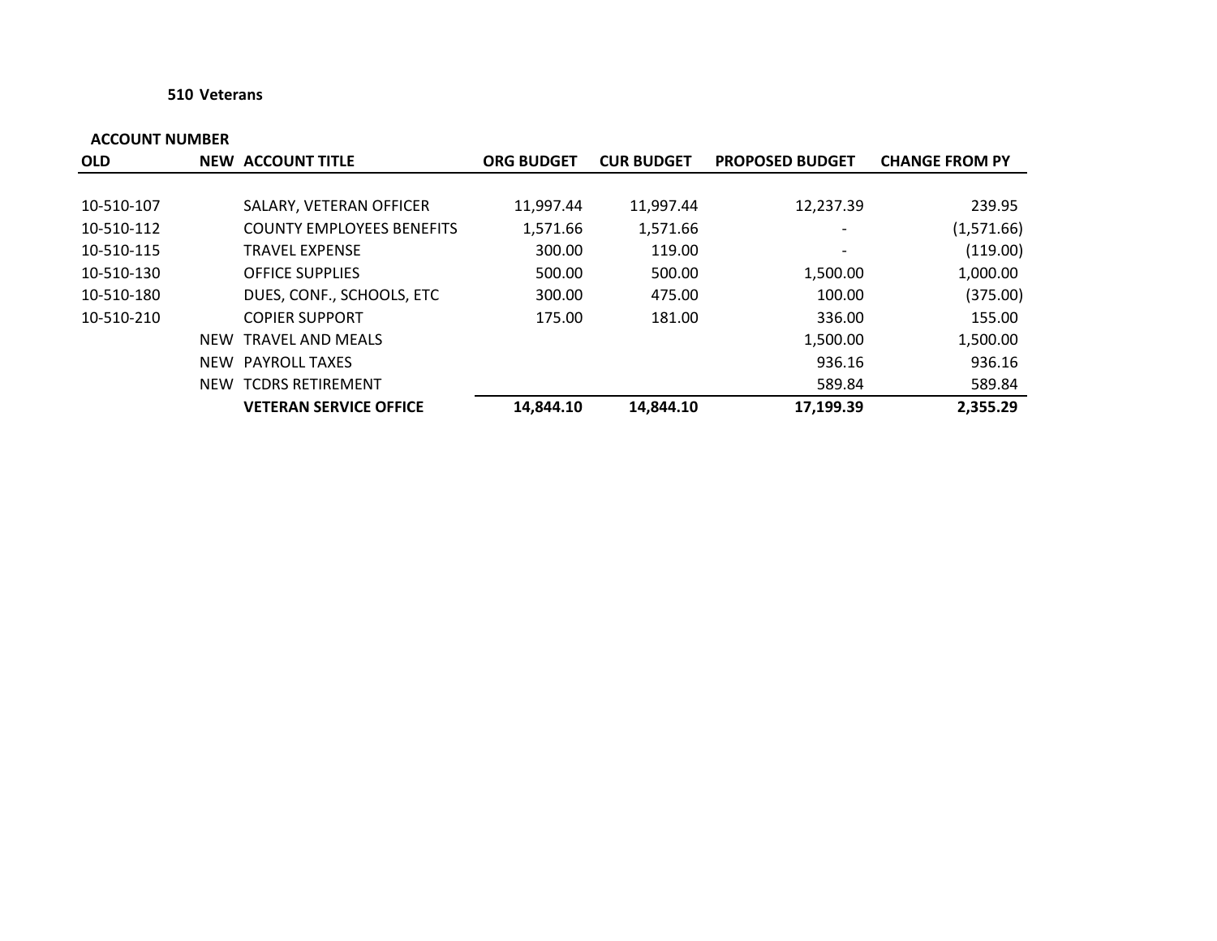**510 Veterans**

| ACCOUNT NUMBER | | | | | | |
|---|---|---|---|---|---|---|
| **OLD** | **NEW** | **ACCOUNT TITLE** | **ORG BUDGET** | **CUR BUDGET** | **PROPOSED BUDGET** | **CHANGE FROM PY** |
| 10-510-107 | | SALARY, VETERAN OFFICER | 11,997.44 | 11,997.44 | 12,237.39 | 239.95 |
| 10-510-112 | | COUNTY EMPLOYEES BENEFITS | 1,571.66 | 1,571.66 | - | (1,571.66) |
| 10-510-115 | | TRAVEL EXPENSE | 300.00 | 119.00 | - | (119.00) |
| 10-510-130 | | OFFICE SUPPLIES | 500.00 | 500.00 | 1,500.00 | 1,000.00 |
| 10-510-180 | | DUES, CONF., SCHOOLS, ETC | 300.00 | 475.00 | 100.00 | (375.00) |
| 10-510-210 | | COPIER SUPPORT | 175.00 | 181.00 | 336.00 | 155.00 |
| | NEW | TRAVEL AND MEALS | | | 1,500.00 | 1,500.00 |
| | NEW | PAYROLL TAXES | | | 936.16 | 936.16 |
| | NEW | TCDRS RETIREMENT | | | 589.84 | 589.84 |
| | | **VETERAN SERVICE OFFICE** | **14,844.10** | **14,844.10** | **17,199.39** | **2,355.29** |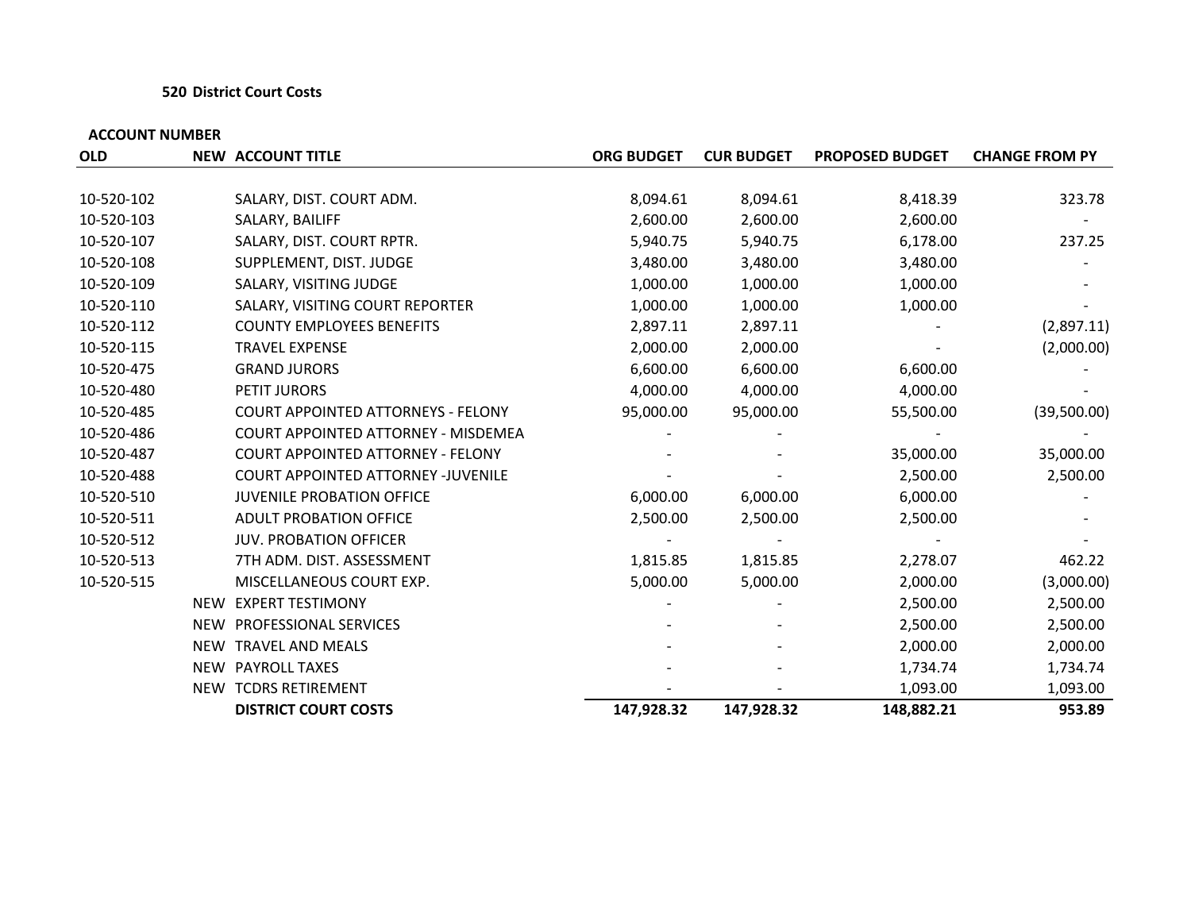**520 District Court Costs**

| ACCOUNT NUMBER | | | | | | |
|---|---|---|---|---|---|---|
| OLD | NEW | ACCOUNT TITLE | ORG BUDGET | CUR BUDGET | PROPOSED BUDGET | CHANGE FROM PY |
| 10-520-102 | | SALARY, DIST. COURT ADM. | 8,094.61 | 8,094.61 | 8,418.39 | 323.78 |
| 10-520-103 | | SALARY, BAILIFF | 2,600.00 | 2,600.00 | 2,600.00 | - |
| 10-520-107 | | SALARY, DIST. COURT RPTR. | 5,940.75 | 5,940.75 | 6,178.00 | 237.25 |
| 10-520-108 | | SUPPLEMENT, DIST. JUDGE | 3,480.00 | 3,480.00 | 3,480.00 | - |
| 10-520-109 | | SALARY, VISITING JUDGE | 1,000.00 | 1,000.00 | 1,000.00 | - |
| 10-520-110 | | SALARY, VISITING COURT REPORTER | 1,000.00 | 1,000.00 | 1,000.00 | - |
| 10-520-112 | | COUNTY EMPLOYEES BENEFITS | 2,897.11 | 2,897.11 | - | (2,897.11) |
| 10-520-115 | | TRAVEL EXPENSE | 2,000.00 | 2,000.00 | - | (2,000.00) |
| 10-520-475 | | GRAND JURORS | 6,600.00 | 6,600.00 | 6,600.00 | - |
| 10-520-480 | | PETIT JURORS | 4,000.00 | 4,000.00 | 4,000.00 | - |
| 10-520-485 | | COURT APPOINTED ATTORNEYS - FELONY | 95,000.00 | 95,000.00 | 55,500.00 | (39,500.00) |
| 10-520-486 | | COURT APPOINTED ATTORNEY - MISDEMEA | - | - | - | - |
| 10-520-487 | | COURT APPOINTED ATTORNEY - FELONY | - | - | 35,000.00 | 35,000.00 |
| 10-520-488 | | COURT APPOINTED ATTORNEY -JUVENILE | - | - | 2,500.00 | 2,500.00 |
| 10-520-510 | | JUVENILE PROBATION OFFICE | 6,000.00 | 6,000.00 | 6,000.00 | - |
| 10-520-511 | | ADULT PROBATION OFFICE | 2,500.00 | 2,500.00 | 2,500.00 | - |
| 10-520-512 | | JUV. PROBATION OFFICER | - | - | - | - |
| 10-520-513 | | 7TH ADM. DIST. ASSESSMENT | 1,815.85 | 1,815.85 | 2,278.07 | 462.22 |
| 10-520-515 | | MISCELLANEOUS COURT EXP. | 5,000.00 | 5,000.00 | 2,000.00 | (3,000.00) |
| | NEW | EXPERT TESTIMONY | - | - | 2,500.00 | 2,500.00 |
| | NEW | PROFESSIONAL SERVICES | - | - | 2,500.00 | 2,500.00 |
| | NEW | TRAVEL AND MEALS | - | - | 2,000.00 | 2,000.00 |
| | NEW | PAYROLL TAXES | - | - | 1,734.74 | 1,734.74 |
| | NEW | TCDRS RETIREMENT | - | - | 1,093.00 | 1,093.00 |
| | | **DISTRICT COURT COSTS** | **147,928.32** | **147,928.32** | **148,882.21** | **953.89** |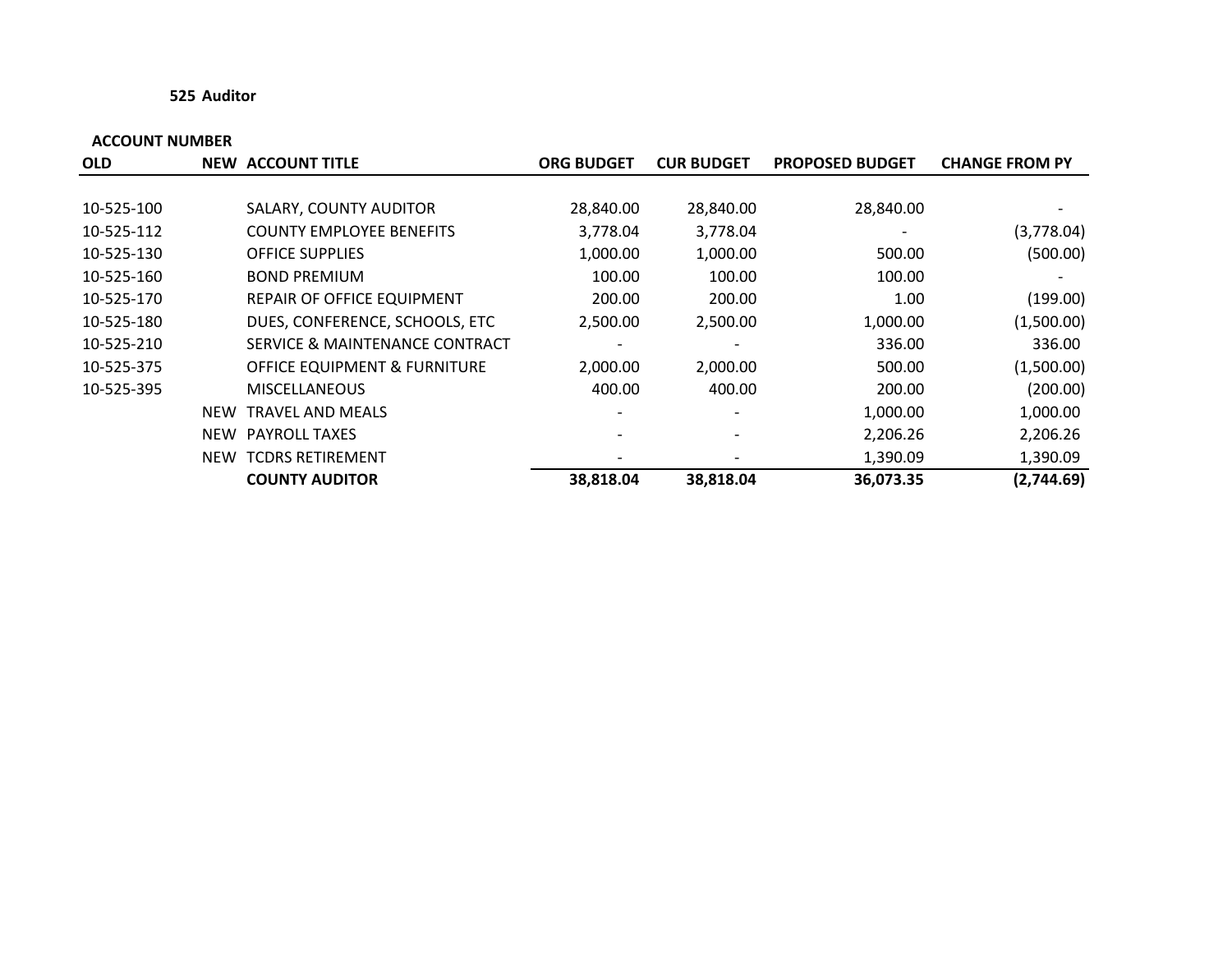**525 Auditor**

| ACCOUNT NUMBER | | | | | | |
|---|---|---|---|---|---|---|
| **OLD** | **NEW** | **ACCOUNT TITLE** | **ORG BUDGET** | **CUR BUDGET** | **PROPOSED BUDGET** | **CHANGE FROM PY** |
| 10-525-100 | | SALARY, COUNTY AUDITOR | 28,840.00 | 28,840.00 | 28,840.00 | - |
| 10-525-112 | | COUNTY EMPLOYEE BENEFITS | 3,778.04 | 3,778.04 | - | (3,778.04) |
| 10-525-130 | | OFFICE SUPPLIES | 1,000.00 | 1,000.00 | 500.00 | (500.00) |
| 10-525-160 | | BOND PREMIUM | 100.00 | 100.00 | 100.00 | - |
| 10-525-170 | | REPAIR OF OFFICE EQUIPMENT | 200.00 | 200.00 | 1.00 | (199.00) |
| 10-525-180 | | DUES, CONFERENCE, SCHOOLS, ETC | 2,500.00 | 2,500.00 | 1,000.00 | (1,500.00) |
| 10-525-210 | | SERVICE & MAINTENANCE CONTRACT | - | - | 336.00 | 336.00 |
| 10-525-375 | | OFFICE EQUIPMENT & FURNITURE | 2,000.00 | 2,000.00 | 500.00 | (1,500.00) |
| 10-525-395 | | MISCELLANEOUS | 400.00 | 400.00 | 200.00 | (200.00) |
| | NEW | TRAVEL AND MEALS | - | - | 1,000.00 | 1,000.00 |
| | NEW | PAYROLL TAXES | - | - | 2,206.26 | 2,206.26 |
| | NEW | TCDRS RETIREMENT | - | - | 1,390.09 | 1,390.09 |
| | | **COUNTY AUDITOR** | **38,818.04** | **38,818.04** | **36,073.35** | **(2,744.69)** |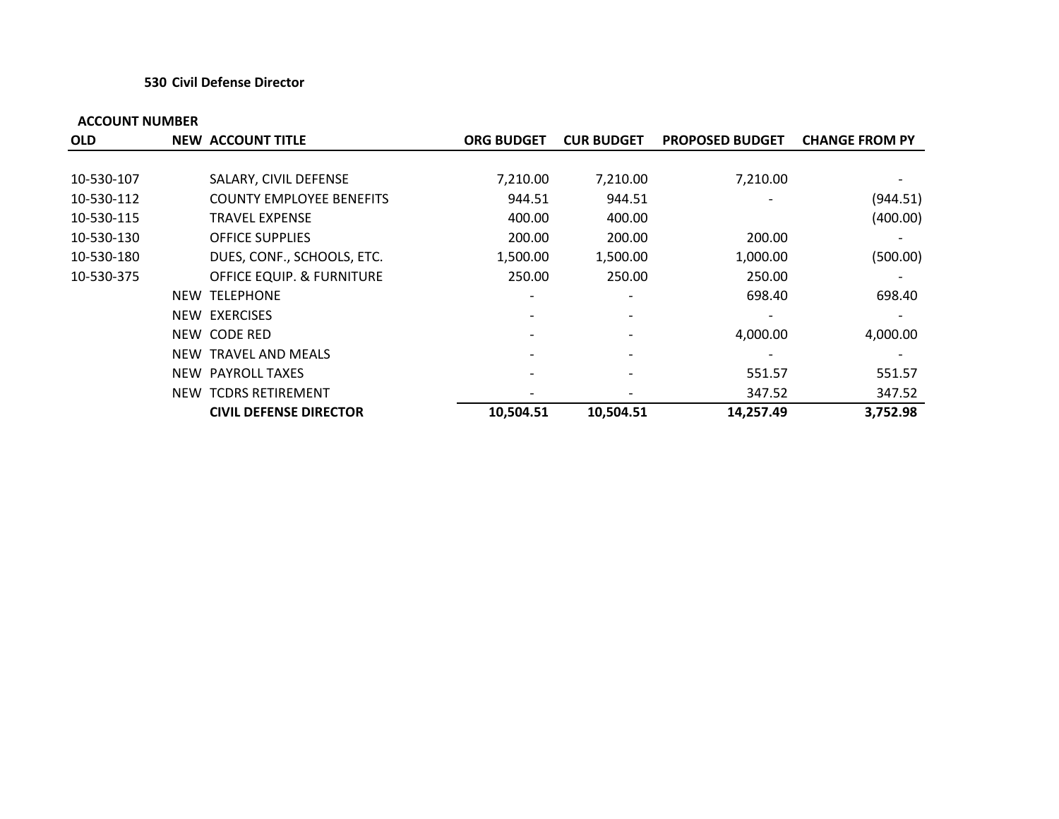**530 Civil Defense Director**

| ACCOUNT NUMBER | | | | | | |
|---|---|---|---|---|---|---|
| OLD | NEW | ACCOUNT TITLE | ORG BUDGET | CUR BUDGET | PROPOSED BUDGET | CHANGE FROM PY |
| 10-530-107 | | SALARY, CIVIL DEFENSE | 7,210.00 | 7,210.00 | 7,210.00 | - |
| 10-530-112 | | COUNTY EMPLOYEE BENEFITS | 944.51 | 944.51 | - | (944.51) |
| 10-530-115 | | TRAVEL EXPENSE | 400.00 | 400.00 | | (400.00) |
| 10-530-130 | | OFFICE SUPPLIES | 200.00 | 200.00 | 200.00 | - |
| 10-530-180 | | DUES, CONF., SCHOOLS, ETC. | 1,500.00 | 1,500.00 | 1,000.00 | (500.00) |
| 10-530-375 | | OFFICE EQUIP. & FURNITURE | 250.00 | 250.00 | 250.00 | - |
| | NEW | TELEPHONE | - | - | 698.40 | 698.40 |
| | NEW | EXERCISES | - | - | - | - |
| | NEW | CODE RED | - | - | 4,000.00 | 4,000.00 |
| | NEW | TRAVEL AND MEALS | - | - | - | - |
| | NEW | PAYROLL TAXES | - | - | 551.57 | 551.57 |
| | NEW | TCDRS RETIREMENT | - | - | 347.52 | 347.52 |
| | | **CIVIL DEFENSE DIRECTOR** | **10,504.51** | **10,504.51** | **14,257.49** | **3,752.98** |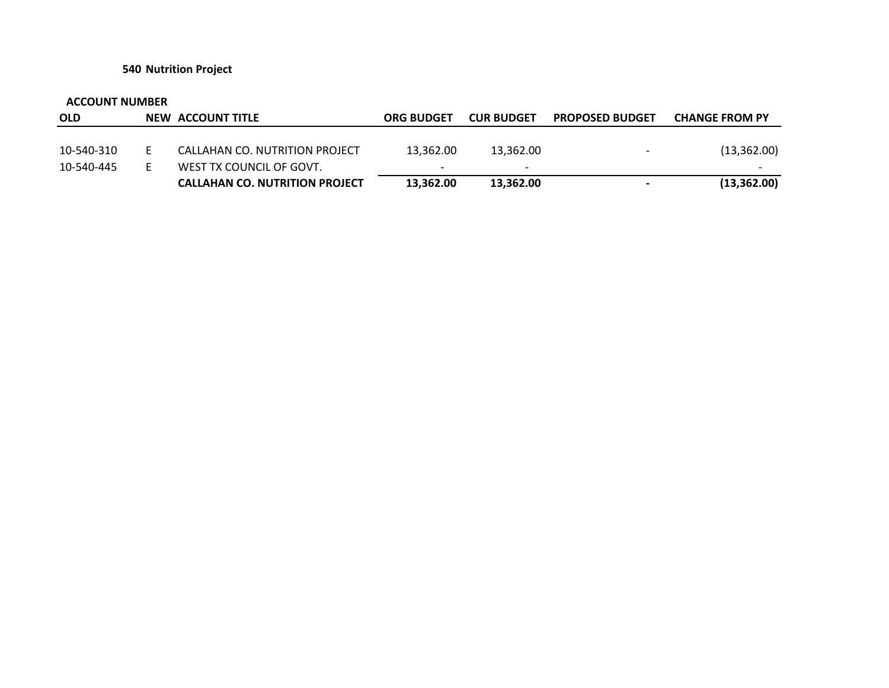**540 Nutrition Project**

| ACCOUNT NUMBER | | | | | | |
|---|---|---|---|---|---|---|
| OLD | NEW | ACCOUNT TITLE | ORG BUDGET | CUR BUDGET | PROPOSED BUDGET | CHANGE FROM PY |
| 10-540-310 | E | CALLAHAN CO. NUTRITION PROJECT | 13,362.00 | 13,362.00 | - | (13,362.00) |
| 10-540-445 | E | WEST TX COUNCIL OF GOVT. | - | - | | - |
| | | **CALLAHAN CO. NUTRITION PROJECT** | **13,362.00** | **13,362.00** | **-** | **(13,362.00)** |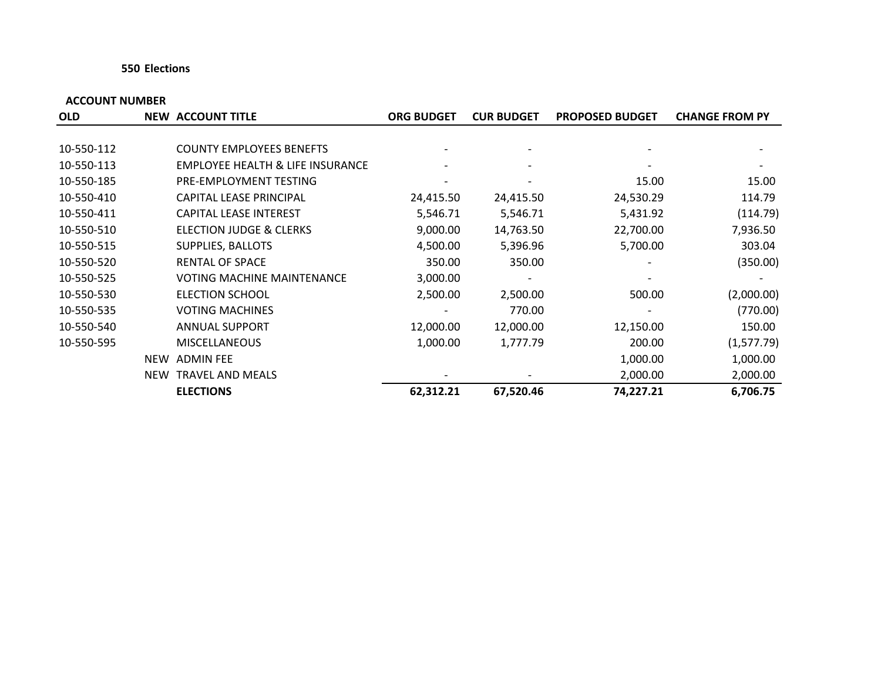**550 Elections**

| ACCOUNT NUMBER | | | | | | |
|---|---|---|---|---|---|---|
| **OLD** | **NEW** | **ACCOUNT TITLE** | **ORG BUDGET** | **CUR BUDGET** | **PROPOSED BUDGET** | **CHANGE FROM PY** |
| 10-550-112 | | COUNTY EMPLOYEES BENEFTS | - | - | - | - |
| 10-550-113 | | EMPLOYEE HEALTH & LIFE INSURANCE | - | - | - | - |
| 10-550-185 | | PRE-EMPLOYMENT TESTING | - | - | 15.00 | 15.00 |
| 10-550-410 | | CAPITAL LEASE PRINCIPAL | 24,415.50 | 24,415.50 | 24,530.29 | 114.79 |
| 10-550-411 | | CAPITAL LEASE INTEREST | 5,546.71 | 5,546.71 | 5,431.92 | (114.79) |
| 10-550-510 | | ELECTION JUDGE & CLERKS | 9,000.00 | 14,763.50 | 22,700.00 | 7,936.50 |
| 10-550-515 | | SUPPLIES, BALLOTS | 4,500.00 | 5,396.96 | 5,700.00 | 303.04 |
| 10-550-520 | | RENTAL OF SPACE | 350.00 | 350.00 | - | (350.00) |
| 10-550-525 | | VOTING MACHINE MAINTENANCE | 3,000.00 | - | - | - |
| 10-550-530 | | ELECTION SCHOOL | 2,500.00 | 2,500.00 | 500.00 | (2,000.00) |
| 10-550-535 | | VOTING MACHINES | - | 770.00 | - | (770.00) |
| 10-550-540 | | ANNUAL SUPPORT | 12,000.00 | 12,000.00 | 12,150.00 | 150.00 |
| 10-550-595 | | MISCELLANEOUS | 1,000.00 | 1,777.79 | 200.00 | (1,577.79) |
| | NEW | ADMIN FEE | | | 1,000.00 | 1,000.00 |
| | NEW | TRAVEL AND MEALS | - | - | 2,000.00 | 2,000.00 |
| | | **ELECTIONS** | **62,312.21** | **67,520.46** | **74,227.21** | **6,706.75** |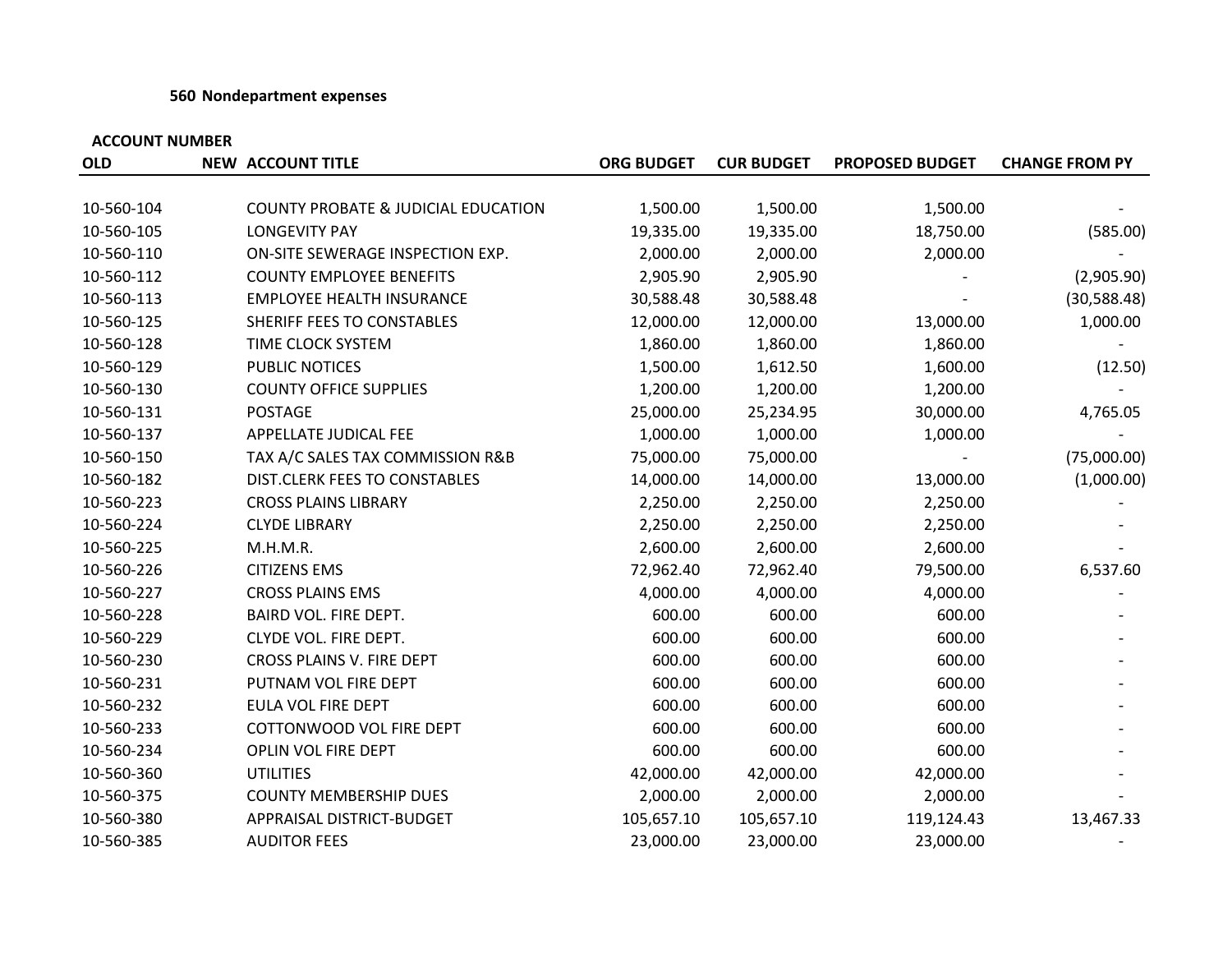**560 Nondepartment expenses**

| ACCOUNT NUMBER | | | | | | |
|---|---|---|---|---|---|---|
| **OLD** | **NEW** | **ACCOUNT TITLE** | **ORG BUDGET** | **CUR BUDGET** | **PROPOSED BUDGET** | **CHANGE FROM PY** |
| 10-560-104 | | COUNTY PROBATE & JUDICIAL EDUCATION | 1,500.00 | 1,500.00 | 1,500.00 | - |
| 10-560-105 | | LONGEVITY PAY | 19,335.00 | 19,335.00 | 18,750.00 | (585.00) |
| 10-560-110 | | ON-SITE SEWERAGE INSPECTION EXP. | 2,000.00 | 2,000.00 | 2,000.00 | - |
| 10-560-112 | | COUNTY EMPLOYEE BENEFITS | 2,905.90 | 2,905.90 | - | (2,905.90) |
| 10-560-113 | | EMPLOYEE HEALTH INSURANCE | 30,588.48 | 30,588.48 | - | (30,588.48) |
| 10-560-125 | | SHERIFF FEES TO CONSTABLES | 12,000.00 | 12,000.00 | 13,000.00 | 1,000.00 |
| 10-560-128 | | TIME CLOCK SYSTEM | 1,860.00 | 1,860.00 | 1,860.00 | - |
| 10-560-129 | | PUBLIC NOTICES | 1,500.00 | 1,612.50 | 1,600.00 | (12.50) |
| 10-560-130 | | COUNTY OFFICE SUPPLIES | 1,200.00 | 1,200.00 | 1,200.00 | - |
| 10-560-131 | | POSTAGE | 25,000.00 | 25,234.95 | 30,000.00 | 4,765.05 |
| 10-560-137 | | APPELLATE JUDICAL FEE | 1,000.00 | 1,000.00 | 1,000.00 | - |
| 10-560-150 | | TAX A/C SALES TAX COMMISSION R&B | 75,000.00 | 75,000.00 | - | (75,000.00) |
| 10-560-182 | | DIST.CLERK FEES TO CONSTABLES | 14,000.00 | 14,000.00 | 13,000.00 | (1,000.00) |
| 10-560-223 | | CROSS PLAINS LIBRARY | 2,250.00 | 2,250.00 | 2,250.00 | - |
| 10-560-224 | | CLYDE LIBRARY | 2,250.00 | 2,250.00 | 2,250.00 | - |
| 10-560-225 | | M.H.M.R. | 2,600.00 | 2,600.00 | 2,600.00 | - |
| 10-560-226 | | CITIZENS EMS | 72,962.40 | 72,962.40 | 79,500.00 | 6,537.60 |
| 10-560-227 | | CROSS PLAINS EMS | 4,000.00 | 4,000.00 | 4,000.00 | - |
| 10-560-228 | | BAIRD VOL. FIRE DEPT. | 600.00 | 600.00 | 600.00 | - |
| 10-560-229 | | CLYDE VOL. FIRE DEPT. | 600.00 | 600.00 | 600.00 | - |
| 10-560-230 | | CROSS PLAINS V. FIRE DEPT | 600.00 | 600.00 | 600.00 | - |
| 10-560-231 | | PUTNAM VOL FIRE DEPT | 600.00 | 600.00 | 600.00 | - |
| 10-560-232 | | EULA VOL FIRE DEPT | 600.00 | 600.00 | 600.00 | - |
| 10-560-233 | | COTTONWOOD VOL FIRE DEPT | 600.00 | 600.00 | 600.00 | - |
| 10-560-234 | | OPLIN VOL FIRE DEPT | 600.00 | 600.00 | 600.00 | - |
| 10-560-360 | | UTILITIES | 42,000.00 | 42,000.00 | 42,000.00 | - |
| 10-560-375 | | COUNTY MEMBERSHIP DUES | 2,000.00 | 2,000.00 | 2,000.00 | - |
| 10-560-380 | | APPRAISAL DISTRICT-BUDGET | 105,657.10 | 105,657.10 | 119,124.43 | 13,467.33 |
| 10-560-385 | | AUDITOR FEES | 23,000.00 | 23,000.00 | 23,000.00 | - |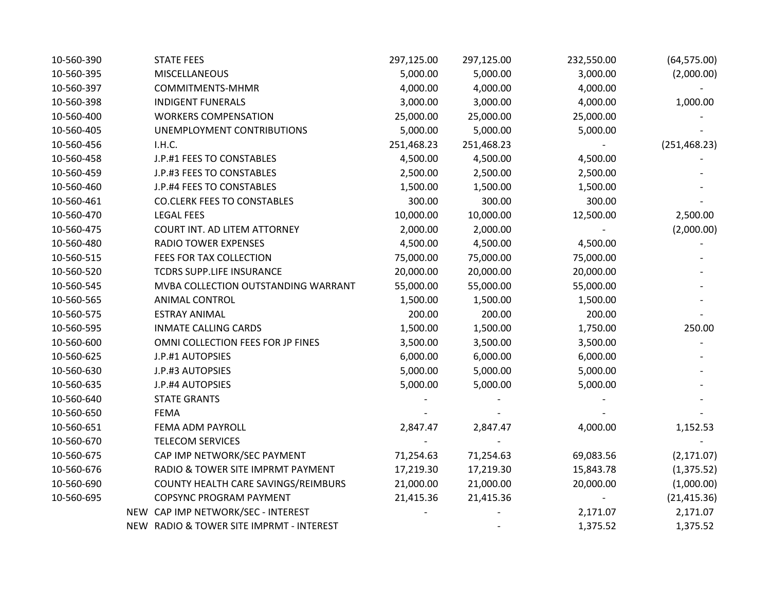| | | | | | |
|---|---|---|---|---|---|
| 10-560-390 | STATE FEES | 297,125.00 | 297,125.00 | 232,550.00 | (64,575.00) |
| 10-560-395 | MISCELLANEOUS | 5,000.00 | 5,000.00 | 3,000.00 | (2,000.00) |
| 10-560-397 | COMMITMENTS-MHMR | 4,000.00 | 4,000.00 | 4,000.00 | - |
| 10-560-398 | INDIGENT FUNERALS | 3,000.00 | 3,000.00 | 4,000.00 | 1,000.00 |
| 10-560-400 | WORKERS COMPENSATION | 25,000.00 | 25,000.00 | 25,000.00 | - |
| 10-560-405 | UNEMPLOYMENT CONTRIBUTIONS | 5,000.00 | 5,000.00 | 5,000.00 | - |
| 10-560-456 | I.H.C. | 251,468.23 | 251,468.23 | - | (251,468.23) |
| 10-560-458 | J.P.#1 FEES TO CONSTABLES | 4,500.00 | 4,500.00 | 4,500.00 | - |
| 10-560-459 | J.P.#3 FEES TO CONSTABLES | 2,500.00 | 2,500.00 | 2,500.00 | - |
| 10-560-460 | J.P.#4 FEES TO CONSTABLES | 1,500.00 | 1,500.00 | 1,500.00 | - |
| 10-560-461 | CO.CLERK FEES TO CONSTABLES | 300.00 | 300.00 | 300.00 | - |
| 10-560-470 | LEGAL FEES | 10,000.00 | 10,000.00 | 12,500.00 | 2,500.00 |
| 10-560-475 | COURT INT. AD LITEM ATTORNEY | 2,000.00 | 2,000.00 | - | (2,000.00) |
| 10-560-480 | RADIO TOWER EXPENSES | 4,500.00 | 4,500.00 | 4,500.00 | - |
| 10-560-515 | FEES FOR TAX COLLECTION | 75,000.00 | 75,000.00 | 75,000.00 | - |
| 10-560-520 | TCDRS SUPP.LIFE INSURANCE | 20,000.00 | 20,000.00 | 20,000.00 | - |
| 10-560-545 | MVBA COLLECTION OUTSTANDING WARRANT | 55,000.00 | 55,000.00 | 55,000.00 | - |
| 10-560-565 | ANIMAL CONTROL | 1,500.00 | 1,500.00 | 1,500.00 | - |
| 10-560-575 | ESTRAY ANIMAL | 200.00 | 200.00 | 200.00 | - |
| 10-560-595 | INMATE CALLING CARDS | 1,500.00 | 1,500.00 | 1,750.00 | 250.00 |
| 10-560-600 | OMNI COLLECTION FEES FOR JP FINES | 3,500.00 | 3,500.00 | 3,500.00 | - |
| 10-560-625 | J.P.#1 AUTOPSIES | 6,000.00 | 6,000.00 | 6,000.00 | - |
| 10-560-630 | J.P.#3 AUTOPSIES | 5,000.00 | 5,000.00 | 5,000.00 | - |
| 10-560-635 | J.P.#4 AUTOPSIES | 5,000.00 | 5,000.00 | 5,000.00 | - |
| 10-560-640 | STATE GRANTS | - | - | - | - |
| 10-560-650 | FEMA | - | - | - | - |
| 10-560-651 | FEMA ADM PAYROLL | 2,847.47 | 2,847.47 | 4,000.00 | 1,152.53 |
| 10-560-670 | TELECOM SERVICES | - | - | | - |
| 10-560-675 | CAP IMP NETWORK/SEC PAYMENT | 71,254.63 | 71,254.63 | 69,083.56 | (2,171.07) |
| 10-560-676 | RADIO & TOWER SITE IMPRMT PAYMENT | 17,219.30 | 17,219.30 | 15,843.78 | (1,375.52) |
| 10-560-690 | COUNTY HEALTH CARE SAVINGS/REIMBURS | 21,000.00 | 21,000.00 | 20,000.00 | (1,000.00) |
| 10-560-695 | COPSYNC PROGRAM PAYMENT | 21,415.36 | 21,415.36 | - | (21,415.36) |
| NEW | CAP IMP NETWORK/SEC - INTEREST | - | - | 2,171.07 | 2,171.07 |
| NEW | RADIO & TOWER SITE IMPRMT - INTEREST | | - | 1,375.52 | 1,375.52 |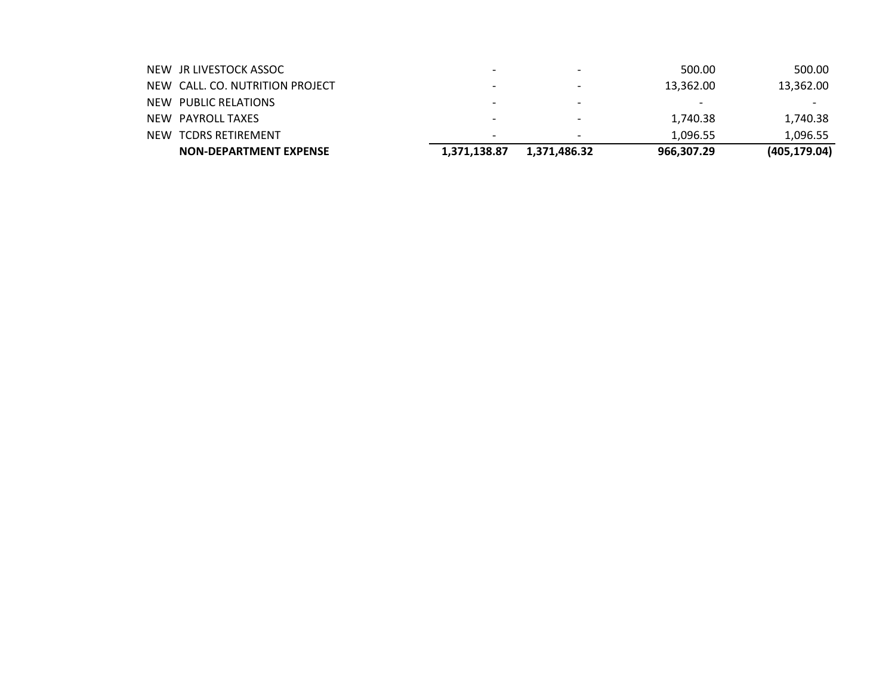| | | | | | |
|---|---|---|---|---|---|
| NEW | JR LIVESTOCK ASSOC | - | - | 500.00 | 500.00 |
| NEW | CALL. CO. NUTRITION PROJECT | - | - | 13,362.00 | 13,362.00 |
| NEW | PUBLIC RELATIONS | - | - | - | - |
| NEW | PAYROLL TAXES | - | - | 1,740.38 | 1,740.38 |
| NEW | TCDRS RETIREMENT | - | - | 1,096.55 | 1,096.55 |
| | **NON-DEPARTMENT EXPENSE** | **1,371,138.87** | **1,371,486.32** | **966,307.29** | **(405,179.04)** |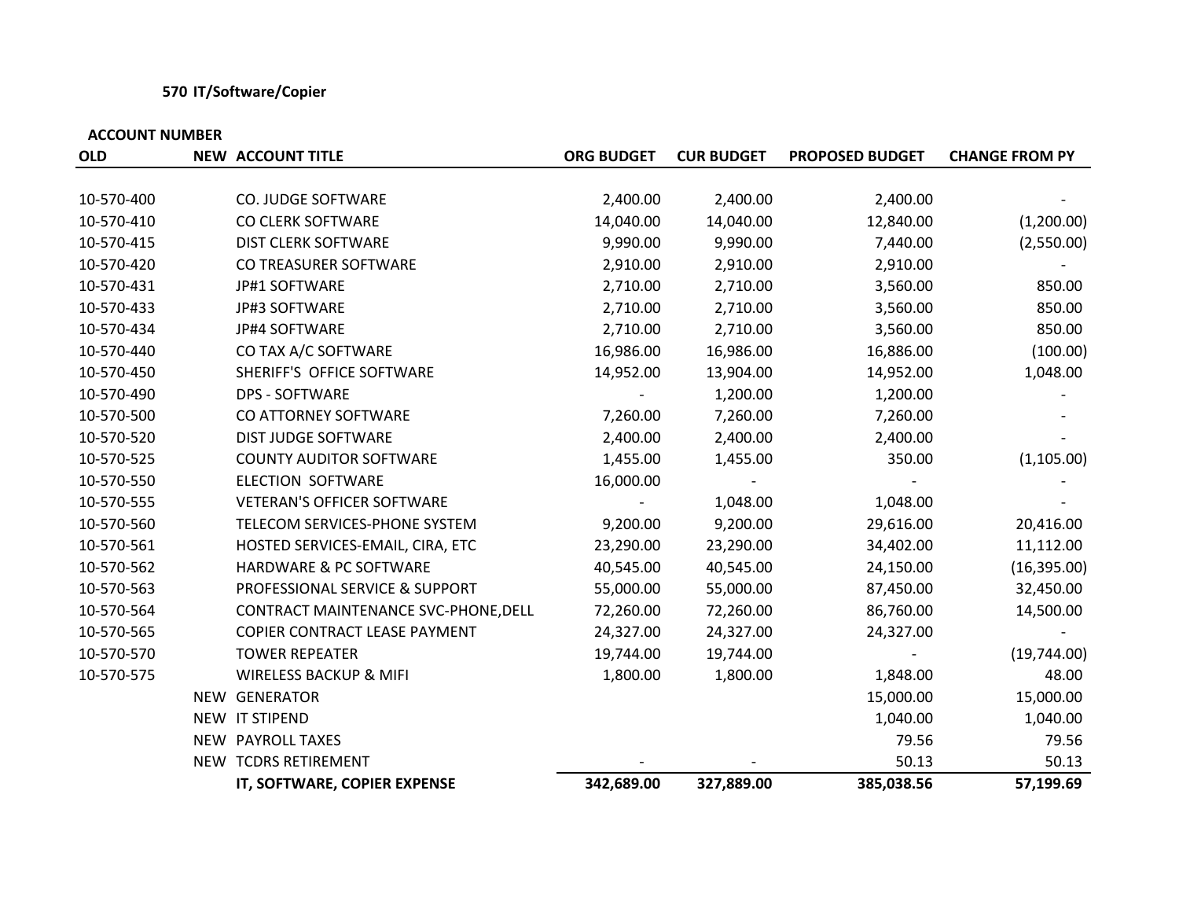**570 IT/Software/Copier**

| ACCOUNT NUMBER | | | | | | |
|---|---|---|---|---|---|---|
| **OLD** | **NEW** | **ACCOUNT TITLE** | **ORG BUDGET** | **CUR BUDGET** | **PROPOSED BUDGET** | **CHANGE FROM PY** |
| 10-570-400 | | CO. JUDGE SOFTWARE | 2,400.00 | 2,400.00 | 2,400.00 | - |
| 10-570-410 | | CO CLERK SOFTWARE | 14,040.00 | 14,040.00 | 12,840.00 | (1,200.00) |
| 10-570-415 | | DIST CLERK SOFTWARE | 9,990.00 | 9,990.00 | 7,440.00 | (2,550.00) |
| 10-570-420 | | CO TREASURER SOFTWARE | 2,910.00 | 2,910.00 | 2,910.00 | - |
| 10-570-431 | | JP#1 SOFTWARE | 2,710.00 | 2,710.00 | 3,560.00 | 850.00 |
| 10-570-433 | | JP#3 SOFTWARE | 2,710.00 | 2,710.00 | 3,560.00 | 850.00 |
| 10-570-434 | | JP#4 SOFTWARE | 2,710.00 | 2,710.00 | 3,560.00 | 850.00 |
| 10-570-440 | | CO TAX A/C SOFTWARE | 16,986.00 | 16,986.00 | 16,886.00 | (100.00) |
| 10-570-450 | | SHERIFF'S OFFICE SOFTWARE | 14,952.00 | 13,904.00 | 14,952.00 | 1,048.00 |
| 10-570-490 | | DPS - SOFTWARE | - | 1,200.00 | 1,200.00 | - |
| 10-570-500 | | CO ATTORNEY SOFTWARE | 7,260.00 | 7,260.00 | 7,260.00 | - |
| 10-570-520 | | DIST JUDGE SOFTWARE | 2,400.00 | 2,400.00 | 2,400.00 | - |
| 10-570-525 | | COUNTY AUDITOR SOFTWARE | 1,455.00 | 1,455.00 | 350.00 | (1,105.00) |
| 10-570-550 | | ELECTION SOFTWARE | 16,000.00 | - | - | - |
| 10-570-555 | | VETERAN'S OFFICER SOFTWARE | - | 1,048.00 | 1,048.00 | - |
| 10-570-560 | | TELECOM SERVICES-PHONE SYSTEM | 9,200.00 | 9,200.00 | 29,616.00 | 20,416.00 |
| 10-570-561 | | HOSTED SERVICES-EMAIL, CIRA, ETC | 23,290.00 | 23,290.00 | 34,402.00 | 11,112.00 |
| 10-570-562 | | HARDWARE & PC SOFTWARE | 40,545.00 | 40,545.00 | 24,150.00 | (16,395.00) |
| 10-570-563 | | PROFESSIONAL SERVICE & SUPPORT | 55,000.00 | 55,000.00 | 87,450.00 | 32,450.00 |
| 10-570-564 | | CONTRACT MAINTENANCE SVC-PHONE,DELL | 72,260.00 | 72,260.00 | 86,760.00 | 14,500.00 |
| 10-570-565 | | COPIER CONTRACT LEASE PAYMENT | 24,327.00 | 24,327.00 | 24,327.00 | - |
| 10-570-570 | | TOWER REPEATER | 19,744.00 | 19,744.00 | - | (19,744.00) |
| 10-570-575 | | WIRELESS BACKUP & MIFI | 1,800.00 | 1,800.00 | 1,848.00 | 48.00 |
| | NEW | GENERATOR | | | 15,000.00 | 15,000.00 |
| | NEW | IT STIPEND | | | 1,040.00 | 1,040.00 |
| | NEW | PAYROLL TAXES | | | 79.56 | 79.56 |
| | NEW | TCDRS RETIREMENT | - | - | 50.13 | 50.13 |
| | | **IT, SOFTWARE, COPIER EXPENSE** | **342,689.00** | **327,889.00** | **385,038.56** | **57,199.69** |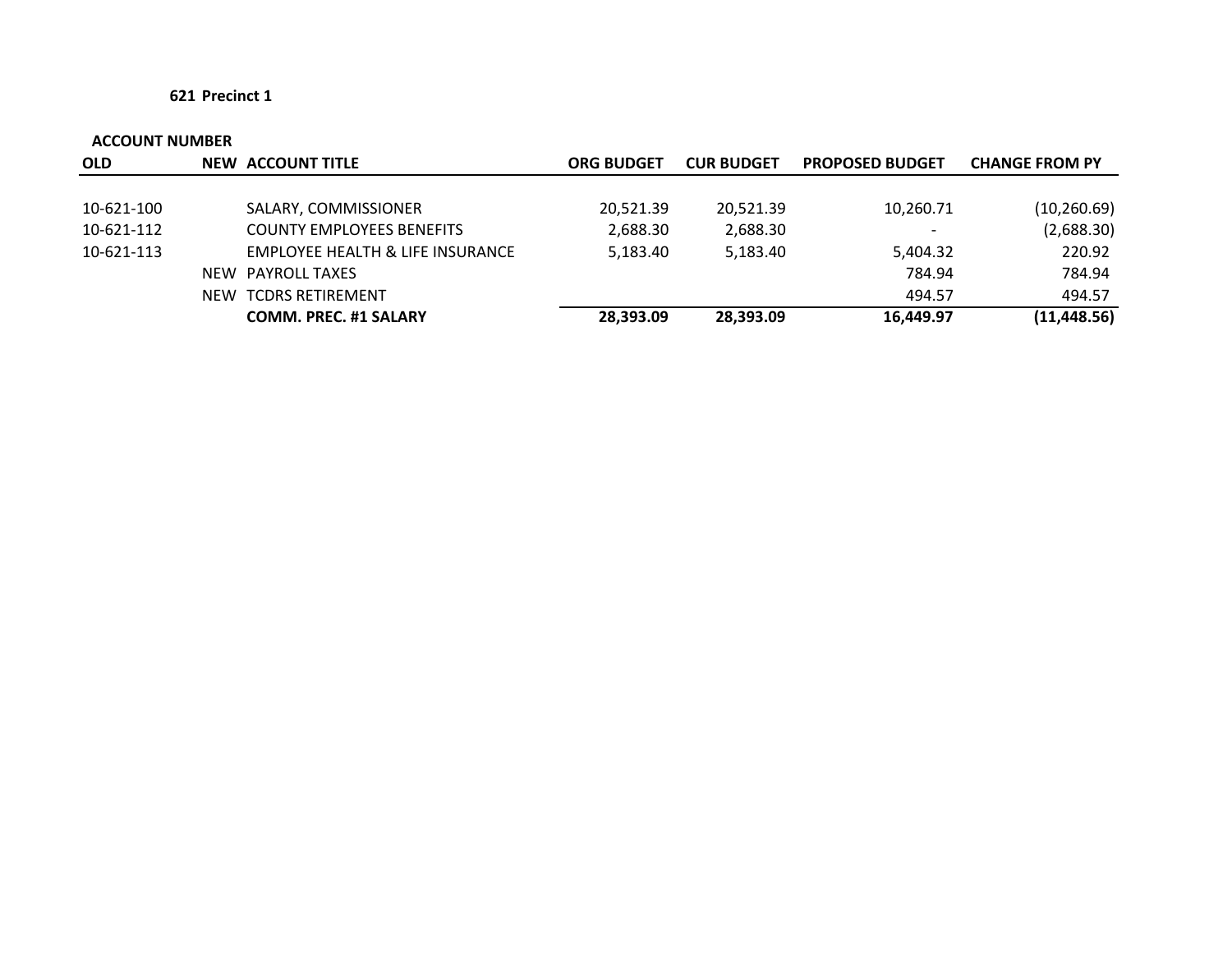**621 Precinct 1**

| ACCOUNT NUMBER | | | | | | |
|---|---|---|---|---|---|---|
| **OLD** | **NEW** | **ACCOUNT TITLE** | **ORG BUDGET** | **CUR BUDGET** | **PROPOSED BUDGET** | **CHANGE FROM PY** |
| 10-621-100 | | SALARY, COMMISSIONER | 20,521.39 | 20,521.39 | 10,260.71 | (10,260.69) |
| 10-621-112 | | COUNTY EMPLOYEES BENEFITS | 2,688.30 | 2,688.30 | - | (2,688.30) |
| 10-621-113 | | EMPLOYEE HEALTH & LIFE INSURANCE | 5,183.40 | 5,183.40 | 5,404.32 | 220.92 |
| | NEW | PAYROLL TAXES | | | 784.94 | 784.94 |
| | NEW | TCDRS RETIREMENT | | | 494.57 | 494.57 |
| | | **COMM. PREC. #1 SALARY** | **28,393.09** | **28,393.09** | **16,449.97** | **(11,448.56)** |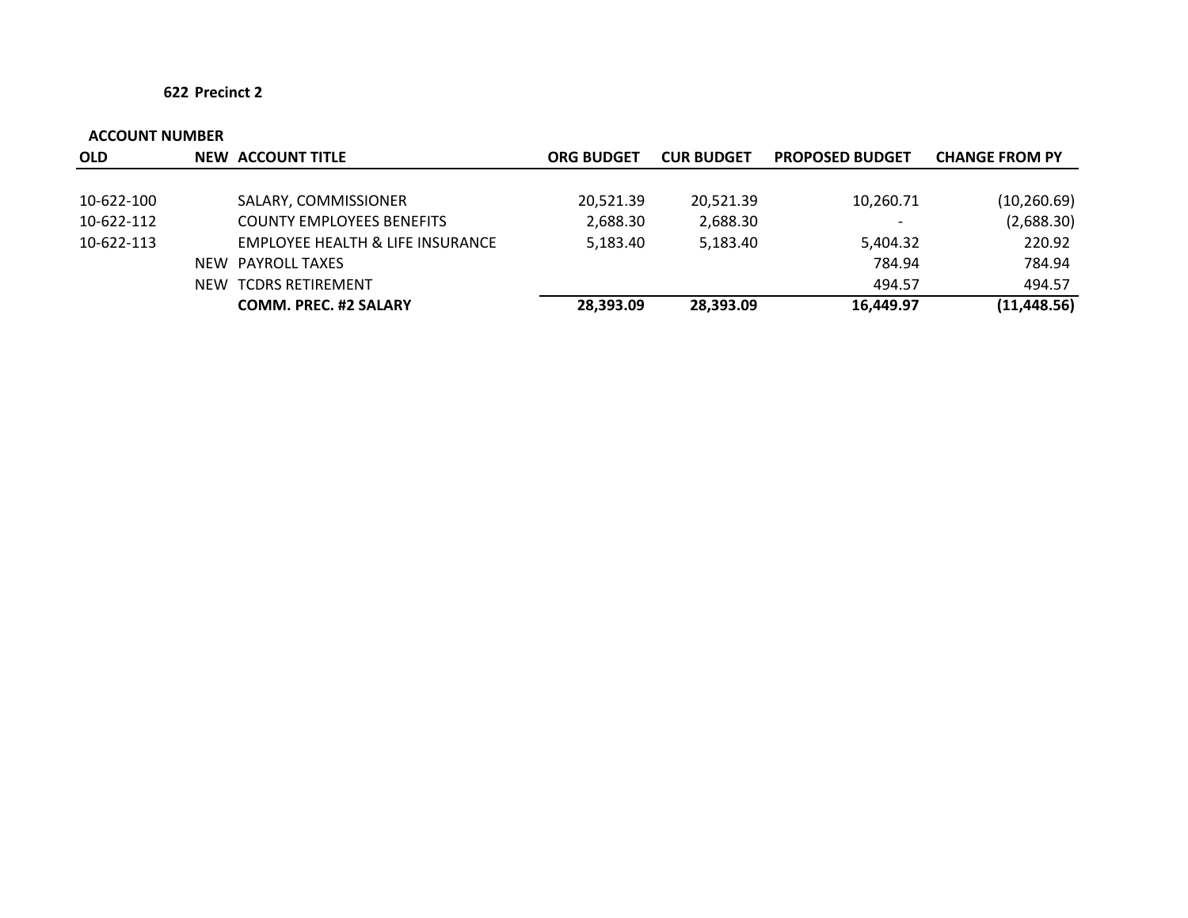**622 Precinct 2**

| ACCOUNT NUMBER | | | | | | |
|---|---|---|---|---|---|---|
| **OLD** | **NEW** | **ACCOUNT TITLE** | **ORG BUDGET** | **CUR BUDGET** | **PROPOSED BUDGET** | **CHANGE FROM PY** |
| 10-622-100 | | SALARY, COMMISSIONER | 20,521.39 | 20,521.39 | 10,260.71 | (10,260.69) |
| 10-622-112 | | COUNTY EMPLOYEES BENEFITS | 2,688.30 | 2,688.30 | - | (2,688.30) |
| 10-622-113 | | EMPLOYEE HEALTH & LIFE INSURANCE | 5,183.40 | 5,183.40 | 5,404.32 | 220.92 |
| | NEW | PAYROLL TAXES | | | 784.94 | 784.94 |
| | NEW | TCDRS RETIREMENT | | | 494.57 | 494.57 |
| | | **COMM. PREC. #2 SALARY** | **28,393.09** | **28,393.09** | **16,449.97** | **(11,448.56)** |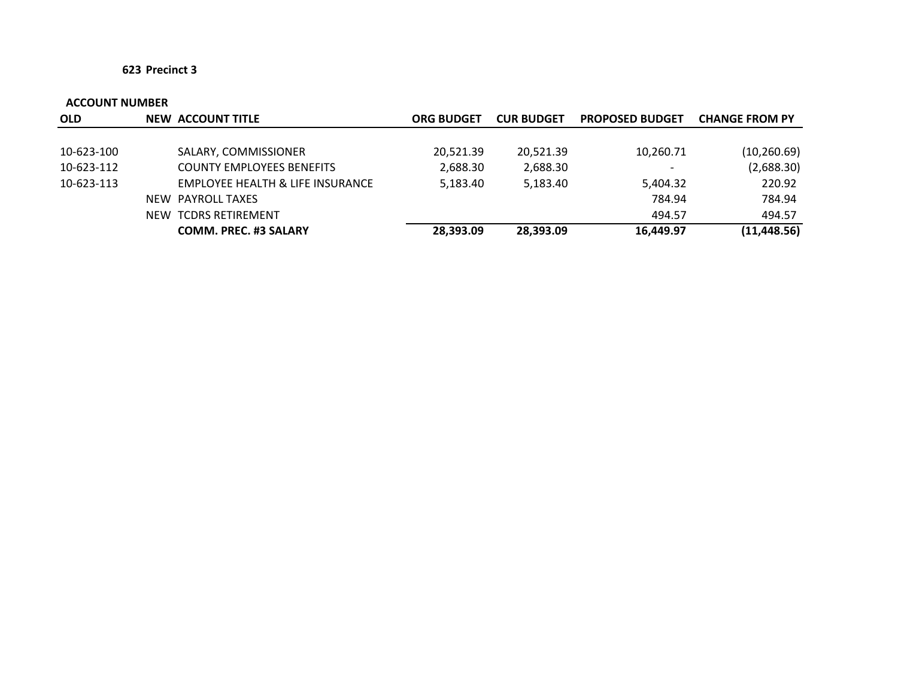**623 Precinct 3**

| ACCOUNT NUMBER | | | | | | |
|---|---|---|---|---|---|---|
| **OLD** | **NEW** | **ACCOUNT TITLE** | **ORG BUDGET** | **CUR BUDGET** | **PROPOSED BUDGET** | **CHANGE FROM PY** |
| 10-623-100 | | SALARY, COMMISSIONER | 20,521.39 | 20,521.39 | 10,260.71 | (10,260.69) |
| 10-623-112 | | COUNTY EMPLOYEES BENEFITS | 2,688.30 | 2,688.30 | - | (2,688.30) |
| 10-623-113 | | EMPLOYEE HEALTH & LIFE INSURANCE | 5,183.40 | 5,183.40 | 5,404.32 | 220.92 |
| | NEW | PAYROLL TAXES | | | 784.94 | 784.94 |
| | NEW | TCDRS RETIREMENT | | | 494.57 | 494.57 |
| | | **COMM. PREC. #3 SALARY** | **28,393.09** | **28,393.09** | **16,449.97** | **(11,448.56)** |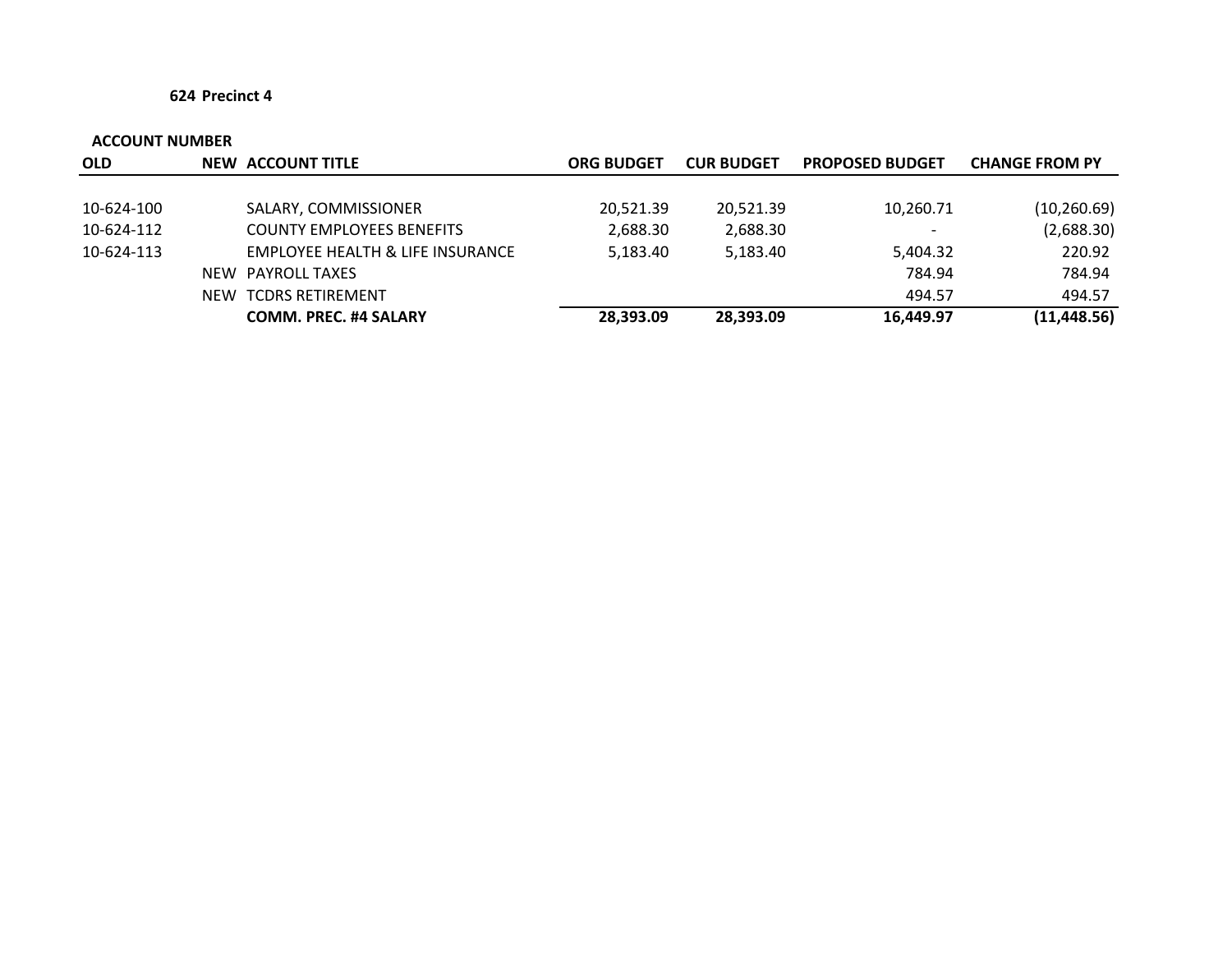**624 Precinct 4**

| ACCOUNT NUMBER | | | | | | |
|---|---|---|---|---|---|---|
| **OLD** | **NEW** | **ACCOUNT TITLE** | **ORG BUDGET** | **CUR BUDGET** | **PROPOSED BUDGET** | **CHANGE FROM PY** |
| 10-624-100 | | SALARY, COMMISSIONER | 20,521.39 | 20,521.39 | 10,260.71 | (10,260.69) |
| 10-624-112 | | COUNTY EMPLOYEES BENEFITS | 2,688.30 | 2,688.30 | - | (2,688.30) |
| 10-624-113 | | EMPLOYEE HEALTH & LIFE INSURANCE | 5,183.40 | 5,183.40 | 5,404.32 | 220.92 |
| | NEW | PAYROLL TAXES | | | 784.94 | 784.94 |
| | NEW | TCDRS RETIREMENT | | | 494.57 | 494.57 |
| | | **COMM. PREC. #4 SALARY** | **28,393.09** | **28,393.09** | **16,449.97** | **(11,448.56)** |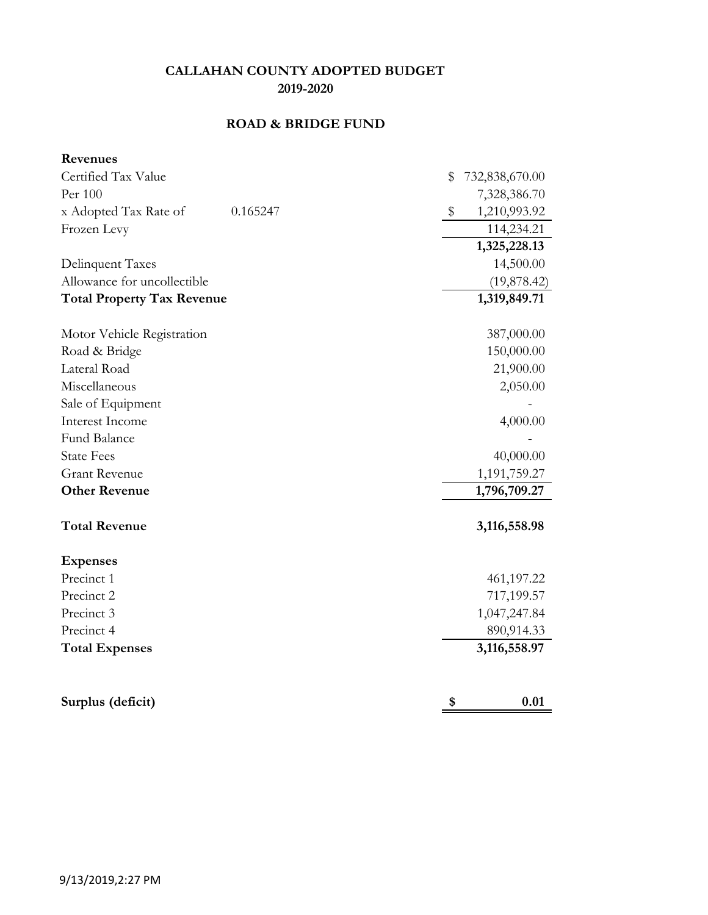# CALLAHAN COUNTY ADOPTED BUDGET
## 2019-2020

## ROAD & BRIDGE FUND

| | | |
|---|---|---|
| **Revenues** | | |
| Certified Tax Value | | $ 732,838,670.00 |
| Per 100 | | 7,328,386.70 |
| x Adopted Tax Rate of | 0.165247 | $ 1,210,993.92 |
| Frozen Levy | | 114,234.21 |
| | | **1,325,228.13** |
| Delinquent Taxes | | 14,500.00 |
| Allowance for uncollectible | | (19,878.42) |
| **Total Property Tax Revenue** | | **1,319,849.71** |
| Motor Vehicle Registration | | 387,000.00 |
| Road & Bridge | | 150,000.00 |
| Lateral Road | | 21,900.00 |
| Miscellaneous | | 2,050.00 |
| Sale of Equipment | | - |
| Interest Income | | 4,000.00 |
| Fund Balance | | - |
| State Fees | | 40,000.00 |
| Grant Revenue | | 1,191,759.27 |
| **Other Revenue** | | **1,796,709.27** |
| **Total Revenue** | | **3,116,558.98** |
| **Expenses** | | |
| Precinct 1 | | 461,197.22 |
| Precinct 2 | | 717,199.57 |
| Precinct 3 | | 1,047,247.84 |
| Precinct 4 | | 890,914.33 |
| **Total Expenses** | | **3,116,558.97** |
| **Surplus (deficit)** | | **$ 0.01** |

9/13/2019,2:27 PM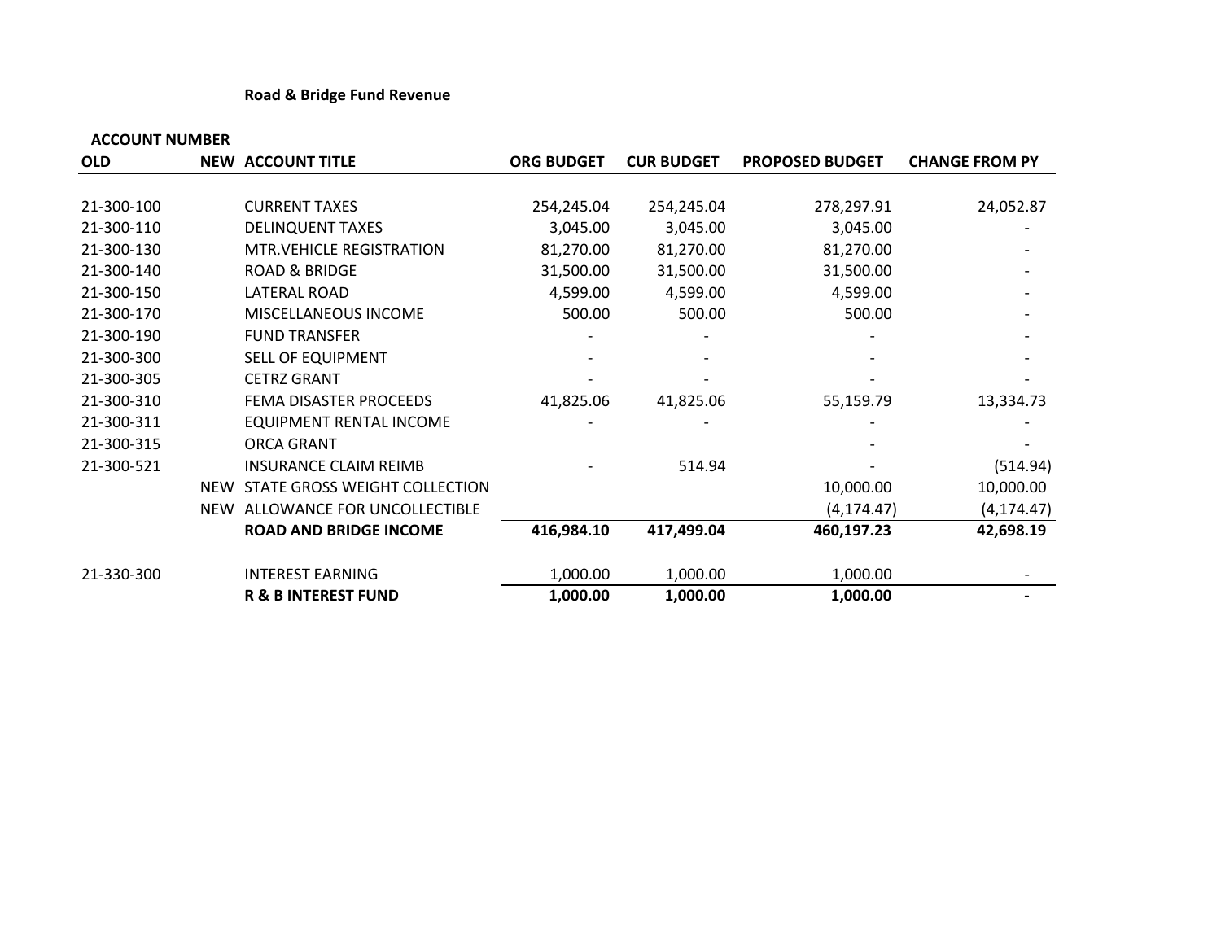## Road & Bridge Fund Revenue

| ACCOUNT NUMBER | | | | | | |
|---|---|---|---|---|---|---|
| OLD | NEW | ACCOUNT TITLE | ORG BUDGET | CUR BUDGET | PROPOSED BUDGET | CHANGE FROM PY |
| 21-300-100 | | CURRENT TAXES | 254,245.04 | 254,245.04 | 278,297.91 | 24,052.87 |
| 21-300-110 | | DELINQUENT TAXES | 3,045.00 | 3,045.00 | 3,045.00 | - |
| 21-300-130 | | MTR.VEHICLE REGISTRATION | 81,270.00 | 81,270.00 | 81,270.00 | - |
| 21-300-140 | | ROAD & BRIDGE | 31,500.00 | 31,500.00 | 31,500.00 | - |
| 21-300-150 | | LATERAL ROAD | 4,599.00 | 4,599.00 | 4,599.00 | - |
| 21-300-170 | | MISCELLANEOUS INCOME | 500.00 | 500.00 | 500.00 | - |
| 21-300-190 | | FUND TRANSFER | - | - | - | - |
| 21-300-300 | | SELL OF EQUIPMENT | - | - | - | - |
| 21-300-305 | | CETRZ GRANT | - | - | - | - |
| 21-300-310 | | FEMA DISASTER PROCEEDS | 41,825.06 | 41,825.06 | 55,159.79 | 13,334.73 |
| 21-300-311 | | EQUIPMENT RENTAL INCOME | - | - | - | - |
| 21-300-315 | | ORCA GRANT | | | - | - |
| 21-300-521 | | INSURANCE CLAIM REIMB | - | 514.94 | - | (514.94) |
| | NEW | STATE GROSS WEIGHT COLLECTION | | | 10,000.00 | 10,000.00 |
| | NEW | ALLOWANCE FOR UNCOLLECTIBLE | | | (4,174.47) | (4,174.47) |
| | | **ROAD AND BRIDGE INCOME** | **416,984.10** | **417,499.04** | **460,197.23** | **42,698.19** |
| | | | | | | |
| 21-330-300 | | INTEREST EARNING | 1,000.00 | 1,000.00 | 1,000.00 | - |
| | | **R & B INTEREST FUND** | **1,000.00** | **1,000.00** | **1,000.00** | **-** |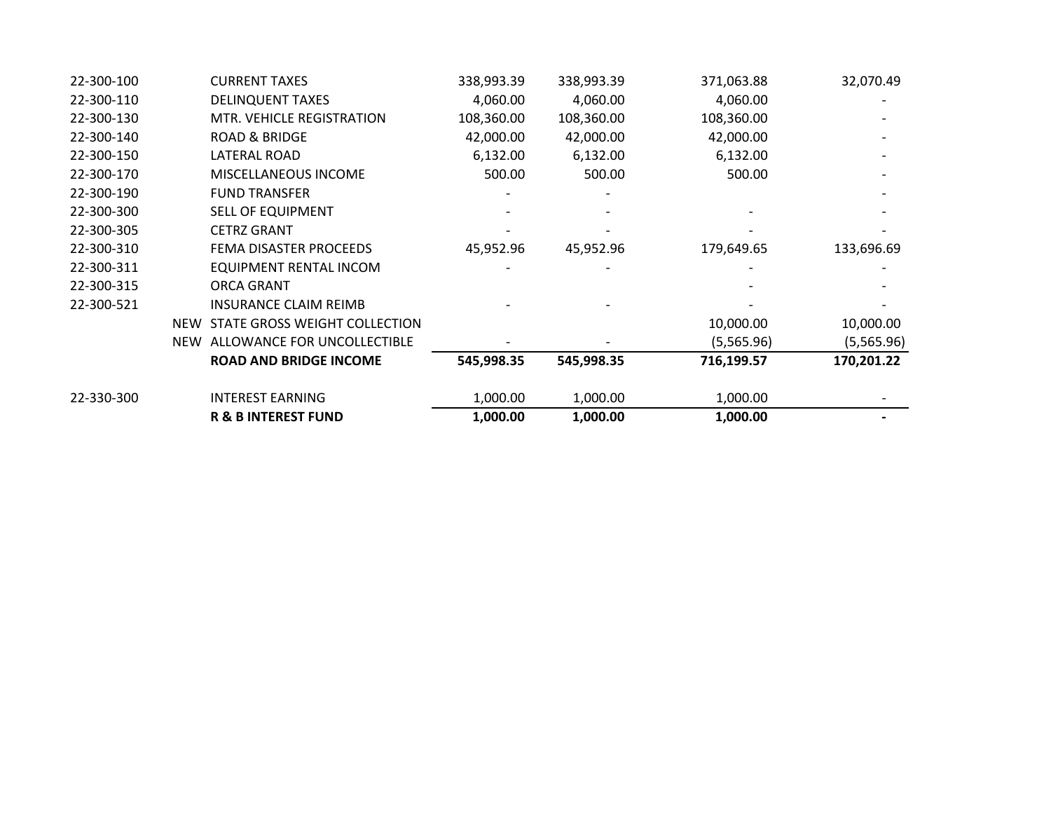| | | | | | |
|---|---|---|---|---|---|
| 22-300-100 | | CURRENT TAXES | 338,993.39 | 338,993.39 | 371,063.88 | 32,070.49 |
| 22-300-110 | | DELINQUENT TAXES | 4,060.00 | 4,060.00 | 4,060.00 | - |
| 22-300-130 | | MTR. VEHICLE REGISTRATION | 108,360.00 | 108,360.00 | 108,360.00 | - |
| 22-300-140 | | ROAD & BRIDGE | 42,000.00 | 42,000.00 | 42,000.00 | - |
| 22-300-150 | | LATERAL ROAD | 6,132.00 | 6,132.00 | 6,132.00 | - |
| 22-300-170 | | MISCELLANEOUS INCOME | 500.00 | 500.00 | 500.00 | - |
| 22-300-190 | | FUND TRANSFER | - | - | | - |
| 22-300-300 | | SELL OF EQUIPMENT | - | - | - | - |
| 22-300-305 | | CETRZ GRANT | - | - | - | - |
| 22-300-310 | | FEMA DISASTER PROCEEDS | 45,952.96 | 45,952.96 | 179,649.65 | 133,696.69 |
| 22-300-311 | | EQUIPMENT RENTAL INCOM | - | - | - | - |
| 22-300-315 | | ORCA GRANT | | | - | - |
| 22-300-521 | | INSURANCE CLAIM REIMB | - | - | - | - |
| | NEW | STATE GROSS WEIGHT COLLECTION | | | 10,000.00 | 10,000.00 |
| | NEW | ALLOWANCE FOR UNCOLLECTIBLE | - | - | (5,565.96) | (5,565.96) |
| | | **ROAD AND BRIDGE INCOME** | **545,998.35** | **545,998.35** | **716,199.57** | **170,201.22** |
| | | | | | | |
| 22-330-300 | | INTEREST EARNING | 1,000.00 | 1,000.00 | 1,000.00 | - |
| | | **R & B INTEREST FUND** | **1,000.00** | **1,000.00** | **1,000.00** | **-** |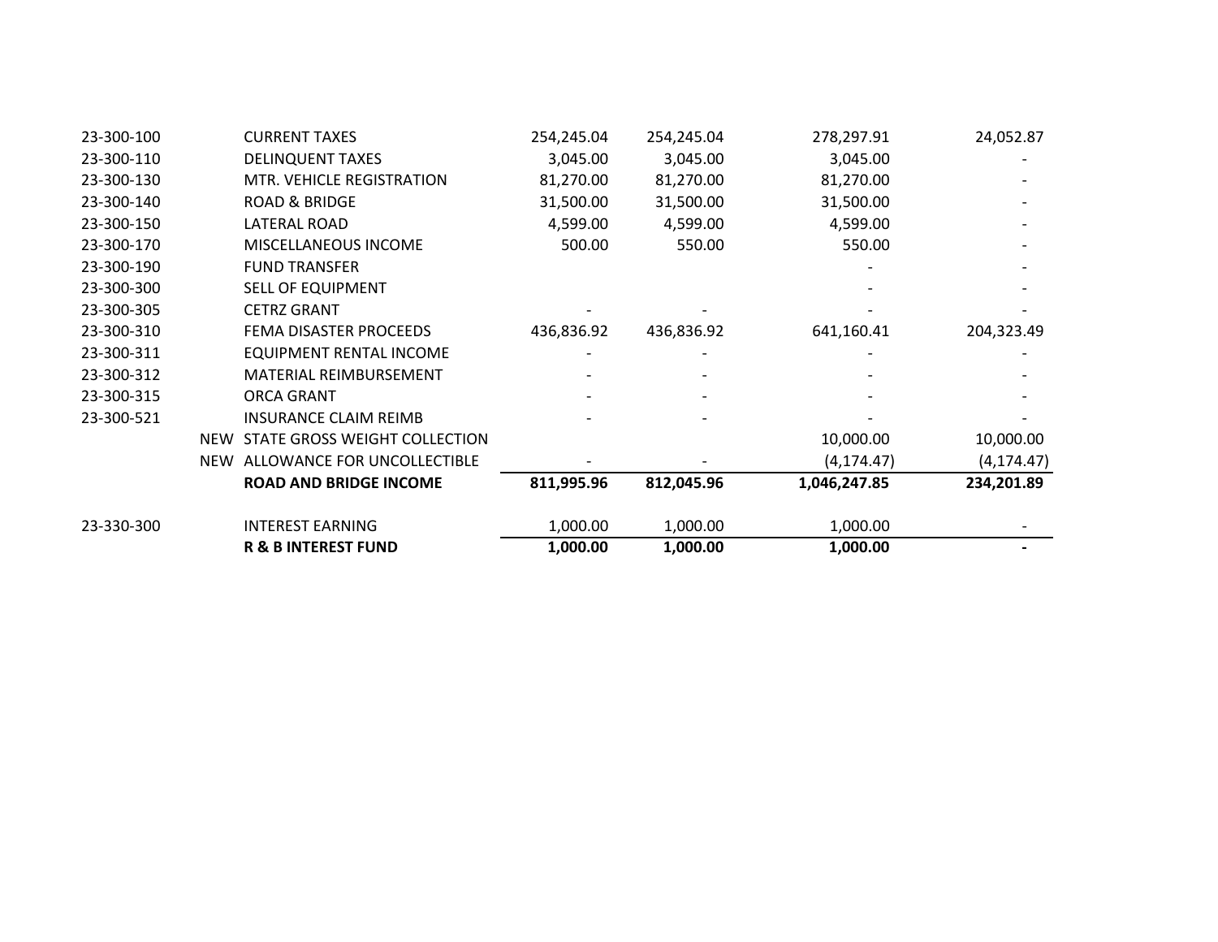| | | | | | |
|---|---|---|---|---|---|
| 23-300-100 | CURRENT TAXES | 254,245.04 | 254,245.04 | 278,297.91 | 24,052.87 |
| 23-300-110 | DELINQUENT TAXES | 3,045.00 | 3,045.00 | 3,045.00 | - |
| 23-300-130 | MTR. VEHICLE REGISTRATION | 81,270.00 | 81,270.00 | 81,270.00 | - |
| 23-300-140 | ROAD & BRIDGE | 31,500.00 | 31,500.00 | 31,500.00 | - |
| 23-300-150 | LATERAL ROAD | 4,599.00 | 4,599.00 | 4,599.00 | - |
| 23-300-170 | MISCELLANEOUS INCOME | 500.00 | 550.00 | 550.00 | - |
| 23-300-190 | FUND TRANSFER | | | - | - |
| 23-300-300 | SELL OF EQUIPMENT | | | - | - |
| 23-300-305 | CETRZ GRANT | - | - | - | - |
| 23-300-310 | FEMA DISASTER PROCEEDS | 436,836.92 | 436,836.92 | 641,160.41 | 204,323.49 |
| 23-300-311 | EQUIPMENT RENTAL INCOME | - | - | - | - |
| 23-300-312 | MATERIAL REIMBURSEMENT | - | - | - | - |
| 23-300-315 | ORCA GRANT | - | - | - | - |
| 23-300-521 | INSURANCE CLAIM REIMB | - | - | - | - |
| NEW | STATE GROSS WEIGHT COLLECTION | | | 10,000.00 | 10,000.00 |
| NEW | ALLOWANCE FOR UNCOLLECTIBLE | - | - | (4,174.47) | (4,174.47) |
| | **ROAD AND BRIDGE INCOME** | **811,995.96** | **812,045.96** | **1,046,247.85** | **234,201.89** |
| | | | | | |
| 23-330-300 | INTEREST EARNING | 1,000.00 | 1,000.00 | 1,000.00 | - |
| | **R & B INTEREST FUND** | **1,000.00** | **1,000.00** | **1,000.00** | **-** |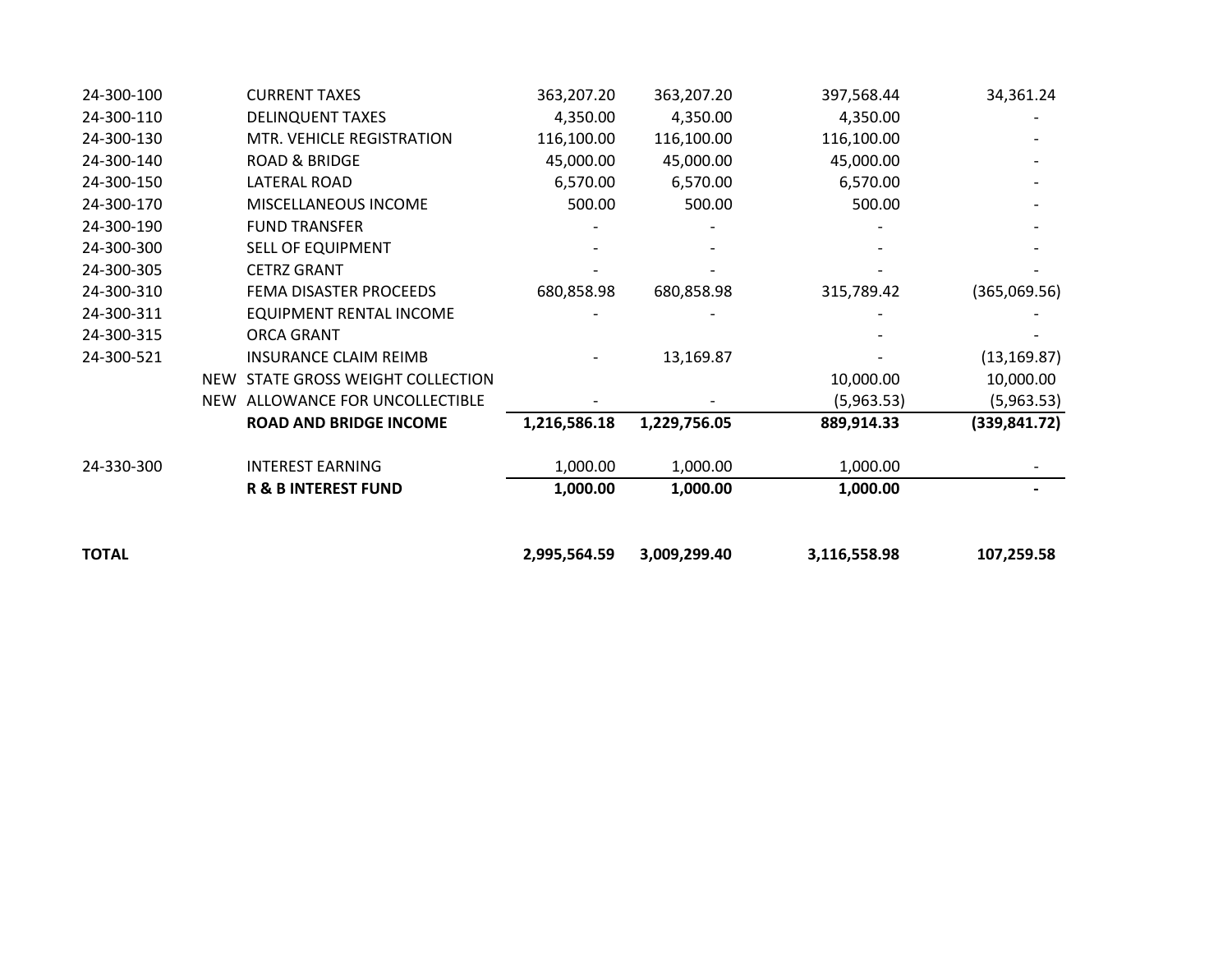| | | | | | |
|---|---|---|---|---|---|
| 24-300-100 | CURRENT TAXES | 363,207.20 | 363,207.20 | 397,568.44 | 34,361.24 |
| 24-300-110 | DELINQUENT TAXES | 4,350.00 | 4,350.00 | 4,350.00 | - |
| 24-300-130 | MTR. VEHICLE REGISTRATION | 116,100.00 | 116,100.00 | 116,100.00 | - |
| 24-300-140 | ROAD & BRIDGE | 45,000.00 | 45,000.00 | 45,000.00 | - |
| 24-300-150 | LATERAL ROAD | 6,570.00 | 6,570.00 | 6,570.00 | - |
| 24-300-170 | MISCELLANEOUS INCOME | 500.00 | 500.00 | 500.00 | - |
| 24-300-190 | FUND TRANSFER | - | - | - | - |
| 24-300-300 | SELL OF EQUIPMENT | - | - | - | - |
| 24-300-305 | CETRZ GRANT | - | - | - | - |
| 24-300-310 | FEMA DISASTER PROCEEDS | 680,858.98 | 680,858.98 | 315,789.42 | (365,069.56) |
| 24-300-311 | EQUIPMENT RENTAL INCOME | - | - | - | - |
| 24-300-315 | ORCA GRANT | | | - | - |
| 24-300-521 | INSURANCE CLAIM REIMB | - | 13,169.87 | - | (13,169.87) |
| NEW | STATE GROSS WEIGHT COLLECTION | | | 10,000.00 | 10,000.00 |
| NEW | ALLOWANCE FOR UNCOLLECTIBLE | - | - | (5,963.53) | (5,963.53) |
| | **ROAD AND BRIDGE INCOME** | **1,216,586.18** | **1,229,756.05** | **889,914.33** | **(339,841.72)** |
| 24-330-300 | INTEREST EARNING | 1,000.00 | 1,000.00 | 1,000.00 | - |
| | **R & B INTEREST FUND** | **1,000.00** | **1,000.00** | **1,000.00** | **-** |
| **TOTAL** | | **2,995,564.59** | **3,009,299.40** | **3,116,558.98** | **107,259.58** |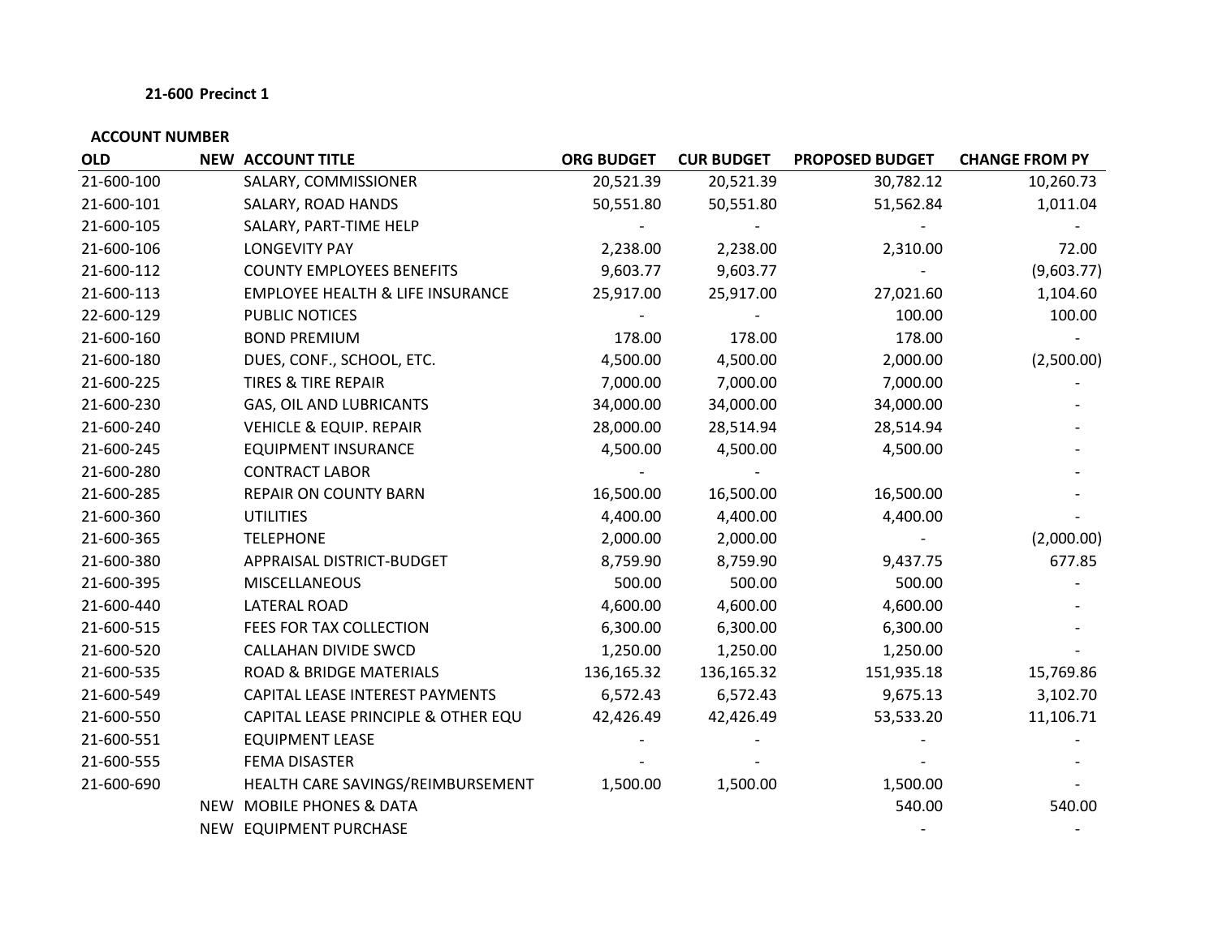**21-600 Precinct 1**

**ACCOUNT NUMBER**

| OLD | NEW | ACCOUNT TITLE | ORG BUDGET | CUR BUDGET | PROPOSED BUDGET | CHANGE FROM PY |
|---|---|---|---|---|---|---|
| 21-600-100 | | SALARY, COMMISSIONER | 20,521.39 | 20,521.39 | 30,782.12 | 10,260.73 |
| 21-600-101 | | SALARY, ROAD HANDS | 50,551.80 | 50,551.80 | 51,562.84 | 1,011.04 |
| 21-600-105 | | SALARY, PART-TIME HELP | - | - | - | - |
| 21-600-106 | | LONGEVITY PAY | 2,238.00 | 2,238.00 | 2,310.00 | 72.00 |
| 21-600-112 | | COUNTY EMPLOYEES BENEFITS | 9,603.77 | 9,603.77 | - | (9,603.77) |
| 21-600-113 | | EMPLOYEE HEALTH & LIFE INSURANCE | 25,917.00 | 25,917.00 | 27,021.60 | 1,104.60 |
| 22-600-129 | | PUBLIC NOTICES | - | - | 100.00 | 100.00 |
| 21-600-160 | | BOND PREMIUM | 178.00 | 178.00 | 178.00 | - |
| 21-600-180 | | DUES, CONF., SCHOOL, ETC. | 4,500.00 | 4,500.00 | 2,000.00 | (2,500.00) |
| 21-600-225 | | TIRES & TIRE REPAIR | 7,000.00 | 7,000.00 | 7,000.00 | - |
| 21-600-230 | | GAS, OIL AND LUBRICANTS | 34,000.00 | 34,000.00 | 34,000.00 | - |
| 21-600-240 | | VEHICLE & EQUIP. REPAIR | 28,000.00 | 28,514.94 | 28,514.94 | - |
| 21-600-245 | | EQUIPMENT INSURANCE | 4,500.00 | 4,500.00 | 4,500.00 | - |
| 21-600-280 | | CONTRACT LABOR | - | - | | - |
| 21-600-285 | | REPAIR ON COUNTY BARN | 16,500.00 | 16,500.00 | 16,500.00 | - |
| 21-600-360 | | UTILITIES | 4,400.00 | 4,400.00 | 4,400.00 | - |
| 21-600-365 | | TELEPHONE | 2,000.00 | 2,000.00 | - | (2,000.00) |
| 21-600-380 | | APPRAISAL DISTRICT-BUDGET | 8,759.90 | 8,759.90 | 9,437.75 | 677.85 |
| 21-600-395 | | MISCELLANEOUS | 500.00 | 500.00 | 500.00 | - |
| 21-600-440 | | LATERAL ROAD | 4,600.00 | 4,600.00 | 4,600.00 | - |
| 21-600-515 | | FEES FOR TAX COLLECTION | 6,300.00 | 6,300.00 | 6,300.00 | - |
| 21-600-520 | | CALLAHAN DIVIDE SWCD | 1,250.00 | 1,250.00 | 1,250.00 | - |
| 21-600-535 | | ROAD & BRIDGE MATERIALS | 136,165.32 | 136,165.32 | 151,935.18 | 15,769.86 |
| 21-600-549 | | CAPITAL LEASE INTEREST PAYMENTS | 6,572.43 | 6,572.43 | 9,675.13 | 3,102.70 |
| 21-600-550 | | CAPITAL LEASE PRINCIPLE & OTHER EQU | 42,426.49 | 42,426.49 | 53,533.20 | 11,106.71 |
| 21-600-551 | | EQUIPMENT LEASE | - | - | - | - |
| 21-600-555 | | FEMA DISASTER | - | - | - | - |
| 21-600-690 | | HEALTH CARE SAVINGS/REIMBURSEMENT | 1,500.00 | 1,500.00 | 1,500.00 | - |
| | NEW | MOBILE PHONES & DATA | | | 540.00 | 540.00 |
| | NEW | EQUIPMENT PURCHASE | | | - | - |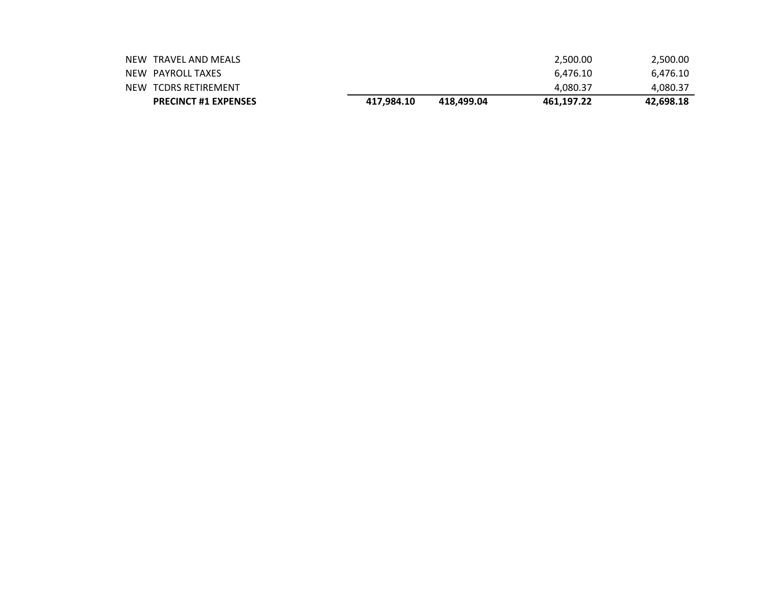| | | | | | |
|---|---|---|---|---|---|
| NEW | TRAVEL AND MEALS | | | 2,500.00 | 2,500.00 |
| NEW | PAYROLL TAXES | | | 6,476.10 | 6,476.10 |
| NEW | TCDRS RETIREMENT | | | 4,080.37 | 4,080.37 |
| | **PRECINCT #1 EXPENSES** | **417,984.10** | **418,499.04** | **461,197.22** | **42,698.18** |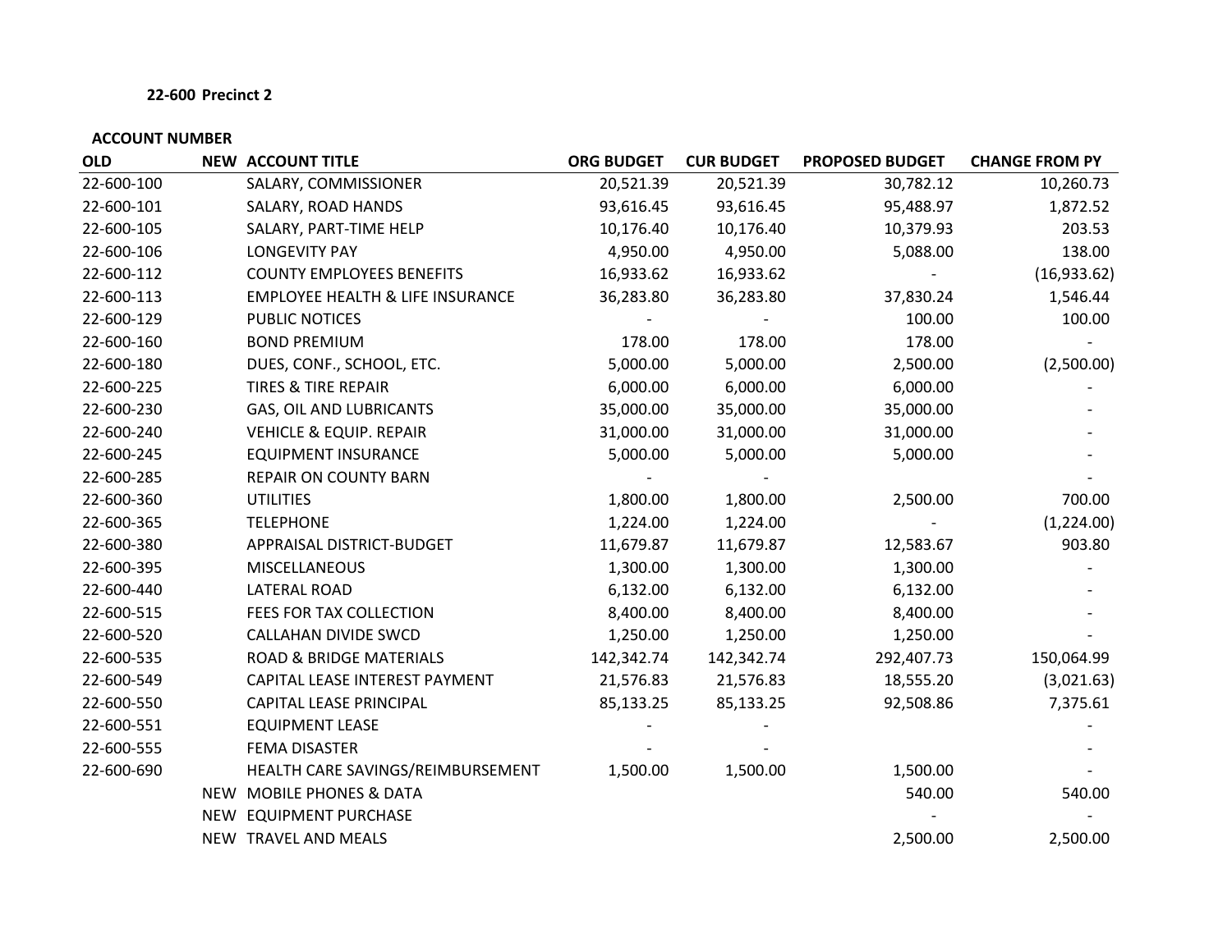**22-600 Precinct 2**

**ACCOUNT NUMBER**

| OLD | NEW | ACCOUNT TITLE | ORG BUDGET | CUR BUDGET | PROPOSED BUDGET | CHANGE FROM PY |
|---|---|---|---|---|---|---|
| 22-600-100 | | SALARY, COMMISSIONER | 20,521.39 | 20,521.39 | 30,782.12 | 10,260.73 |
| 22-600-101 | | SALARY, ROAD HANDS | 93,616.45 | 93,616.45 | 95,488.97 | 1,872.52 |
| 22-600-105 | | SALARY, PART-TIME HELP | 10,176.40 | 10,176.40 | 10,379.93 | 203.53 |
| 22-600-106 | | LONGEVITY PAY | 4,950.00 | 4,950.00 | 5,088.00 | 138.00 |
| 22-600-112 | | COUNTY EMPLOYEES BENEFITS | 16,933.62 | 16,933.62 | - | (16,933.62) |
| 22-600-113 | | EMPLOYEE HEALTH & LIFE INSURANCE | 36,283.80 | 36,283.80 | 37,830.24 | 1,546.44 |
| 22-600-129 | | PUBLIC NOTICES | - | - | 100.00 | 100.00 |
| 22-600-160 | | BOND PREMIUM | 178.00 | 178.00 | 178.00 | - |
| 22-600-180 | | DUES, CONF., SCHOOL, ETC. | 5,000.00 | 5,000.00 | 2,500.00 | (2,500.00) |
| 22-600-225 | | TIRES & TIRE REPAIR | 6,000.00 | 6,000.00 | 6,000.00 | - |
| 22-600-230 | | GAS, OIL AND LUBRICANTS | 35,000.00 | 35,000.00 | 35,000.00 | - |
| 22-600-240 | | VEHICLE & EQUIP. REPAIR | 31,000.00 | 31,000.00 | 31,000.00 | - |
| 22-600-245 | | EQUIPMENT INSURANCE | 5,000.00 | 5,000.00 | 5,000.00 | - |
| 22-600-285 | | REPAIR ON COUNTY BARN | - | - | | - |
| 22-600-360 | | UTILITIES | 1,800.00 | 1,800.00 | 2,500.00 | 700.00 |
| 22-600-365 | | TELEPHONE | 1,224.00 | 1,224.00 | - | (1,224.00) |
| 22-600-380 | | APPRAISAL DISTRICT-BUDGET | 11,679.87 | 11,679.87 | 12,583.67 | 903.80 |
| 22-600-395 | | MISCELLANEOUS | 1,300.00 | 1,300.00 | 1,300.00 | - |
| 22-600-440 | | LATERAL ROAD | 6,132.00 | 6,132.00 | 6,132.00 | - |
| 22-600-515 | | FEES FOR TAX COLLECTION | 8,400.00 | 8,400.00 | 8,400.00 | - |
| 22-600-520 | | CALLAHAN DIVIDE SWCD | 1,250.00 | 1,250.00 | 1,250.00 | - |
| 22-600-535 | | ROAD & BRIDGE MATERIALS | 142,342.74 | 142,342.74 | 292,407.73 | 150,064.99 |
| 22-600-549 | | CAPITAL LEASE INTEREST PAYMENT | 21,576.83 | 21,576.83 | 18,555.20 | (3,021.63) |
| 22-600-550 | | CAPITAL LEASE PRINCIPAL | 85,133.25 | 85,133.25 | 92,508.86 | 7,375.61 |
| 22-600-551 | | EQUIPMENT LEASE | - | - | | - |
| 22-600-555 | | FEMA DISASTER | - | - | | - |
| 22-600-690 | | HEALTH CARE SAVINGS/REIMBURSEMENT | 1,500.00 | 1,500.00 | 1,500.00 | - |
| | NEW | MOBILE PHONES & DATA | | | 540.00 | 540.00 |
| | NEW | EQUIPMENT PURCHASE | | | - | - |
| | NEW | TRAVEL AND MEALS | | | 2,500.00 | 2,500.00 |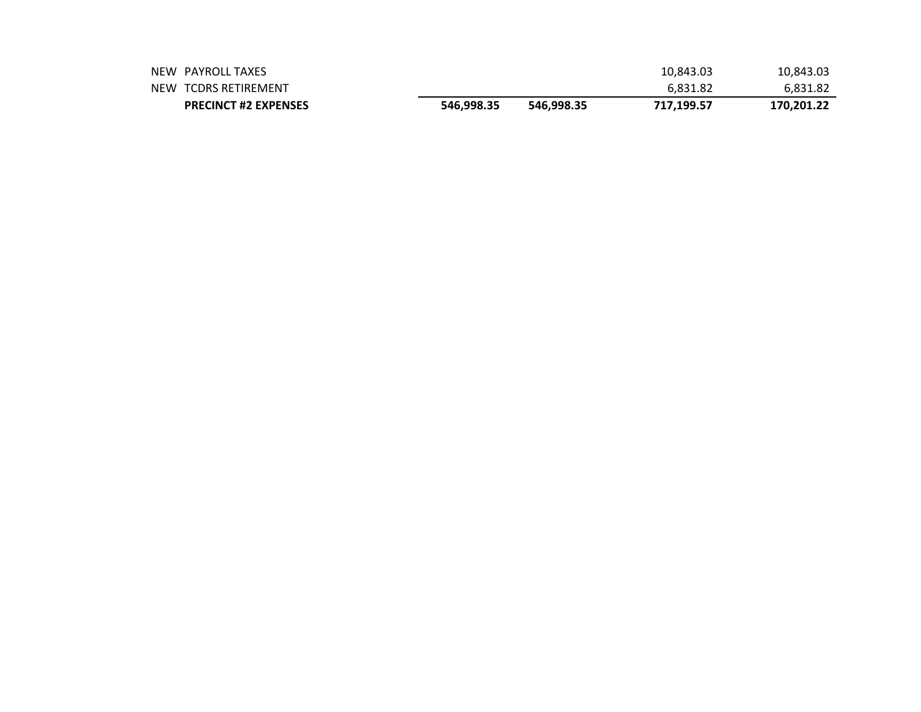| | | | | | |
|---|---|---|---|---|---|
| NEW | PAYROLL TAXES | | | 10,843.03 | 10,843.03 |
| NEW | TCDRS RETIREMENT | | | 6,831.82 | 6,831.82 |
| | **PRECINCT #2 EXPENSES** | **546,998.35** | **546,998.35** | **717,199.57** | **170,201.22** |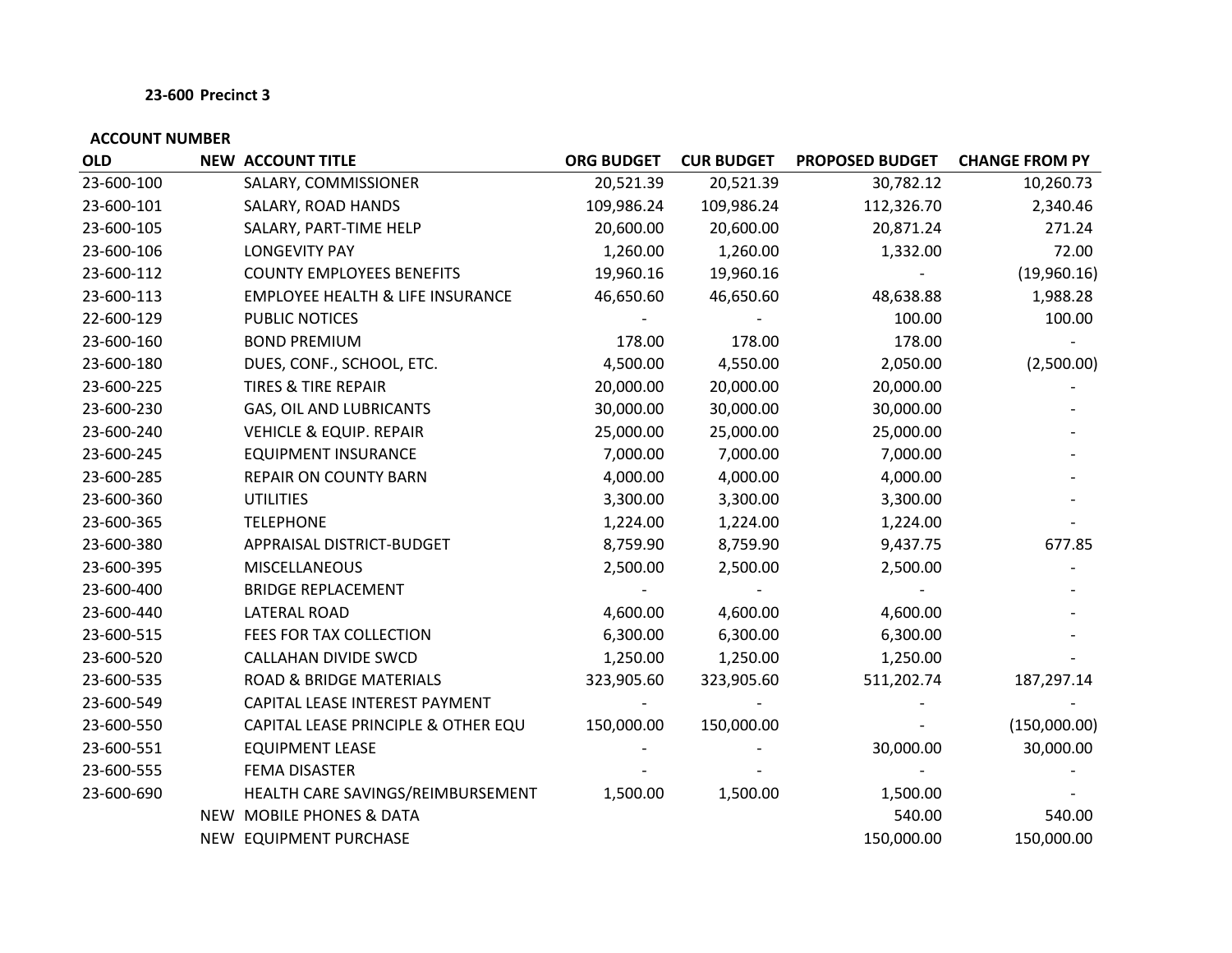**23-600 Precinct 3**

**ACCOUNT NUMBER**

| OLD | NEW | ACCOUNT TITLE | ORG BUDGET | CUR BUDGET | PROPOSED BUDGET | CHANGE FROM PY |
|---|---|---|---|---|---|---|
| 23-600-100 | | SALARY, COMMISSIONER | 20,521.39 | 20,521.39 | 30,782.12 | 10,260.73 |
| 23-600-101 | | SALARY, ROAD HANDS | 109,986.24 | 109,986.24 | 112,326.70 | 2,340.46 |
| 23-600-105 | | SALARY, PART-TIME HELP | 20,600.00 | 20,600.00 | 20,871.24 | 271.24 |
| 23-600-106 | | LONGEVITY PAY | 1,260.00 | 1,260.00 | 1,332.00 | 72.00 |
| 23-600-112 | | COUNTY EMPLOYEES BENEFITS | 19,960.16 | 19,960.16 | - | (19,960.16) |
| 23-600-113 | | EMPLOYEE HEALTH & LIFE INSURANCE | 46,650.60 | 46,650.60 | 48,638.88 | 1,988.28 |
| 22-600-129 | | PUBLIC NOTICES | - | - | 100.00 | 100.00 |
| 23-600-160 | | BOND PREMIUM | 178.00 | 178.00 | 178.00 | - |
| 23-600-180 | | DUES, CONF., SCHOOL, ETC. | 4,500.00 | 4,550.00 | 2,050.00 | (2,500.00) |
| 23-600-225 | | TIRES & TIRE REPAIR | 20,000.00 | 20,000.00 | 20,000.00 | - |
| 23-600-230 | | GAS, OIL AND LUBRICANTS | 30,000.00 | 30,000.00 | 30,000.00 | - |
| 23-600-240 | | VEHICLE & EQUIP. REPAIR | 25,000.00 | 25,000.00 | 25,000.00 | - |
| 23-600-245 | | EQUIPMENT INSURANCE | 7,000.00 | 7,000.00 | 7,000.00 | - |
| 23-600-285 | | REPAIR ON COUNTY BARN | 4,000.00 | 4,000.00 | 4,000.00 | - |
| 23-600-360 | | UTILITIES | 3,300.00 | 3,300.00 | 3,300.00 | - |
| 23-600-365 | | TELEPHONE | 1,224.00 | 1,224.00 | 1,224.00 | - |
| 23-600-380 | | APPRAISAL DISTRICT-BUDGET | 8,759.90 | 8,759.90 | 9,437.75 | 677.85 |
| 23-600-395 | | MISCELLANEOUS | 2,500.00 | 2,500.00 | 2,500.00 | - |
| 23-600-400 | | BRIDGE REPLACEMENT | - | - | - | - |
| 23-600-440 | | LATERAL ROAD | 4,600.00 | 4,600.00 | 4,600.00 | - |
| 23-600-515 | | FEES FOR TAX COLLECTION | 6,300.00 | 6,300.00 | 6,300.00 | - |
| 23-600-520 | | CALLAHAN DIVIDE SWCD | 1,250.00 | 1,250.00 | 1,250.00 | - |
| 23-600-535 | | ROAD & BRIDGE MATERIALS | 323,905.60 | 323,905.60 | 511,202.74 | 187,297.14 |
| 23-600-549 | | CAPITAL LEASE INTEREST PAYMENT | - | - | - | - |
| 23-600-550 | | CAPITAL LEASE PRINCIPLE & OTHER EQU | 150,000.00 | 150,000.00 | - | (150,000.00) |
| 23-600-551 | | EQUIPMENT LEASE | - | - | 30,000.00 | 30,000.00 |
| 23-600-555 | | FEMA DISASTER | - | - | - | - |
| 23-600-690 | | HEALTH CARE SAVINGS/REIMBURSEMENT | 1,500.00 | 1,500.00 | 1,500.00 | - |
| | NEW | MOBILE PHONES & DATA | | | 540.00 | 540.00 |
| | NEW | EQUIPMENT PURCHASE | | | 150,000.00 | 150,000.00 |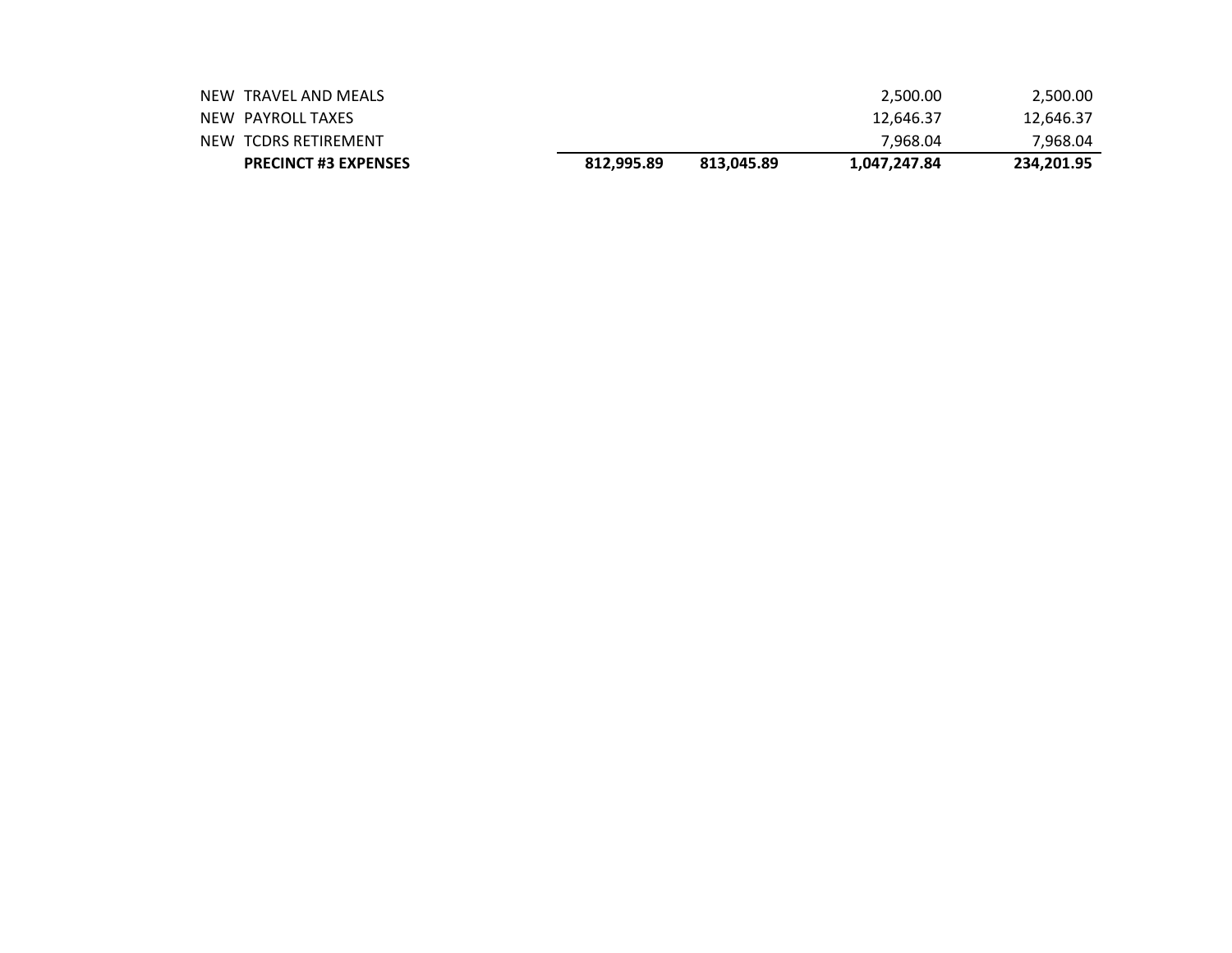| | | | | | |
|---|---|---|---|---|---|
| NEW | TRAVEL AND MEALS | | | 2,500.00 | 2,500.00 |
| NEW | PAYROLL TAXES | | | 12,646.37 | 12,646.37 |
| NEW | TCDRS RETIREMENT | | | 7,968.04 | 7,968.04 |
| | **PRECINCT #3 EXPENSES** | **812,995.89** | **813,045.89** | **1,047,247.84** | **234,201.95** |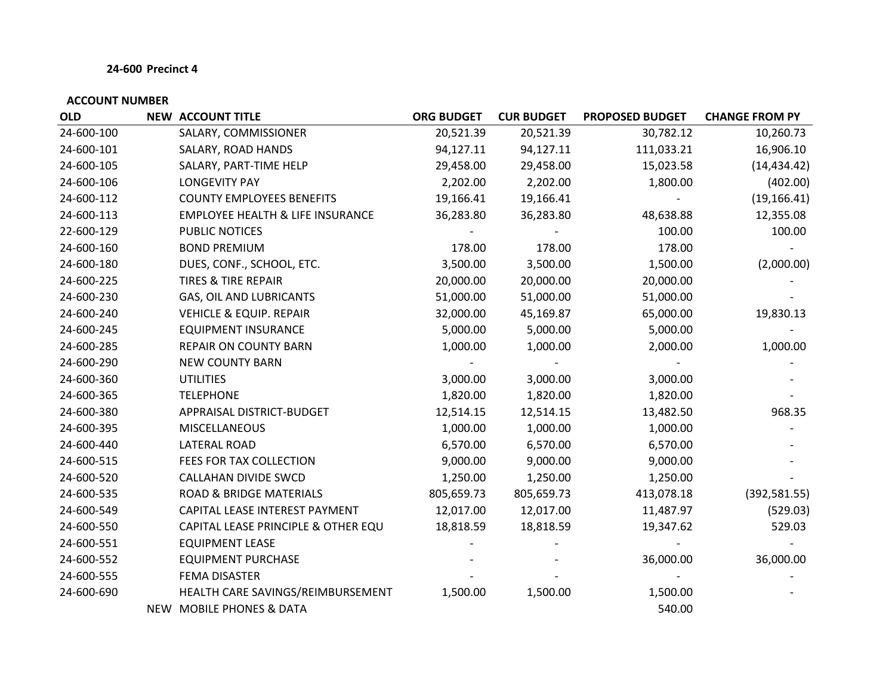**24-600 Precinct 4**

**ACCOUNT NUMBER**

| OLD | NEW | ACCOUNT TITLE | ORG BUDGET | CUR BUDGET | PROPOSED BUDGET | CHANGE FROM PY |
|---|---|---|---|---|---|---|
| 24-600-100 | | SALARY, COMMISSIONER | 20,521.39 | 20,521.39 | 30,782.12 | 10,260.73 |
| 24-600-101 | | SALARY, ROAD HANDS | 94,127.11 | 94,127.11 | 111,033.21 | 16,906.10 |
| 24-600-105 | | SALARY, PART-TIME HELP | 29,458.00 | 29,458.00 | 15,023.58 | (14,434.42) |
| 24-600-106 | | LONGEVITY PAY | 2,202.00 | 2,202.00 | 1,800.00 | (402.00) |
| 24-600-112 | | COUNTY EMPLOYEES BENEFITS | 19,166.41 | 19,166.41 | - | (19,166.41) |
| 24-600-113 | | EMPLOYEE HEALTH & LIFE INSURANCE | 36,283.80 | 36,283.80 | 48,638.88 | 12,355.08 |
| 22-600-129 | | PUBLIC NOTICES | - | - | 100.00 | 100.00 |
| 24-600-160 | | BOND PREMIUM | 178.00 | 178.00 | 178.00 | - |
| 24-600-180 | | DUES, CONF., SCHOOL, ETC. | 3,500.00 | 3,500.00 | 1,500.00 | (2,000.00) |
| 24-600-225 | | TIRES & TIRE REPAIR | 20,000.00 | 20,000.00 | 20,000.00 | - |
| 24-600-230 | | GAS, OIL AND LUBRICANTS | 51,000.00 | 51,000.00 | 51,000.00 | - |
| 24-600-240 | | VEHICLE & EQUIP. REPAIR | 32,000.00 | 45,169.87 | 65,000.00 | 19,830.13 |
| 24-600-245 | | EQUIPMENT INSURANCE | 5,000.00 | 5,000.00 | 5,000.00 | - |
| 24-600-285 | | REPAIR ON COUNTY BARN | 1,000.00 | 1,000.00 | 2,000.00 | 1,000.00 |
| 24-600-290 | | NEW COUNTY BARN | - | - | - | - |
| 24-600-360 | | UTILITIES | 3,000.00 | 3,000.00 | 3,000.00 | - |
| 24-600-365 | | TELEPHONE | 1,820.00 | 1,820.00 | 1,820.00 | - |
| 24-600-380 | | APPRAISAL DISTRICT-BUDGET | 12,514.15 | 12,514.15 | 13,482.50 | 968.35 |
| 24-600-395 | | MISCELLANEOUS | 1,000.00 | 1,000.00 | 1,000.00 | - |
| 24-600-440 | | LATERAL ROAD | 6,570.00 | 6,570.00 | 6,570.00 | - |
| 24-600-515 | | FEES FOR TAX COLLECTION | 9,000.00 | 9,000.00 | 9,000.00 | - |
| 24-600-520 | | CALLAHAN DIVIDE SWCD | 1,250.00 | 1,250.00 | 1,250.00 | - |
| 24-600-535 | | ROAD & BRIDGE MATERIALS | 805,659.73 | 805,659.73 | 413,078.18 | (392,581.55) |
| 24-600-549 | | CAPITAL LEASE INTEREST PAYMENT | 12,017.00 | 12,017.00 | 11,487.97 | (529.03) |
| 24-600-550 | | CAPITAL LEASE PRINCIPLE & OTHER EQU | 18,818.59 | 18,818.59 | 19,347.62 | 529.03 |
| 24-600-551 | | EQUIPMENT LEASE | - | - | - | - |
| 24-600-552 | | EQUIPMENT PURCHASE | - | - | 36,000.00 | 36,000.00 |
| 24-600-555 | | FEMA DISASTER | - | - | - | - |
| 24-600-690 | | HEALTH CARE SAVINGS/REIMBURSEMENT | 1,500.00 | 1,500.00 | 1,500.00 | - |
| | NEW | MOBILE PHONES & DATA | | | 540.00 | |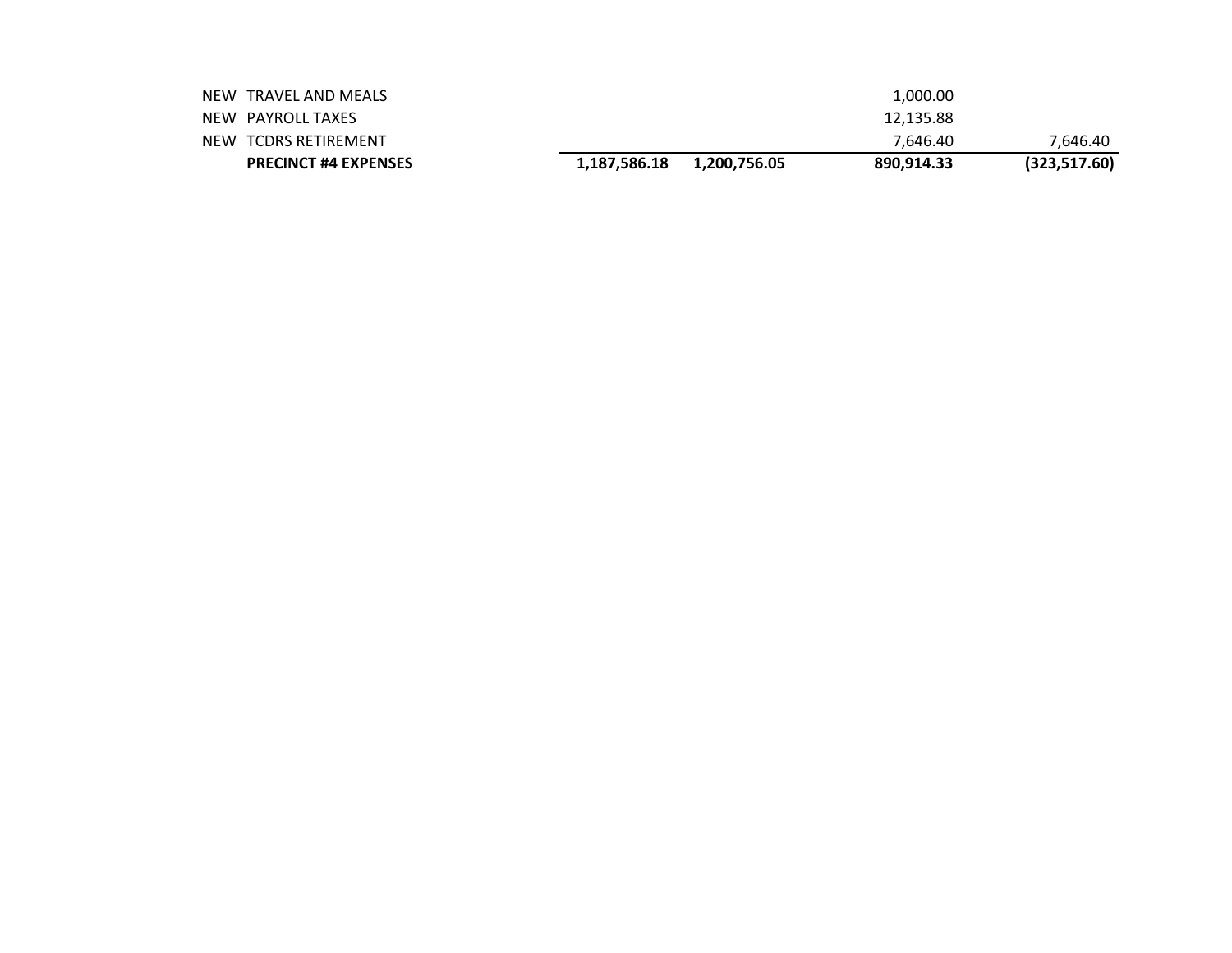| | | | | | |
|---|---|---|---|---|---|
| NEW | TRAVEL AND MEALS | | | 1,000.00 | |
| NEW | PAYROLL TAXES | | | 12,135.88 | |
| NEW | TCDRS RETIREMENT | | | 7,646.40 | 7,646.40 |
| | **PRECINCT #4 EXPENSES** | **1,187,586.18** | **1,200,756.05** | **890,914.33** | **(323,517.60)** |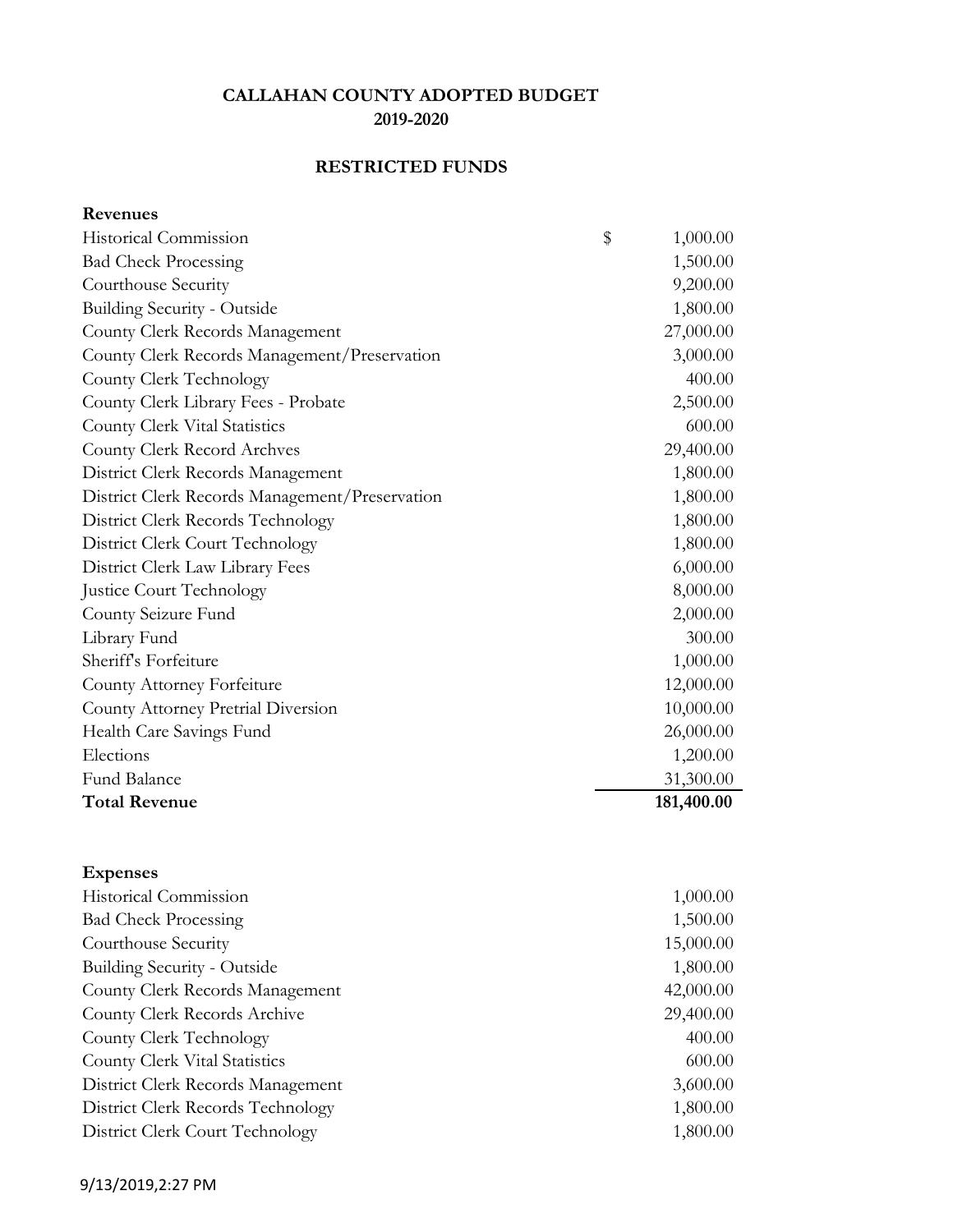**CALLAHAN COUNTY ADOPTED BUDGET**
**2019-2020**

**RESTRICTED FUNDS**

| **Revenues** | |
|---|---|
| Historical Commission | $ 1,000.00 |
| Bad Check Processing | 1,500.00 |
| Courthouse Security | 9,200.00 |
| Building Security - Outside | 1,800.00 |
| County Clerk Records Management | 27,000.00 |
| County Clerk Records Management/Preservation | 3,000.00 |
| County Clerk Technology | 400.00 |
| County Clerk Library Fees - Probate | 2,500.00 |
| County Clerk Vital Statistics | 600.00 |
| County Clerk Record Archves | 29,400.00 |
| District Clerk Records Management | 1,800.00 |
| District Clerk Records Management/Preservation | 1,800.00 |
| District Clerk Records Technology | 1,800.00 |
| District Clerk Court Technology | 1,800.00 |
| District Clerk Law Library Fees | 6,000.00 |
| Justice Court Technology | 8,000.00 |
| County Seizure Fund | 2,000.00 |
| Library Fund | 300.00 |
| Sheriff's Forfeiture | 1,000.00 |
| County Attorney Forfeiture | 12,000.00 |
| County Attorney Pretrial Diversion | 10,000.00 |
| Health Care Savings Fund | 26,000.00 |
| Elections | 1,200.00 |
| Fund Balance | 31,300.00 |
| **Total Revenue** | **181,400.00** |

| **Expenses** | |
|---|---|
| Historical Commission | 1,000.00 |
| Bad Check Processing | 1,500.00 |
| Courthouse Security | 15,000.00 |
| Building Security - Outside | 1,800.00 |
| County Clerk Records Management | 42,000.00 |
| County Clerk Records Archive | 29,400.00 |
| County Clerk Technology | 400.00 |
| County Clerk Vital Statistics | 600.00 |
| District Clerk Records Management | 3,600.00 |
| District Clerk Records Technology | 1,800.00 |
| District Clerk Court Technology | 1,800.00 |

9/13/2019,2:27 PM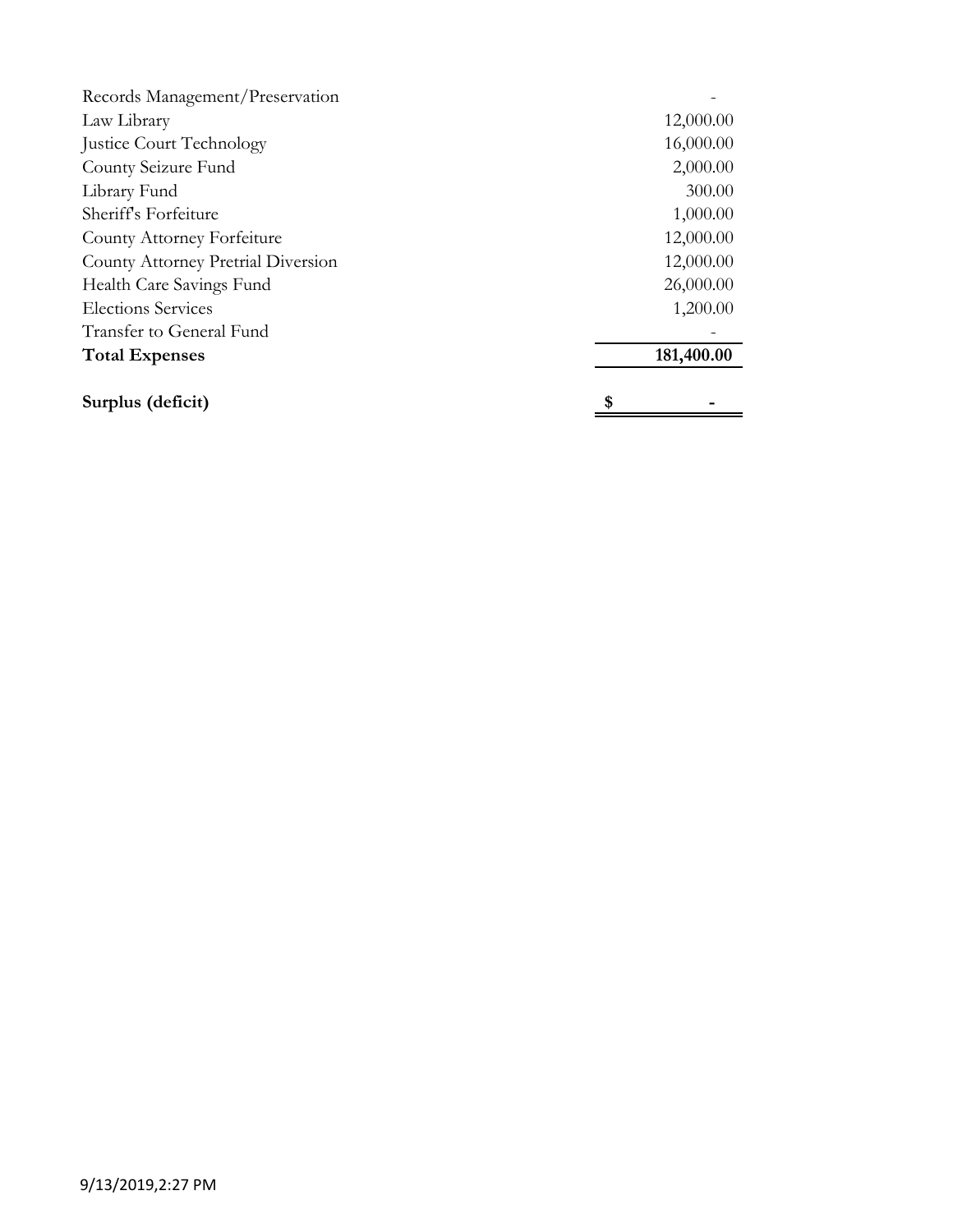| | |
|---|---|
| Records Management/Preservation | - |
| Law Library | 12,000.00 |
| Justice Court Technology | 16,000.00 |
| County Seizure Fund | 2,000.00 |
| Library Fund | 300.00 |
| Sheriff's Forfeiture | 1,000.00 |
| County Attorney Forfeiture | 12,000.00 |
| County Attorney Pretrial Diversion | 12,000.00 |
| Health Care Savings Fund | 26,000.00 |
| Elections Services | 1,200.00 |
| Transfer to General Fund | - |
| **Total Expenses** | **181,400.00** |
| | |
| **Surplus (deficit)** | **$ -** |

9/13/2019,2:27 PM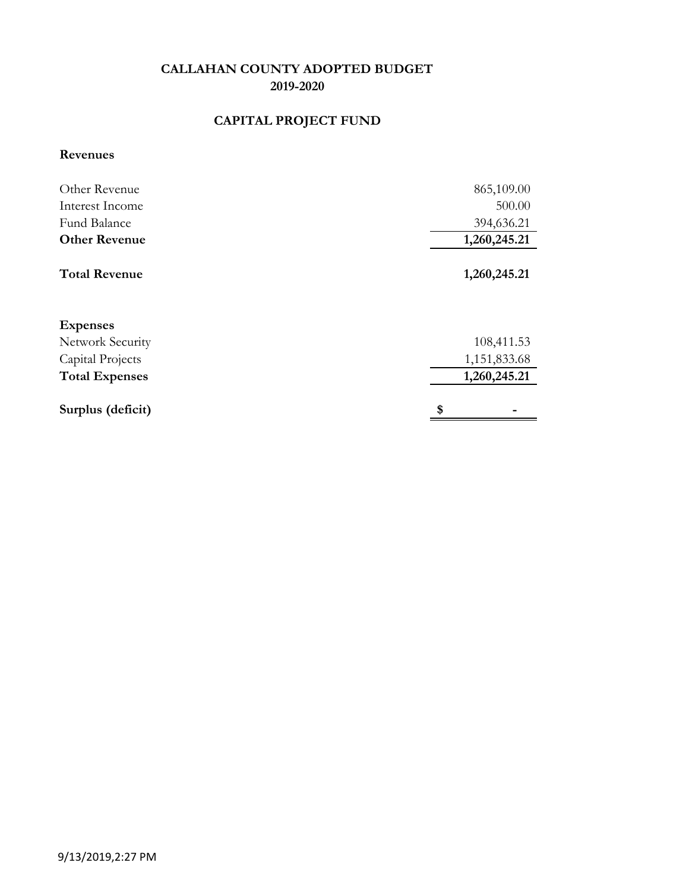# CALLAHAN COUNTY ADOPTED BUDGET
## 2019-2020

## CAPITAL PROJECT FUND

| **Revenues** | |
|---|---:|
| Other Revenue | 865,109.00 |
| Interest Income | 500.00 |
| Fund Balance | 394,636.21 |
| **Other Revenue** | **1,260,245.21** |
| | |
| **Total Revenue** | **1,260,245.21** |
| | |
| **Expenses** | |
| Network Security | 108,411.53 |
| Capital Projects | 1,151,833.68 |
| **Total Expenses** | **1,260,245.21** |
| | |
| **Surplus (deficit)** | **$ -** |

9/13/2019,2:27 PM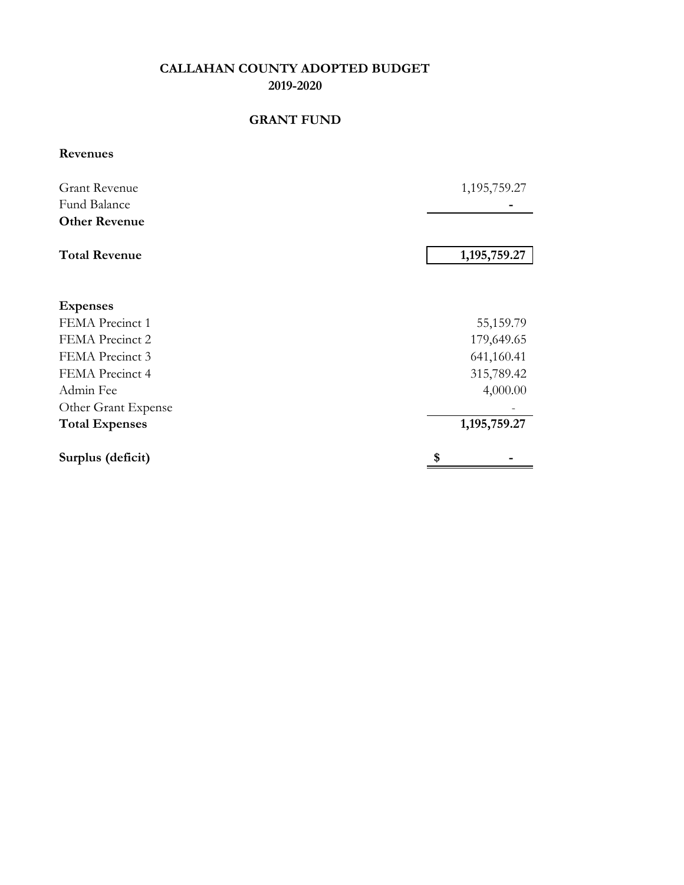# CALLAHAN COUNTY ADOPTED BUDGET
## 2019-2020

### GRANT FUND

**Revenues**

| | |
|---|---|
| Grant Revenue | 1,195,759.27 |
| Fund Balance | - |
| **Other Revenue** | |
| | |
| **Total Revenue** | **1,195,759.27** |

| | |
|---|---|
| **Expenses** | |
| FEMA Precinct 1 | 55,159.79 |
| FEMA Precinct 2 | 179,649.65 |
| FEMA Precinct 3 | 641,160.41 |
| FEMA Precinct 4 | 315,789.42 |
| Admin Fee | 4,000.00 |
| Other Grant Expense | - |
| **Total Expenses** | **1,195,759.27** |
| | |
| **Surplus (deficit)** | **$ -** |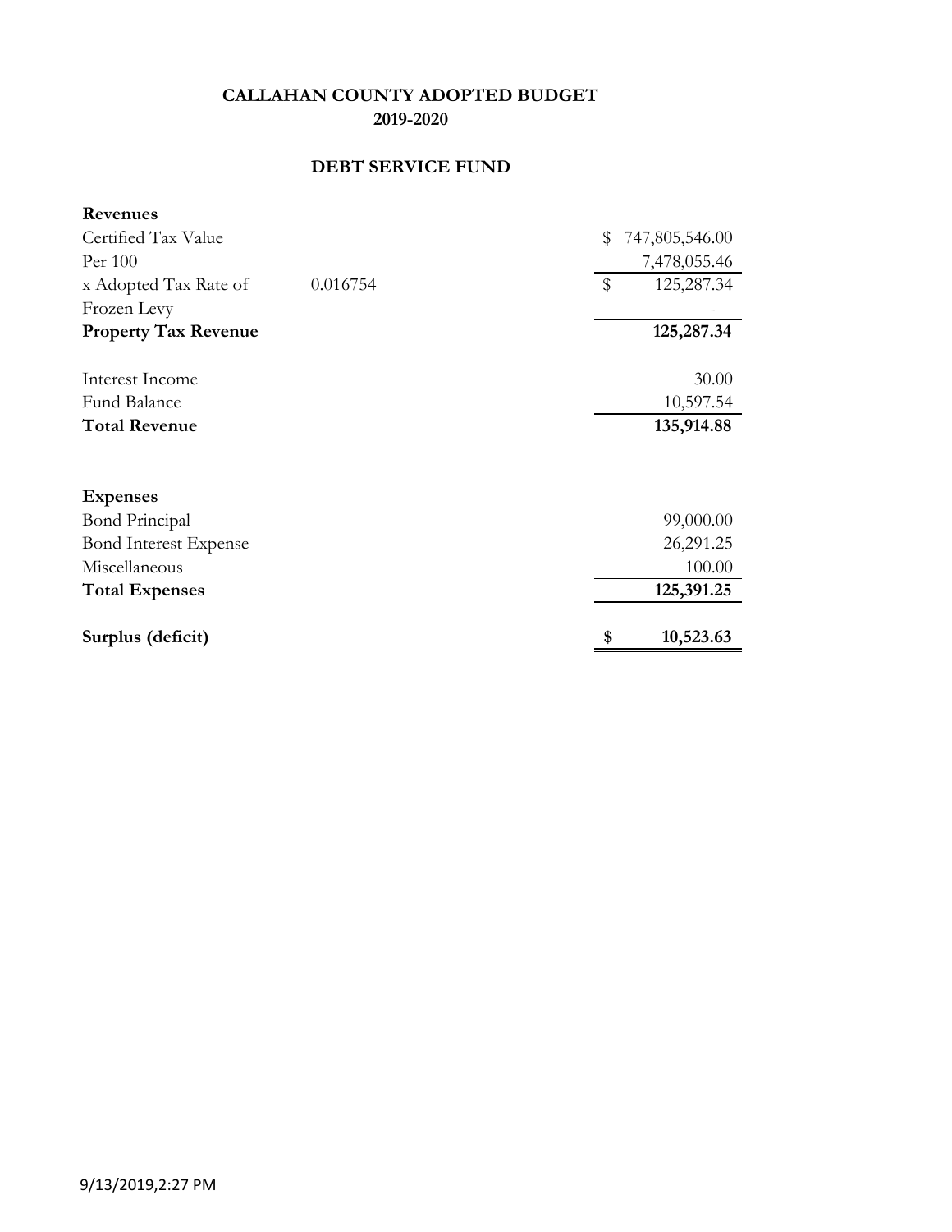# CALLAHAN COUNTY ADOPTED BUDGET
## 2019-2020

## DEBT SERVICE FUND

| | | |
|---|---|---|
| **Revenues** | | |
| Certified Tax Value | | $ 747,805,546.00 |
| Per 100 | | 7,478,055.46 |
| x Adopted Tax Rate of | 0.016754 | $ 125,287.34 |
| Frozen Levy | | - |
| **Property Tax Revenue** | | **125,287.34** |
| | | |
| Interest Income | | 30.00 |
| Fund Balance | | 10,597.54 |
| **Total Revenue** | | **135,914.88** |
| | | |
| **Expenses** | | |
| Bond Principal | | 99,000.00 |
| Bond Interest Expense | | 26,291.25 |
| Miscellaneous | | 100.00 |
| **Total Expenses** | | **125,391.25** |
| | | |
| **Surplus (deficit)** | | **$ 10,523.63** |

9/13/2019,2:27 PM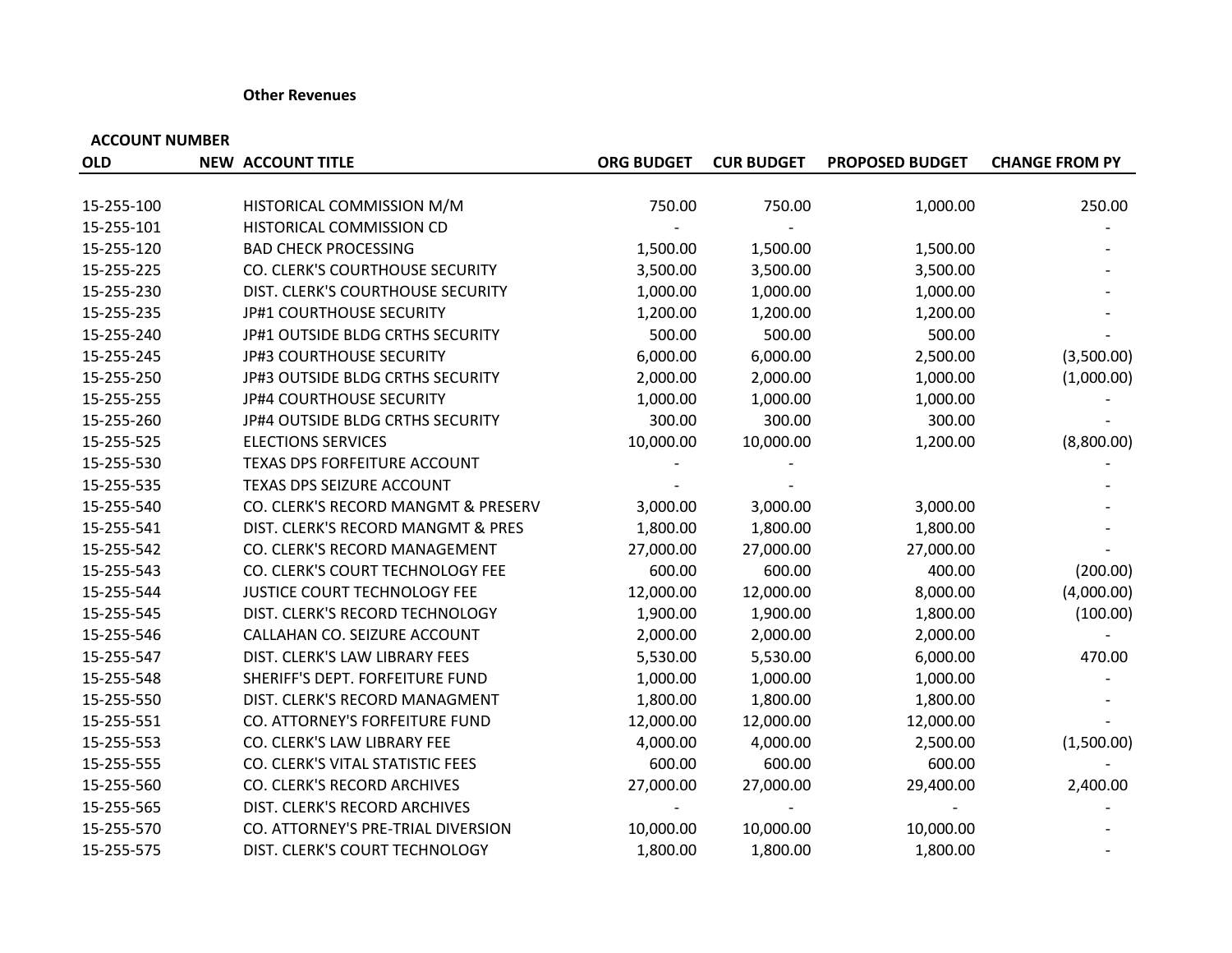**Other Revenues**

| ACCOUNT NUMBER | | | | | | |
|---|---|---|---|---|---|---|
| OLD | NEW | ACCOUNT TITLE | ORG BUDGET | CUR BUDGET | PROPOSED BUDGET | CHANGE FROM PY |
| 15-255-100 | | HISTORICAL COMMISSION M/M | 750.00 | 750.00 | 1,000.00 | 250.00 |
| 15-255-101 | | HISTORICAL COMMISSION CD | - | - | | - |
| 15-255-120 | | BAD CHECK PROCESSING | 1,500.00 | 1,500.00 | 1,500.00 | - |
| 15-255-225 | | CO. CLERK'S COURTHOUSE SECURITY | 3,500.00 | 3,500.00 | 3,500.00 | - |
| 15-255-230 | | DIST. CLERK'S COURTHOUSE SECURITY | 1,000.00 | 1,000.00 | 1,000.00 | - |
| 15-255-235 | | JP#1 COURTHOUSE SECURITY | 1,200.00 | 1,200.00 | 1,200.00 | - |
| 15-255-240 | | JP#1 OUTSIDE BLDG CRTHS SECURITY | 500.00 | 500.00 | 500.00 | - |
| 15-255-245 | | JP#3 COURTHOUSE SECURITY | 6,000.00 | 6,000.00 | 2,500.00 | (3,500.00) |
| 15-255-250 | | JP#3 OUTSIDE BLDG CRTHS SECURITY | 2,000.00 | 2,000.00 | 1,000.00 | (1,000.00) |
| 15-255-255 | | JP#4 COURTHOUSE SECURITY | 1,000.00 | 1,000.00 | 1,000.00 | - |
| 15-255-260 | | JP#4 OUTSIDE BLDG CRTHS SECURITY | 300.00 | 300.00 | 300.00 | - |
| 15-255-525 | | ELECTIONS SERVICES | 10,000.00 | 10,000.00 | 1,200.00 | (8,800.00) |
| 15-255-530 | | TEXAS DPS FORFEITURE ACCOUNT | - | - | | - |
| 15-255-535 | | TEXAS DPS SEIZURE ACCOUNT | - | - | | - |
| 15-255-540 | | CO. CLERK'S RECORD MANGMT & PRESERV | 3,000.00 | 3,000.00 | 3,000.00 | - |
| 15-255-541 | | DIST. CLERK'S RECORD MANGMT & PRES | 1,800.00 | 1,800.00 | 1,800.00 | - |
| 15-255-542 | | CO. CLERK'S RECORD MANAGEMENT | 27,000.00 | 27,000.00 | 27,000.00 | - |
| 15-255-543 | | CO. CLERK'S COURT TECHNOLOGY FEE | 600.00 | 600.00 | 400.00 | (200.00) |
| 15-255-544 | | JUSTICE COURT TECHNOLOGY FEE | 12,000.00 | 12,000.00 | 8,000.00 | (4,000.00) |
| 15-255-545 | | DIST. CLERK'S RECORD TECHNOLOGY | 1,900.00 | 1,900.00 | 1,800.00 | (100.00) |
| 15-255-546 | | CALLAHAN CO. SEIZURE ACCOUNT | 2,000.00 | 2,000.00 | 2,000.00 | - |
| 15-255-547 | | DIST. CLERK'S LAW LIBRARY FEES | 5,530.00 | 5,530.00 | 6,000.00 | 470.00 |
| 15-255-548 | | SHERIFF'S DEPT. FORFEITURE FUND | 1,000.00 | 1,000.00 | 1,000.00 | - |
| 15-255-550 | | DIST. CLERK'S RECORD MANAGMENT | 1,800.00 | 1,800.00 | 1,800.00 | - |
| 15-255-551 | | CO. ATTORNEY'S FORFEITURE FUND | 12,000.00 | 12,000.00 | 12,000.00 | - |
| 15-255-553 | | CO. CLERK'S LAW LIBRARY FEE | 4,000.00 | 4,000.00 | 2,500.00 | (1,500.00) |
| 15-255-555 | | CO. CLERK'S VITAL STATISTIC FEES | 600.00 | 600.00 | 600.00 | - |
| 15-255-560 | | CO. CLERK'S RECORD ARCHIVES | 27,000.00 | 27,000.00 | 29,400.00 | 2,400.00 |
| 15-255-565 | | DIST. CLERK'S RECORD ARCHIVES | - | - | - | - |
| 15-255-570 | | CO. ATTORNEY'S PRE-TRIAL DIVERSION | 10,000.00 | 10,000.00 | 10,000.00 | - |
| 15-255-575 | | DIST. CLERK'S COURT TECHNOLOGY | 1,800.00 | 1,800.00 | 1,800.00 | - |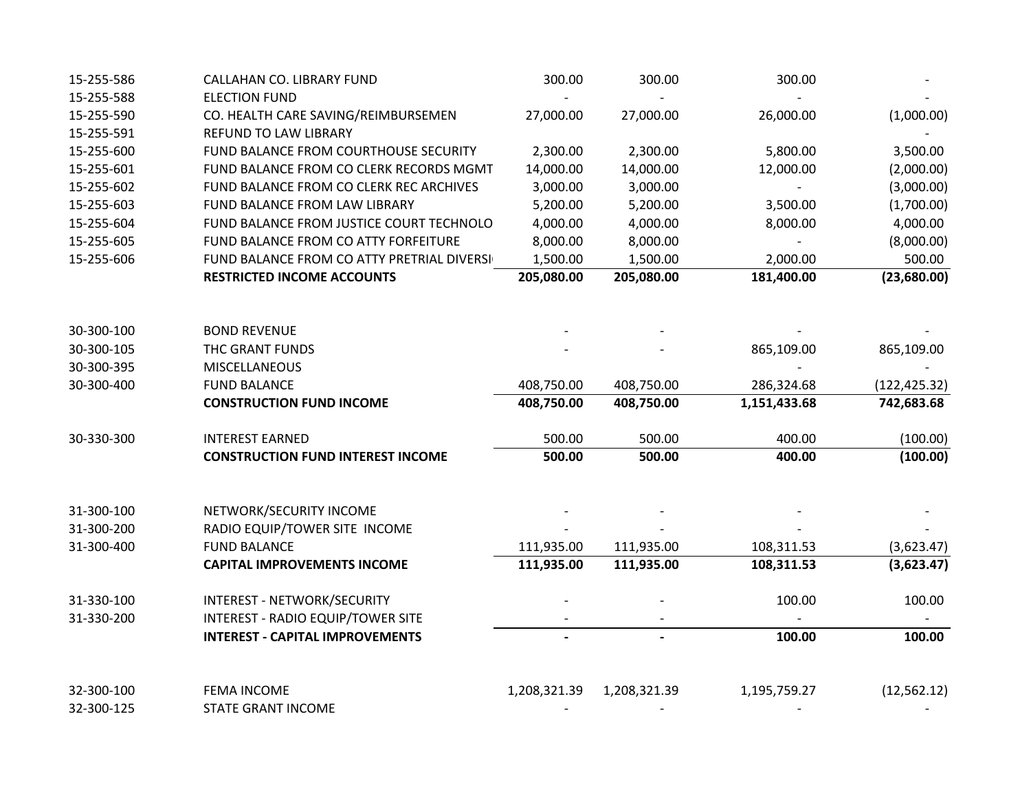| | | | | | |
|---|---|---|---|---|---|
| 15-255-586 | CALLAHAN CO. LIBRARY FUND | 300.00 | 300.00 | 300.00 | - |
| 15-255-588 | ELECTION FUND | - | - | - | - |
| 15-255-590 | CO. HEALTH CARE SAVING/REIMBURSEMEN | 27,000.00 | 27,000.00 | 26,000.00 | (1,000.00) |
| 15-255-591 | REFUND TO LAW LIBRARY | | | | - |
| 15-255-600 | FUND BALANCE FROM COURTHOUSE SECURITY | 2,300.00 | 2,300.00 | 5,800.00 | 3,500.00 |
| 15-255-601 | FUND BALANCE FROM CO CLERK RECORDS MGMT | 14,000.00 | 14,000.00 | 12,000.00 | (2,000.00) |
| 15-255-602 | FUND BALANCE FROM CO CLERK REC ARCHIVES | 3,000.00 | 3,000.00 | - | (3,000.00) |
| 15-255-603 | FUND BALANCE FROM LAW LIBRARY | 5,200.00 | 5,200.00 | 3,500.00 | (1,700.00) |
| 15-255-604 | FUND BALANCE FROM JUSTICE COURT TECHNOLO | 4,000.00 | 4,000.00 | 8,000.00 | 4,000.00 |
| 15-255-605 | FUND BALANCE FROM CO ATTY FORFEITURE | 8,000.00 | 8,000.00 | - | (8,000.00) |
| 15-255-606 | FUND BALANCE FROM CO ATTY PRETRIAL DIVERSI | 1,500.00 | 1,500.00 | 2,000.00 | 500.00 |
| | **RESTRICTED INCOME ACCOUNTS** | **205,080.00** | **205,080.00** | **181,400.00** | **(23,680.00)** |
| | | | | | |
| 30-300-100 | BOND REVENUE | - | - | - | - |
| 30-300-105 | THC GRANT FUNDS | - | - | 865,109.00 | 865,109.00 |
| 30-300-395 | MISCELLANEOUS | | | - | - |
| 30-300-400 | FUND BALANCE | 408,750.00 | 408,750.00 | 286,324.68 | (122,425.32) |
| | **CONSTRUCTION FUND INCOME** | **408,750.00** | **408,750.00** | **1,151,433.68** | **742,683.68** |
| | | | | | |
| 30-330-300 | INTEREST EARNED | 500.00 | 500.00 | 400.00 | (100.00) |
| | **CONSTRUCTION FUND INTEREST INCOME** | **500.00** | **500.00** | **400.00** | **(100.00)** |
| | | | | | |
| 31-300-100 | NETWORK/SECURITY INCOME | - | - | - | - |
| 31-300-200 | RADIO EQUIP/TOWER SITE INCOME | - | - | - | - |
| 31-300-400 | FUND BALANCE | 111,935.00 | 111,935.00 | 108,311.53 | (3,623.47) |
| | **CAPITAL IMPROVEMENTS INCOME** | **111,935.00** | **111,935.00** | **108,311.53** | **(3,623.47)** |
| | | | | | |
| 31-330-100 | INTEREST - NETWORK/SECURITY | - | - | 100.00 | 100.00 |
| 31-330-200 | INTEREST - RADIO EQUIP/TOWER SITE | - | - | - | - |
| | **INTEREST - CAPITAL IMPROVEMENTS** | **-** | **-** | **100.00** | **100.00** |
| | | | | | |
| 32-300-100 | FEMA INCOME | 1,208,321.39 | 1,208,321.39 | 1,195,759.27 | (12,562.12) |
| 32-300-125 | STATE GRANT INCOME | - | - | - | - |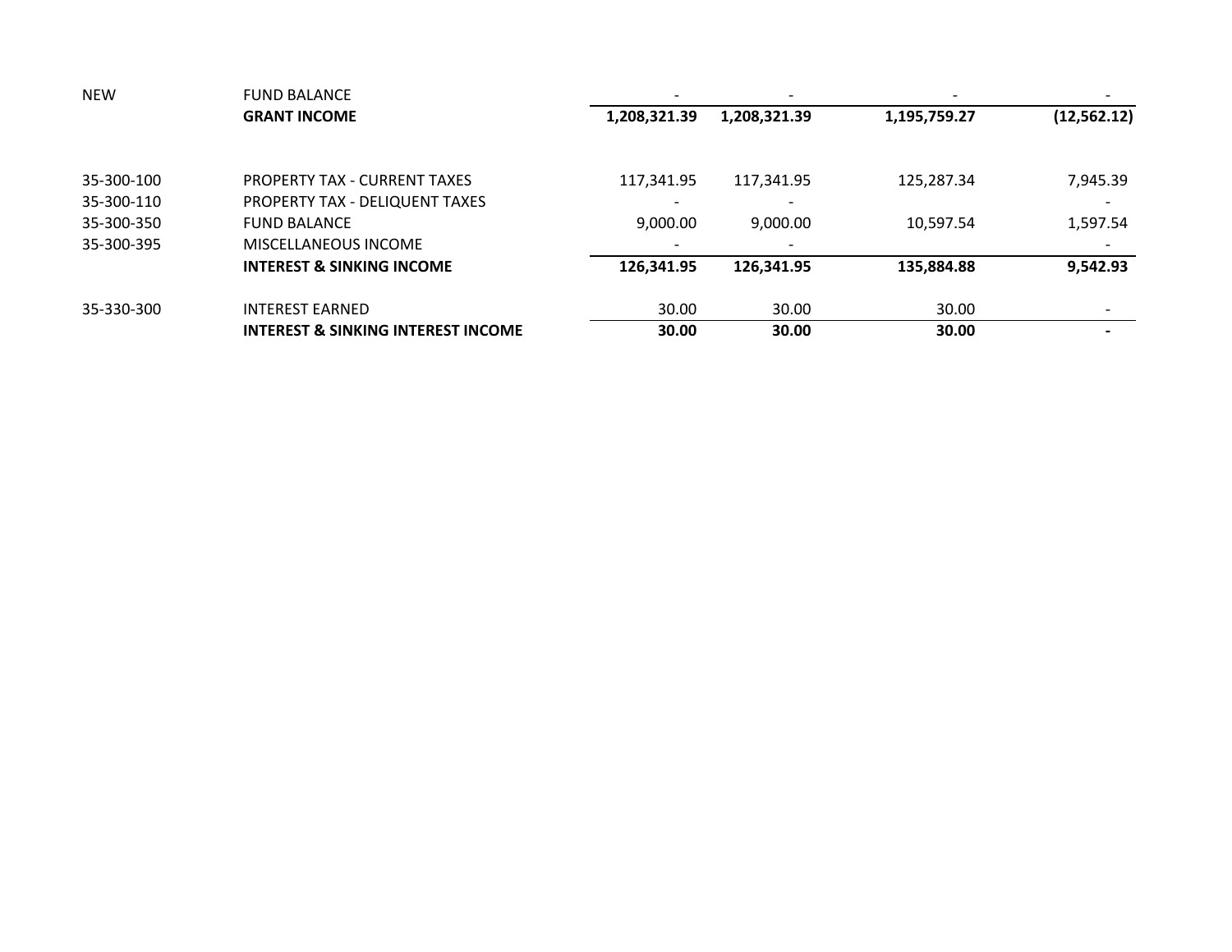| | | | | | |
|---|---|---|---|---|---|
| NEW | FUND BALANCE | - | - | - | - |
| | **GRANT INCOME** | **1,208,321.39** | **1,208,321.39** | **1,195,759.27** | **(12,562.12)** |
| | | | | | |
| 35-300-100 | PROPERTY TAX - CURRENT TAXES | 117,341.95 | 117,341.95 | 125,287.34 | 7,945.39 |
| 35-300-110 | PROPERTY TAX - DELIQUENT TAXES | - | - | | - |
| 35-300-350 | FUND BALANCE | 9,000.00 | 9,000.00 | 10,597.54 | 1,597.54 |
| 35-300-395 | MISCELLANEOUS INCOME | - | - | | - |
| | **INTEREST & SINKING INCOME** | **126,341.95** | **126,341.95** | **135,884.88** | **9,542.93** |
| | | | | | |
| 35-330-300 | INTEREST EARNED | 30.00 | 30.00 | 30.00 | - |
| | **INTEREST & SINKING INTEREST INCOME** | **30.00** | **30.00** | **30.00** | **-** |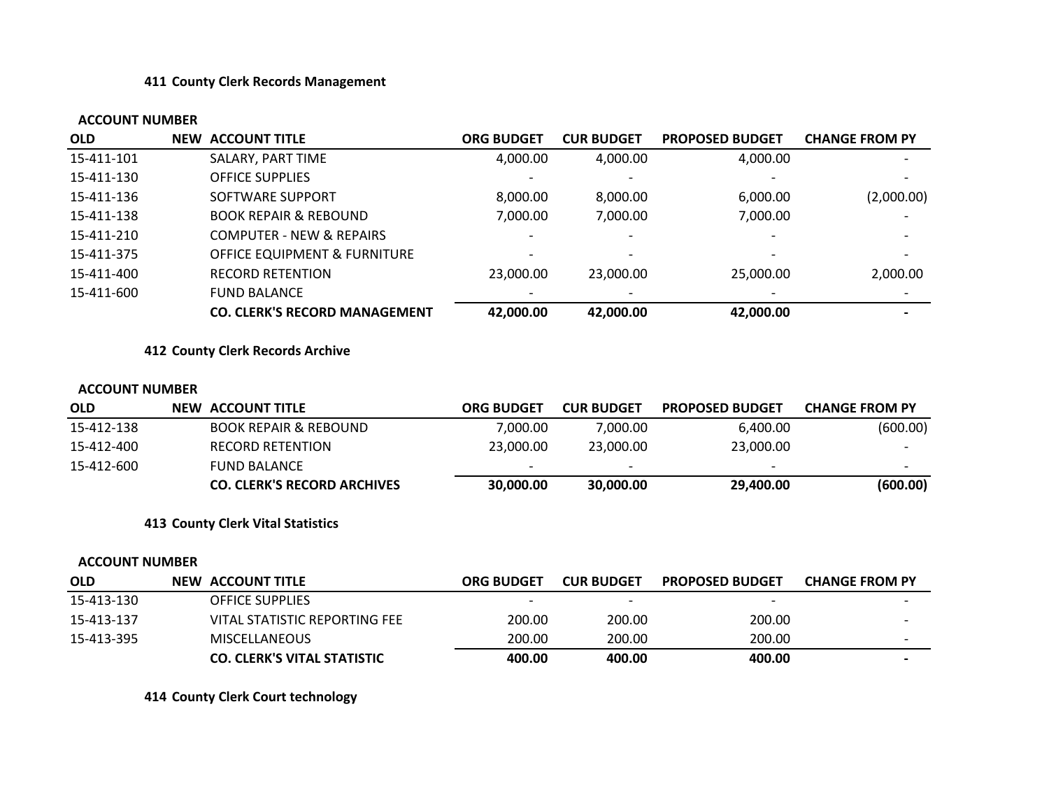### 411 County Clerk Records Management

| ACCOUNT NUMBER | | | | | | |
|---|---|---|---|---|---|---|
| **OLD** | **NEW** | **ACCOUNT TITLE** | **ORG BUDGET** | **CUR BUDGET** | **PROPOSED BUDGET** | **CHANGE FROM PY** |
| 15-411-101 | | SALARY, PART TIME | 4,000.00 | 4,000.00 | 4,000.00 | - |
| 15-411-130 | | OFFICE SUPPLIES | - | - | - | - |
| 15-411-136 | | SOFTWARE SUPPORT | 8,000.00 | 8,000.00 | 6,000.00 | (2,000.00) |
| 15-411-138 | | BOOK REPAIR & REBOUND | 7,000.00 | 7,000.00 | 7,000.00 | - |
| 15-411-210 | | COMPUTER - NEW & REPAIRS | - | - | - | - |
| 15-411-375 | | OFFICE EQUIPMENT & FURNITURE | - | - | - | - |
| 15-411-400 | | RECORD RETENTION | 23,000.00 | 23,000.00 | 25,000.00 | 2,000.00 |
| 15-411-600 | | FUND BALANCE | - | - | - | - |
| | | **CO. CLERK'S RECORD MANAGEMENT** | **42,000.00** | **42,000.00** | **42,000.00** | **-** |

### 412 County Clerk Records Archive

| ACCOUNT NUMBER | | | | | | |
|---|---|---|---|---|---|---|
| **OLD** | **NEW** | **ACCOUNT TITLE** | **ORG BUDGET** | **CUR BUDGET** | **PROPOSED BUDGET** | **CHANGE FROM PY** |
| 15-412-138 | | BOOK REPAIR & REBOUND | 7,000.00 | 7,000.00 | 6,400.00 | (600.00) |
| 15-412-400 | | RECORD RETENTION | 23,000.00 | 23,000.00 | 23,000.00 | - |
| 15-412-600 | | FUND BALANCE | - | - | - | - |
| | | **CO. CLERK'S RECORD ARCHIVES** | **30,000.00** | **30,000.00** | **29,400.00** | **(600.00)** |

### 413 County Clerk Vital Statistics

| ACCOUNT NUMBER | | | | | | |
|---|---|---|---|---|---|---|
| **OLD** | **NEW** | **ACCOUNT TITLE** | **ORG BUDGET** | **CUR BUDGET** | **PROPOSED BUDGET** | **CHANGE FROM PY** |
| 15-413-130 | | OFFICE SUPPLIES | - | - | - | - |
| 15-413-137 | | VITAL STATISTIC REPORTING FEE | 200.00 | 200.00 | 200.00 | - |
| 15-413-395 | | MISCELLANEOUS | 200.00 | 200.00 | 200.00 | - |
| | | **CO. CLERK'S VITAL STATISTIC** | **400.00** | **400.00** | **400.00** | **-** |

### 414 County Clerk Court technology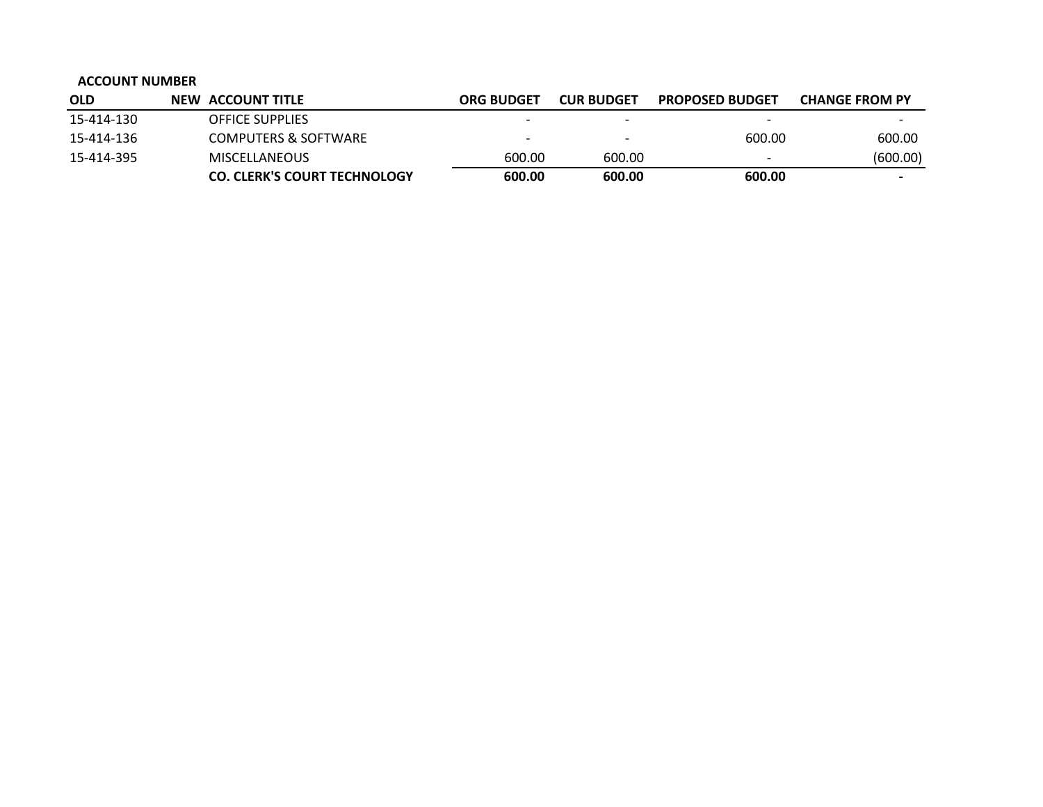| ACCOUNT NUMBER | | | | | | |
|---|---|---|---|---|---|---|
| OLD | NEW | ACCOUNT TITLE | ORG BUDGET | CUR BUDGET | PROPOSED BUDGET | CHANGE FROM PY |
| 15-414-130 | | OFFICE SUPPLIES | - | - | - | - |
| 15-414-136 | | COMPUTERS & SOFTWARE | - | - | 600.00 | 600.00 |
| 15-414-395 | | MISCELLANEOUS | 600.00 | 600.00 | - | (600.00) |
| | | **CO. CLERK'S COURT TECHNOLOGY** | **600.00** | **600.00** | **600.00** | **-** |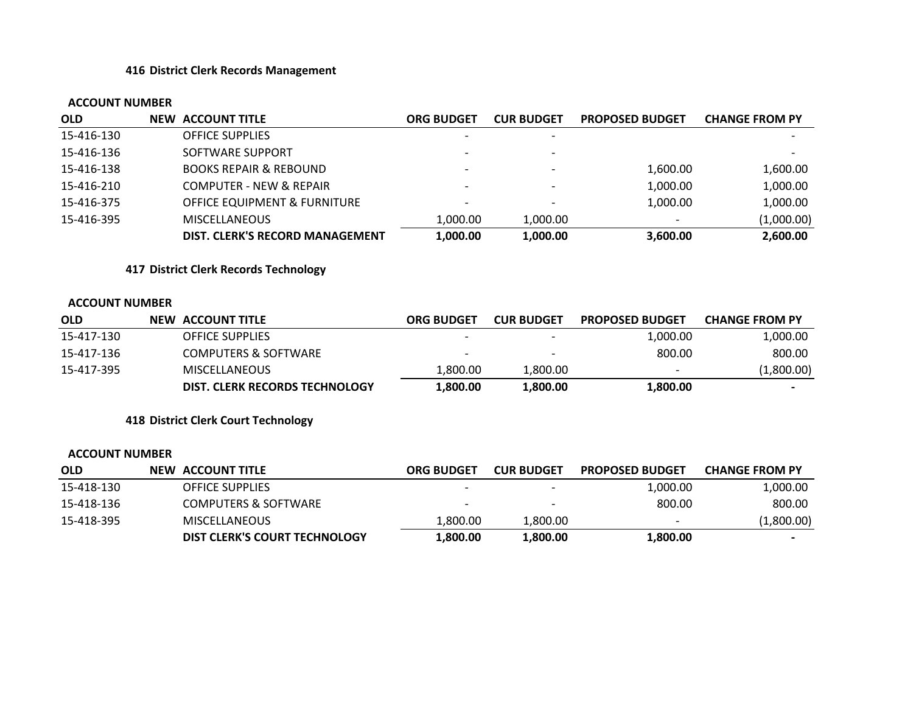### 416 District Clerk Records Management

| ACCOUNT NUMBER | | | | | | |
|---|---|---|---|---|---|---|
| OLD | NEW | ACCOUNT TITLE | ORG BUDGET | CUR BUDGET | PROPOSED BUDGET | CHANGE FROM PY |
| 15-416-130 | | OFFICE SUPPLIES | - | - | | - |
| 15-416-136 | | SOFTWARE SUPPORT | - | - | | - |
| 15-416-138 | | BOOKS REPAIR & REBOUND | - | - | 1,600.00 | 1,600.00 |
| 15-416-210 | | COMPUTER - NEW & REPAIR | - | - | 1,000.00 | 1,000.00 |
| 15-416-375 | | OFFICE EQUIPMENT & FURNITURE | - | - | 1,000.00 | 1,000.00 |
| 15-416-395 | | MISCELLANEOUS | 1,000.00 | 1,000.00 | - | (1,000.00) |
| | | **DIST. CLERK'S RECORD MANAGEMENT** | **1,000.00** | **1,000.00** | **3,600.00** | **2,600.00** |

### 417 District Clerk Records Technology

| ACCOUNT NUMBER | | | | | | |
|---|---|---|---|---|---|---|
| OLD | NEW | ACCOUNT TITLE | ORG BUDGET | CUR BUDGET | PROPOSED BUDGET | CHANGE FROM PY |
| 15-417-130 | | OFFICE SUPPLIES | - | - | 1,000.00 | 1,000.00 |
| 15-417-136 | | COMPUTERS & SOFTWARE | - | - | 800.00 | 800.00 |
| 15-417-395 | | MISCELLANEOUS | 1,800.00 | 1,800.00 | - | (1,800.00) |
| | | **DIST. CLERK RECORDS TECHNOLOGY** | **1,800.00** | **1,800.00** | **1,800.00** | **-** |

### 418 District Clerk Court Technology

| ACCOUNT NUMBER | | | | | | |
|---|---|---|---|---|---|---|
| OLD | NEW | ACCOUNT TITLE | ORG BUDGET | CUR BUDGET | PROPOSED BUDGET | CHANGE FROM PY |
| 15-418-130 | | OFFICE SUPPLIES | - | - | 1,000.00 | 1,000.00 |
| 15-418-136 | | COMPUTERS & SOFTWARE | - | - | 800.00 | 800.00 |
| 15-418-395 | | MISCELLANEOUS | 1,800.00 | 1,800.00 | - | (1,800.00) |
| | | **DIST CLERK'S COURT TECHNOLOGY** | **1,800.00** | **1,800.00** | **1,800.00** | **-** |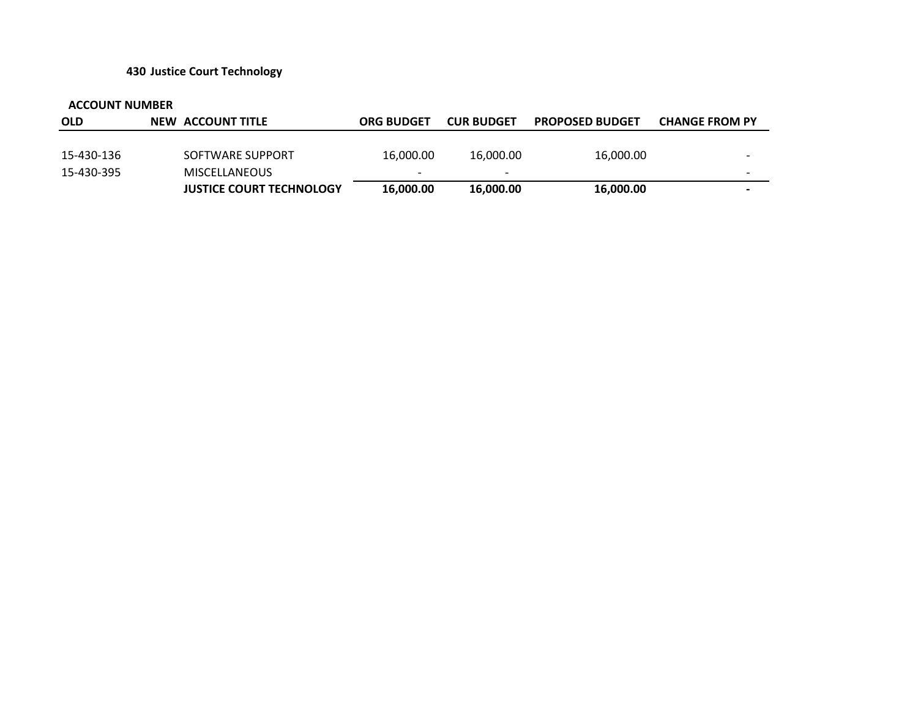**430 Justice Court Technology**

| ACCOUNT NUMBER | | | | | | |
|---|---|---|---|---|---|---|
| **OLD** | **NEW** | **ACCOUNT TITLE** | **ORG BUDGET** | **CUR BUDGET** | **PROPOSED BUDGET** | **CHANGE FROM PY** |
| 15-430-136 | | SOFTWARE SUPPORT | 16,000.00 | 16,000.00 | 16,000.00 | - |
| 15-430-395 | | MISCELLANEOUS | - | - | | - |
| | | **JUSTICE COURT TECHNOLOGY** | **16,000.00** | **16,000.00** | **16,000.00** | **-** |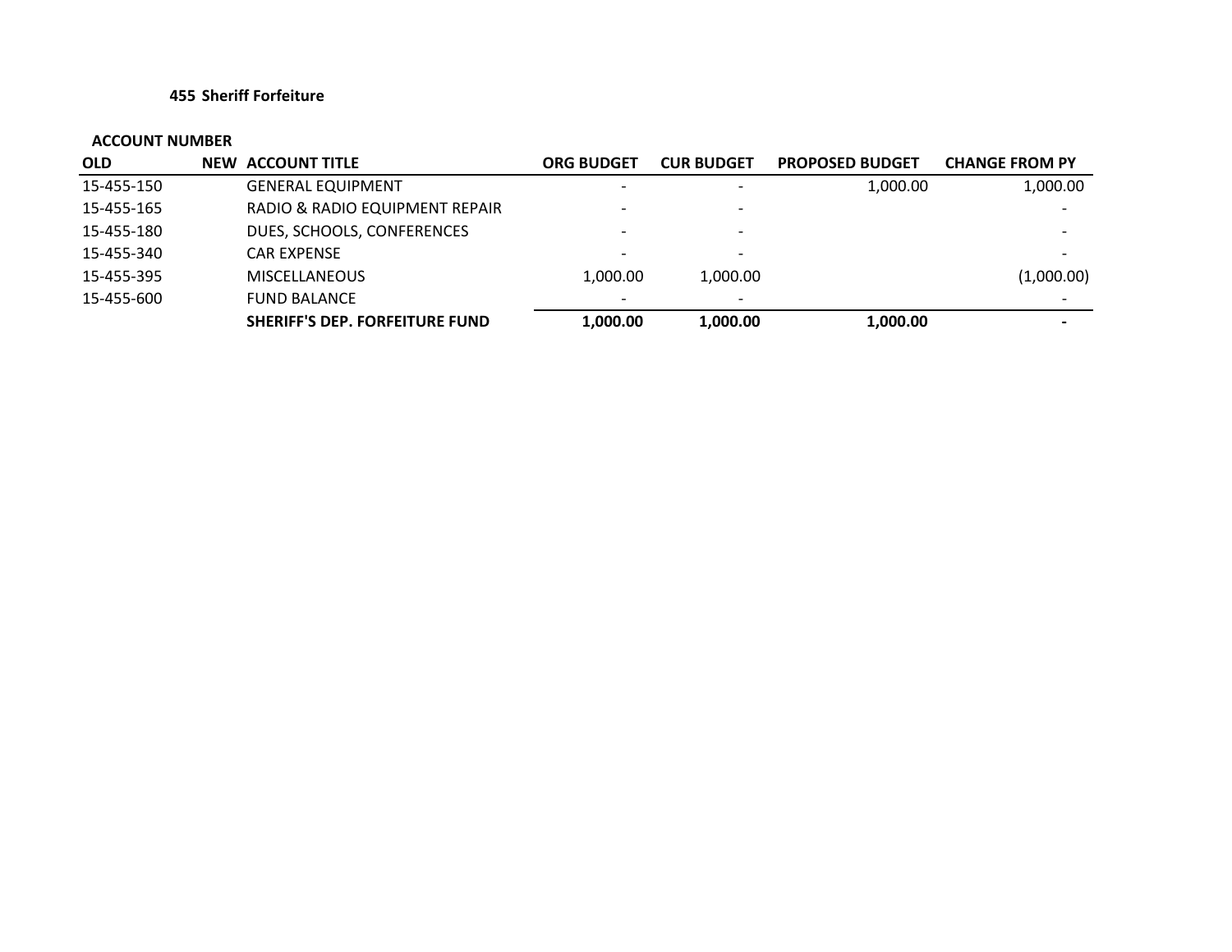**455 Sheriff Forfeiture**

| ACCOUNT NUMBER | | | | | | |
|---|---|---|---|---|---|---|
| **OLD** | **NEW** | **ACCOUNT TITLE** | **ORG BUDGET** | **CUR BUDGET** | **PROPOSED BUDGET** | **CHANGE FROM PY** |
| 15-455-150 | | GENERAL EQUIPMENT | - | - | 1,000.00 | 1,000.00 |
| 15-455-165 | | RADIO & RADIO EQUIPMENT REPAIR | - | - | | - |
| 15-455-180 | | DUES, SCHOOLS, CONFERENCES | - | - | | - |
| 15-455-340 | | CAR EXPENSE | - | - | | - |
| 15-455-395 | | MISCELLANEOUS | 1,000.00 | 1,000.00 | | (1,000.00) |
| 15-455-600 | | FUND BALANCE | - | - | | - |
| | | **SHERIFF'S DEP. FORFEITURE FUND** | **1,000.00** | **1,000.00** | **1,000.00** | **-** |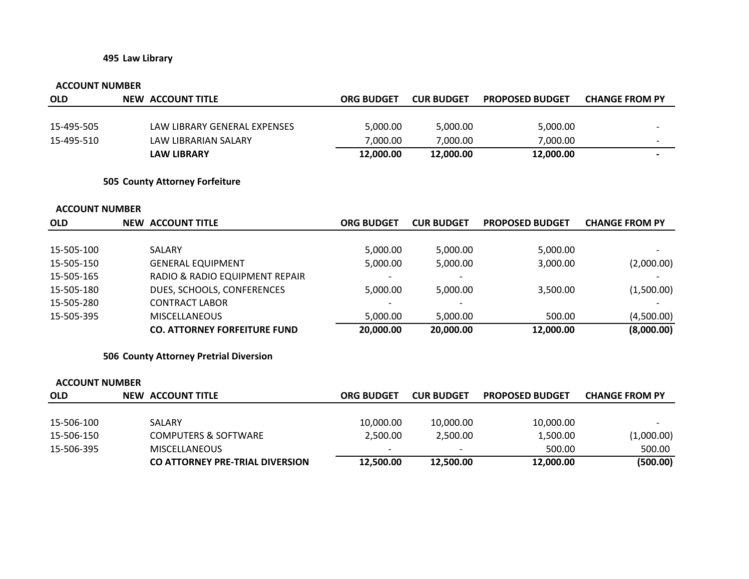**495 Law Library**

| ACCOUNT NUMBER | | | | | | |
|---|---|---|---|---|---|---|
| OLD | NEW | ACCOUNT TITLE | ORG BUDGET | CUR BUDGET | PROPOSED BUDGET | CHANGE FROM PY |
| 15-495-505 | | LAW LIBRARY GENERAL EXPENSES | 5,000.00 | 5,000.00 | 5,000.00 | - |
| 15-495-510 | | LAW LIBRARIAN SALARY | 7,000.00 | 7,000.00 | 7,000.00 | - |
| | | **LAW LIBRARY** | **12,000.00** | **12,000.00** | **12,000.00** | **-** |

**505 County Attorney Forfeiture**

| ACCOUNT NUMBER | | | | | | |
|---|---|---|---|---|---|---|
| OLD | NEW | ACCOUNT TITLE | ORG BUDGET | CUR BUDGET | PROPOSED BUDGET | CHANGE FROM PY |
| 15-505-100 | | SALARY | 5,000.00 | 5,000.00 | 5,000.00 | - |
| 15-505-150 | | GENERAL EQUIPMENT | 5,000.00 | 5,000.00 | 3,000.00 | (2,000.00) |
| 15-505-165 | | RADIO & RADIO EQUIPMENT REPAIR | - | - | | - |
| 15-505-180 | | DUES, SCHOOLS, CONFERENCES | 5,000.00 | 5,000.00 | 3,500.00 | (1,500.00) |
| 15-505-280 | | CONTRACT LABOR | - | - | | - |
| 15-505-395 | | MISCELLANEOUS | 5,000.00 | 5,000.00 | 500.00 | (4,500.00) |
| | | **CO. ATTORNEY FORFEITURE FUND** | **20,000.00** | **20,000.00** | **12,000.00** | **(8,000.00)** |

**506 County Attorney Pretrial Diversion**

| ACCOUNT NUMBER | | | | | | |
|---|---|---|---|---|---|---|
| OLD | NEW | ACCOUNT TITLE | ORG BUDGET | CUR BUDGET | PROPOSED BUDGET | CHANGE FROM PY |
| 15-506-100 | | SALARY | 10,000.00 | 10,000.00 | 10,000.00 | - |
| 15-506-150 | | COMPUTERS & SOFTWARE | 2,500.00 | 2,500.00 | 1,500.00 | (1,000.00) |
| 15-506-395 | | MISCELLANEOUS | - | - | 500.00 | 500.00 |
| | | **CO ATTORNEY PRE-TRIAL DIVERSION** | **12,500.00** | **12,500.00** | **12,000.00** | **(500.00)** |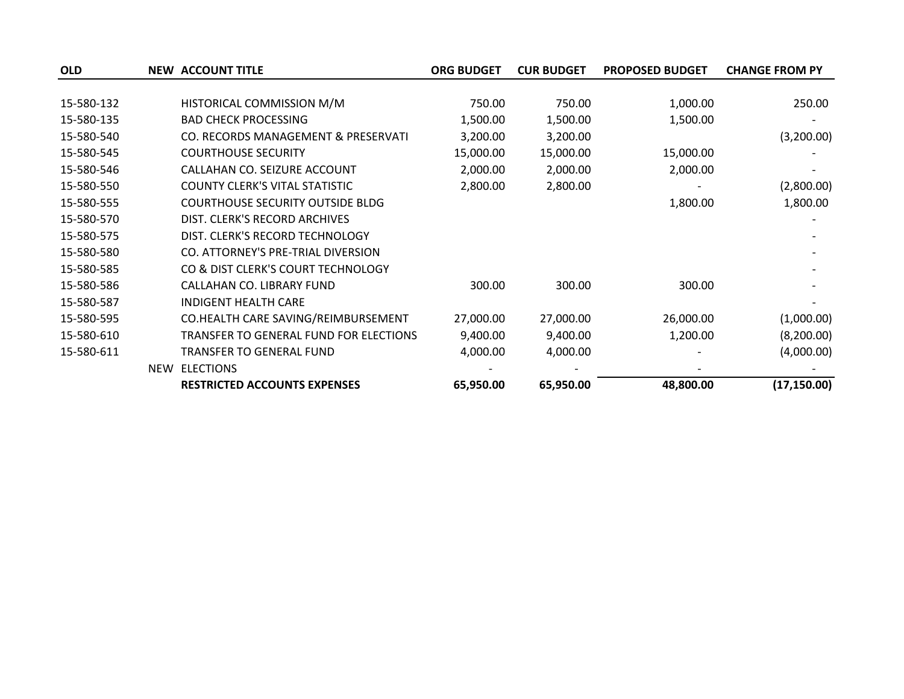| OLD | NEW | ACCOUNT TITLE | ORG BUDGET | CUR BUDGET | PROPOSED BUDGET | CHANGE FROM PY |
|---|---|---|---|---|---|---|
| 15-580-132 | | HISTORICAL COMMISSION M/M | 750.00 | 750.00 | 1,000.00 | 250.00 |
| 15-580-135 | | BAD CHECK PROCESSING | 1,500.00 | 1,500.00 | 1,500.00 | - |
| 15-580-540 | | CO. RECORDS MANAGEMENT & PRESERVATI | 3,200.00 | 3,200.00 | | (3,200.00) |
| 15-580-545 | | COURTHOUSE SECURITY | 15,000.00 | 15,000.00 | 15,000.00 | - |
| 15-580-546 | | CALLAHAN CO. SEIZURE ACCOUNT | 2,000.00 | 2,000.00 | 2,000.00 | - |
| 15-580-550 | | COUNTY CLERK'S VITAL STATISTIC | 2,800.00 | 2,800.00 | - | (2,800.00) |
| 15-580-555 | | COURTHOUSE SECURITY OUTSIDE BLDG | | | 1,800.00 | 1,800.00 |
| 15-580-570 | | DIST. CLERK'S RECORD ARCHIVES | | | | - |
| 15-580-575 | | DIST. CLERK'S RECORD TECHNOLOGY | | | | - |
| 15-580-580 | | CO. ATTORNEY'S PRE-TRIAL DIVERSION | | | | - |
| 15-580-585 | | CO & DIST CLERK'S COURT TECHNOLOGY | | | | - |
| 15-580-586 | | CALLAHAN CO. LIBRARY FUND | 300.00 | 300.00 | 300.00 | - |
| 15-580-587 | | INDIGENT HEALTH CARE | | | | - |
| 15-580-595 | | CO.HEALTH CARE SAVING/REIMBURSEMENT | 27,000.00 | 27,000.00 | 26,000.00 | (1,000.00) |
| 15-580-610 | | TRANSFER TO GENERAL FUND FOR ELECTIONS | 9,400.00 | 9,400.00 | 1,200.00 | (8,200.00) |
| 15-580-611 | | TRANSFER TO GENERAL FUND | 4,000.00 | 4,000.00 | - | (4,000.00) |
| | NEW | ELECTIONS | - | - | - | - |
| | | **RESTRICTED ACCOUNTS EXPENSES** | **65,950.00** | **65,950.00** | **48,800.00** | **(17,150.00)** |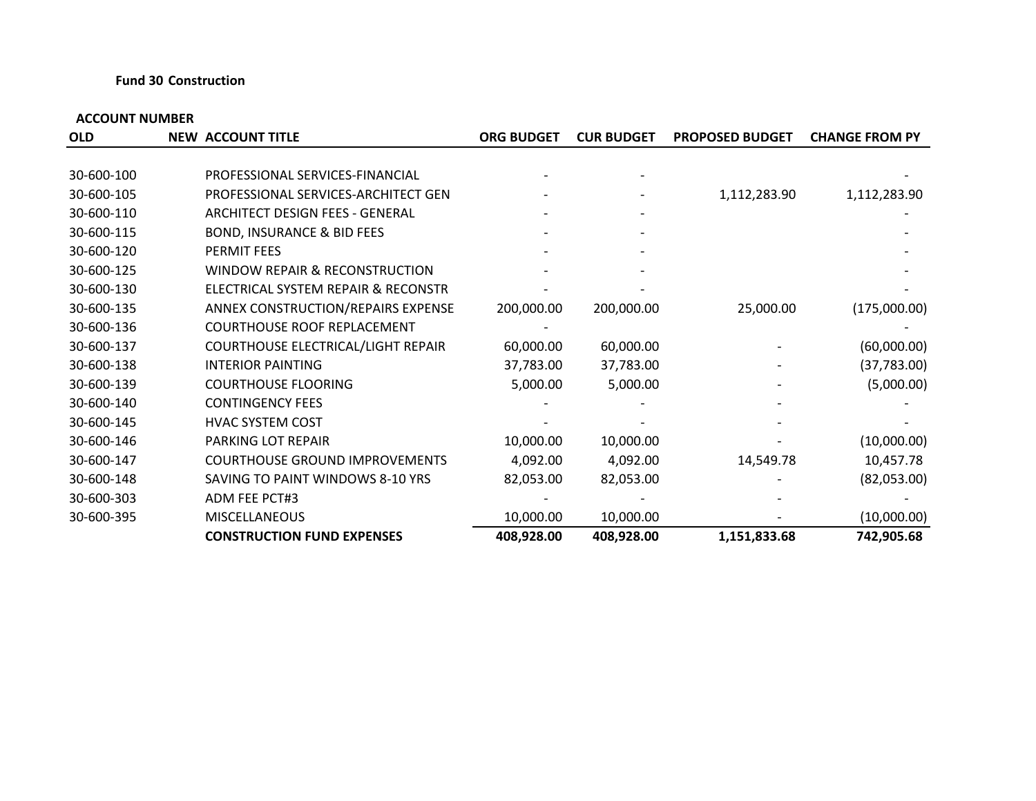**Fund 30 Construction**

| ACCOUNT NUMBER | | | | | | |
|---|---|---|---|---|---|---|
| **OLD** | **NEW** | **ACCOUNT TITLE** | **ORG BUDGET** | **CUR BUDGET** | **PROPOSED BUDGET** | **CHANGE FROM PY** |
| 30-600-100 | | PROFESSIONAL SERVICES-FINANCIAL | - | - | | - |
| 30-600-105 | | PROFESSIONAL SERVICES-ARCHITECT GEN | - | - | 1,112,283.90 | 1,112,283.90 |
| 30-600-110 | | ARCHITECT DESIGN FEES - GENERAL | - | - | | - |
| 30-600-115 | | BOND, INSURANCE & BID FEES | - | - | | - |
| 30-600-120 | | PERMIT FEES | - | - | | - |
| 30-600-125 | | WINDOW REPAIR & RECONSTRUCTION | - | - | | - |
| 30-600-130 | | ELECTRICAL SYSTEM REPAIR & RECONSTR | - | - | | - |
| 30-600-135 | | ANNEX CONSTRUCTION/REPAIRS EXPENSE | 200,000.00 | 200,000.00 | 25,000.00 | (175,000.00) |
| 30-600-136 | | COURTHOUSE ROOF REPLACEMENT | - | | | - |
| 30-600-137 | | COURTHOUSE ELECTRICAL/LIGHT REPAIR | 60,000.00 | 60,000.00 | - | (60,000.00) |
| 30-600-138 | | INTERIOR PAINTING | 37,783.00 | 37,783.00 | - | (37,783.00) |
| 30-600-139 | | COURTHOUSE FLOORING | 5,000.00 | 5,000.00 | - | (5,000.00) |
| 30-600-140 | | CONTINGENCY FEES | - | - | - | - |
| 30-600-145 | | HVAC SYSTEM COST | - | - | - | - |
| 30-600-146 | | PARKING LOT REPAIR | 10,000.00 | 10,000.00 | - | (10,000.00) |
| 30-600-147 | | COURTHOUSE GROUND IMPROVEMENTS | 4,092.00 | 4,092.00 | 14,549.78 | 10,457.78 |
| 30-600-148 | | SAVING TO PAINT WINDOWS 8-10 YRS | 82,053.00 | 82,053.00 | - | (82,053.00) |
| 30-600-303 | | ADM FEE PCT#3 | - | - | - | - |
| 30-600-395 | | MISCELLANEOUS | 10,000.00 | 10,000.00 | - | (10,000.00) |
| | | **CONSTRUCTION FUND EXPENSES** | **408,928.00** | **408,928.00** | **1,151,833.68** | **742,905.68** |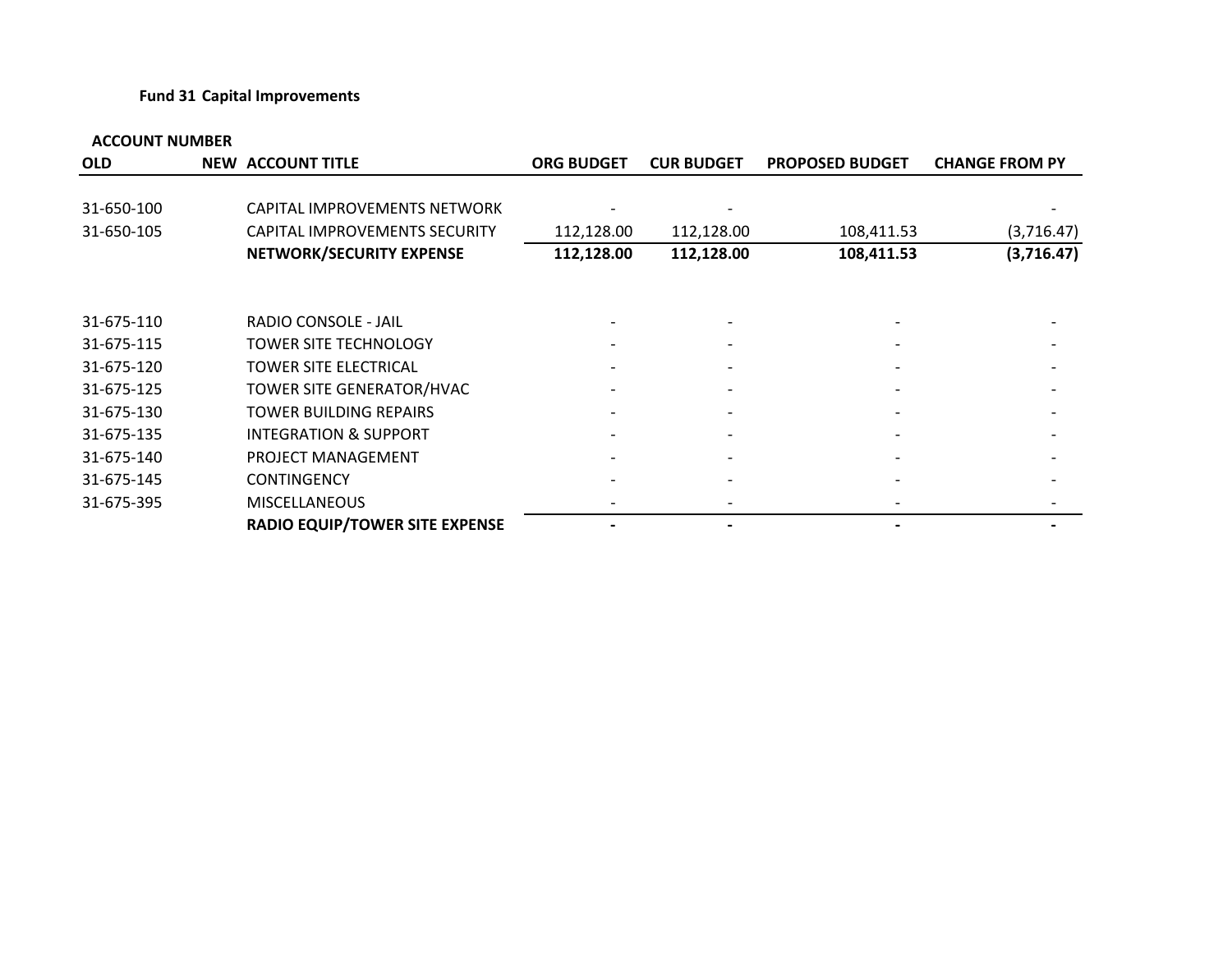**Fund 31 Capital Improvements**

| ACCOUNT NUMBER | | | | | | |
|---|---|---|---|---|---|---|
| OLD | NEW | ACCOUNT TITLE | ORG BUDGET | CUR BUDGET | PROPOSED BUDGET | CHANGE FROM PY |
| 31-650-100 | | CAPITAL IMPROVEMENTS NETWORK | - | - | | - |
| 31-650-105 | | CAPITAL IMPROVEMENTS SECURITY | 112,128.00 | 112,128.00 | 108,411.53 | (3,716.47) |
| | | **NETWORK/SECURITY EXPENSE** | **112,128.00** | **112,128.00** | **108,411.53** | **(3,716.47)** |
| | | | | | | |
| 31-675-110 | | RADIO CONSOLE - JAIL | - | - | - | - |
| 31-675-115 | | TOWER SITE TECHNOLOGY | - | - | - | - |
| 31-675-120 | | TOWER SITE ELECTRICAL | - | - | - | - |
| 31-675-125 | | TOWER SITE GENERATOR/HVAC | - | - | - | - |
| 31-675-130 | | TOWER BUILDING REPAIRS | - | - | - | - |
| 31-675-135 | | INTEGRATION & SUPPORT | - | - | - | - |
| 31-675-140 | | PROJECT MANAGEMENT | - | - | - | - |
| 31-675-145 | | CONTINGENCY | - | - | - | - |
| 31-675-395 | | MISCELLANEOUS | - | - | - | - |
| | | **RADIO EQUIP/TOWER SITE EXPENSE** | **-** | **-** | **-** | **-** |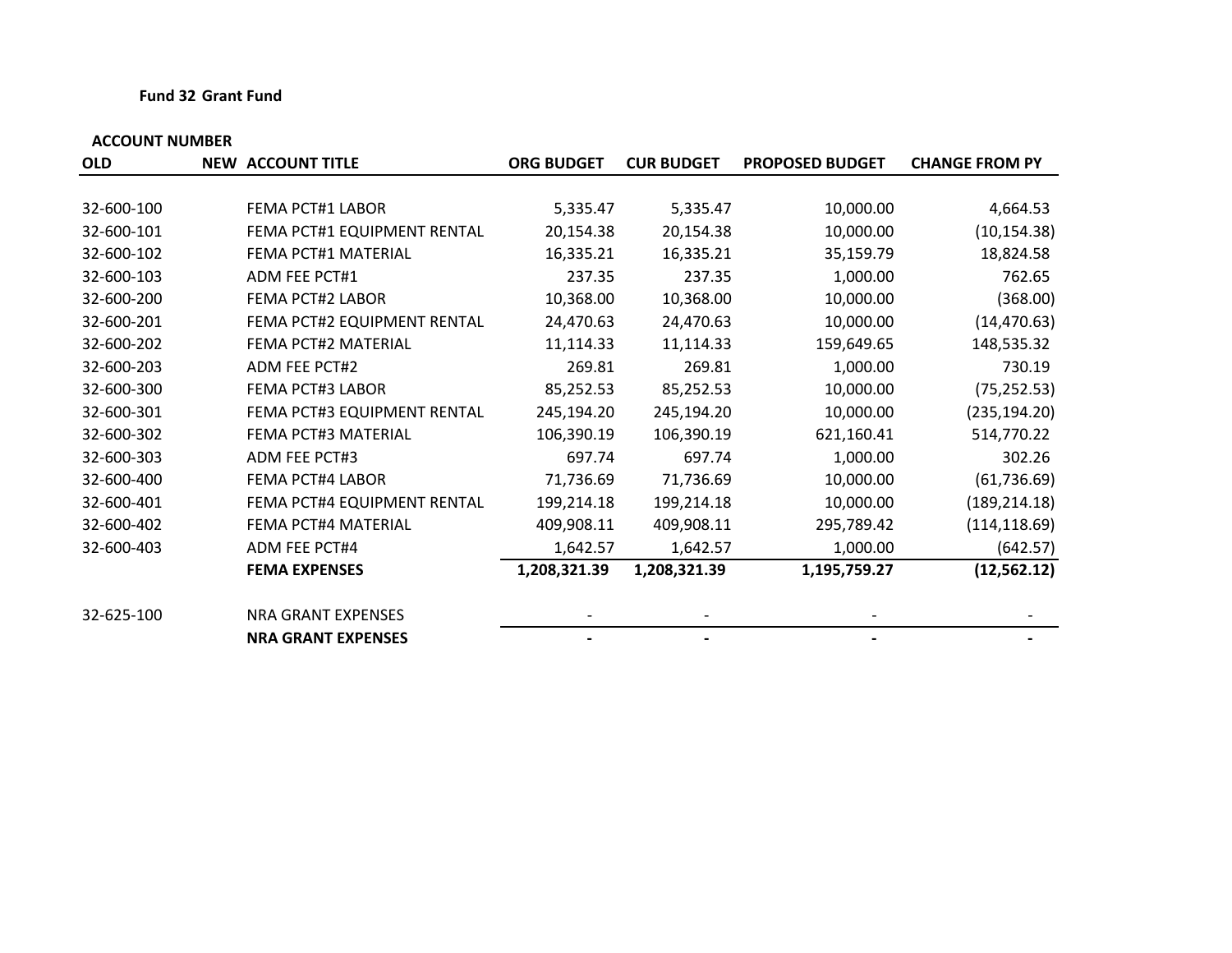**Fund 32 Grant Fund**

| ACCOUNT NUMBER | | | | | | |
|---|---|---|---|---|---|---|
| **OLD** | **NEW** | **ACCOUNT TITLE** | **ORG BUDGET** | **CUR BUDGET** | **PROPOSED BUDGET** | **CHANGE FROM PY** |
| 32-600-100 | | FEMA PCT#1 LABOR | 5,335.47 | 5,335.47 | 10,000.00 | 4,664.53 |
| 32-600-101 | | FEMA PCT#1 EQUIPMENT RENTAL | 20,154.38 | 20,154.38 | 10,000.00 | (10,154.38) |
| 32-600-102 | | FEMA PCT#1 MATERIAL | 16,335.21 | 16,335.21 | 35,159.79 | 18,824.58 |
| 32-600-103 | | ADM FEE PCT#1 | 237.35 | 237.35 | 1,000.00 | 762.65 |
| 32-600-200 | | FEMA PCT#2 LABOR | 10,368.00 | 10,368.00 | 10,000.00 | (368.00) |
| 32-600-201 | | FEMA PCT#2 EQUIPMENT RENTAL | 24,470.63 | 24,470.63 | 10,000.00 | (14,470.63) |
| 32-600-202 | | FEMA PCT#2 MATERIAL | 11,114.33 | 11,114.33 | 159,649.65 | 148,535.32 |
| 32-600-203 | | ADM FEE PCT#2 | 269.81 | 269.81 | 1,000.00 | 730.19 |
| 32-600-300 | | FEMA PCT#3 LABOR | 85,252.53 | 85,252.53 | 10,000.00 | (75,252.53) |
| 32-600-301 | | FEMA PCT#3 EQUIPMENT RENTAL | 245,194.20 | 245,194.20 | 10,000.00 | (235,194.20) |
| 32-600-302 | | FEMA PCT#3 MATERIAL | 106,390.19 | 106,390.19 | 621,160.41 | 514,770.22 |
| 32-600-303 | | ADM FEE PCT#3 | 697.74 | 697.74 | 1,000.00 | 302.26 |
| 32-600-400 | | FEMA PCT#4 LABOR | 71,736.69 | 71,736.69 | 10,000.00 | (61,736.69) |
| 32-600-401 | | FEMA PCT#4 EQUIPMENT RENTAL | 199,214.18 | 199,214.18 | 10,000.00 | (189,214.18) |
| 32-600-402 | | FEMA PCT#4 MATERIAL | 409,908.11 | 409,908.11 | 295,789.42 | (114,118.69) |
| 32-600-403 | | ADM FEE PCT#4 | 1,642.57 | 1,642.57 | 1,000.00 | (642.57) |
| | | **FEMA EXPENSES** | **1,208,321.39** | **1,208,321.39** | **1,195,759.27** | **(12,562.12)** |
| 32-625-100 | | NRA GRANT EXPENSES | - | - | - | - |
| | | **NRA GRANT EXPENSES** | **-** | **-** | **-** | **-** |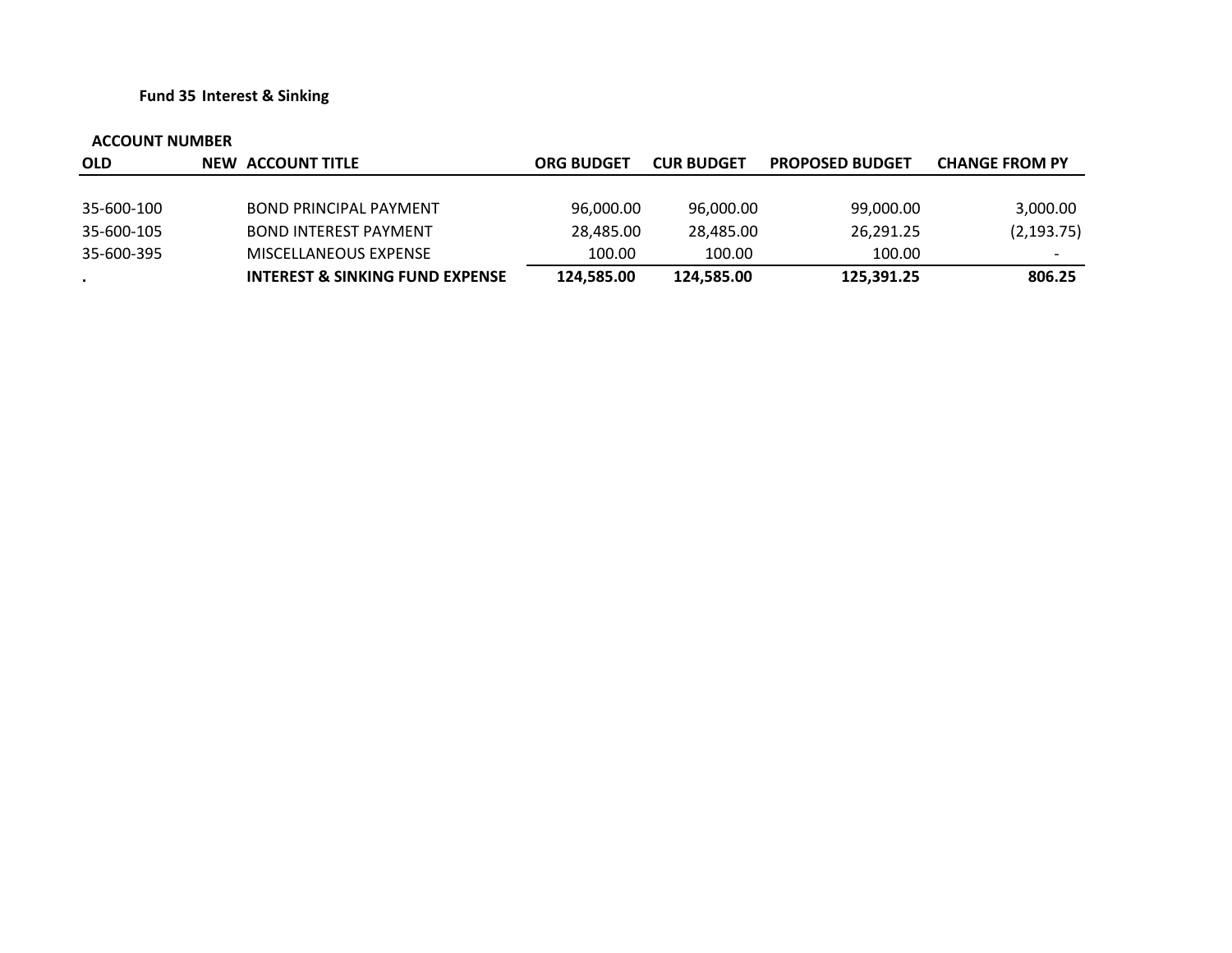**Fund 35 Interest & Sinking**

| ACCOUNT NUMBER | | | | | | |
|---|---|---|---|---|---|---|
| **OLD** | **NEW** | **ACCOUNT TITLE** | **ORG BUDGET** | **CUR BUDGET** | **PROPOSED BUDGET** | **CHANGE FROM PY** |
| 35-600-100 | | BOND PRINCIPAL PAYMENT | 96,000.00 | 96,000.00 | 99,000.00 | 3,000.00 |
| 35-600-105 | | BOND INTEREST PAYMENT | 28,485.00 | 28,485.00 | 26,291.25 | (2,193.75) |
| 35-600-395 | | MISCELLANEOUS EXPENSE | 100.00 | 100.00 | 100.00 | - |
| . | | **INTEREST & SINKING FUND EXPENSE** | **124,585.00** | **124,585.00** | **125,391.25** | **806.25** |